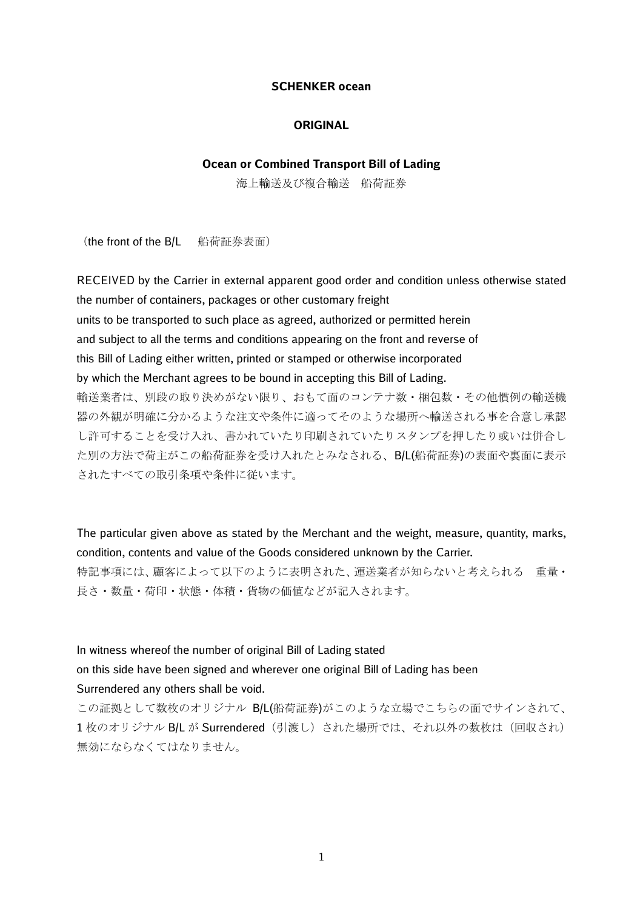**SCHENKER ocean**

**ORIGINAL**

**Ocean or Combined Transport Bill of Lading**

海上輸送及び複合輸送　船荷証券

（the front of the B/L　船荷証券表面）

RECEIVED by the Carrier in external apparent good order and condition unless otherwise stated the number of containers, packages or other customary freight units to be transported to such place as agreed, authorized or permitted herein and subject to all the terms and conditions appearing on the front and reverse of this Bill of Lading either written, printed or stamped or otherwise incorporated by which the Merchant agrees to be bound in accepting this Bill of Lading.

輸送業者は、別段の取り決めがない限り、おもて面のコンテナ数・梱包数・その他慣例の輸送機器の外観が明確に分かるような注文や条件に適ってそのような場所へ輸送される事を合意し承認し許可することを受け入れ、書かれていたり印刷されていたりスタンプを押したり或いは併合した別の方法で荷主がこの船荷証券を受け入れたとみなされる、B/L(船荷証券)の表面や裏面に表示されたすべての取引条項や条件に従います。

The particular given above as stated by the Merchant and the weight, measure, quantity, marks, condition, contents and value of the Goods considered unknown by the Carrier.

特記事項には、顧客によって以下のように表明された、運送業者が知らないと考えられる　重量・長さ・数量・荷印・状態・体積・貨物の価値などが記入されます。

In witness whereof the number of original Bill of Lading stated on this side have been signed and wherever one original Bill of Lading has been Surrendered any others shall be void.

この証拠として数枚のオリジナル B/L(船荷証券)がこのような立場でこちらの面でサインされて、1 枚のオリジナル B/L が Surrendered（引渡し）された場所では、それ以外の数枚は（回収され）無効にならなくてはなりません。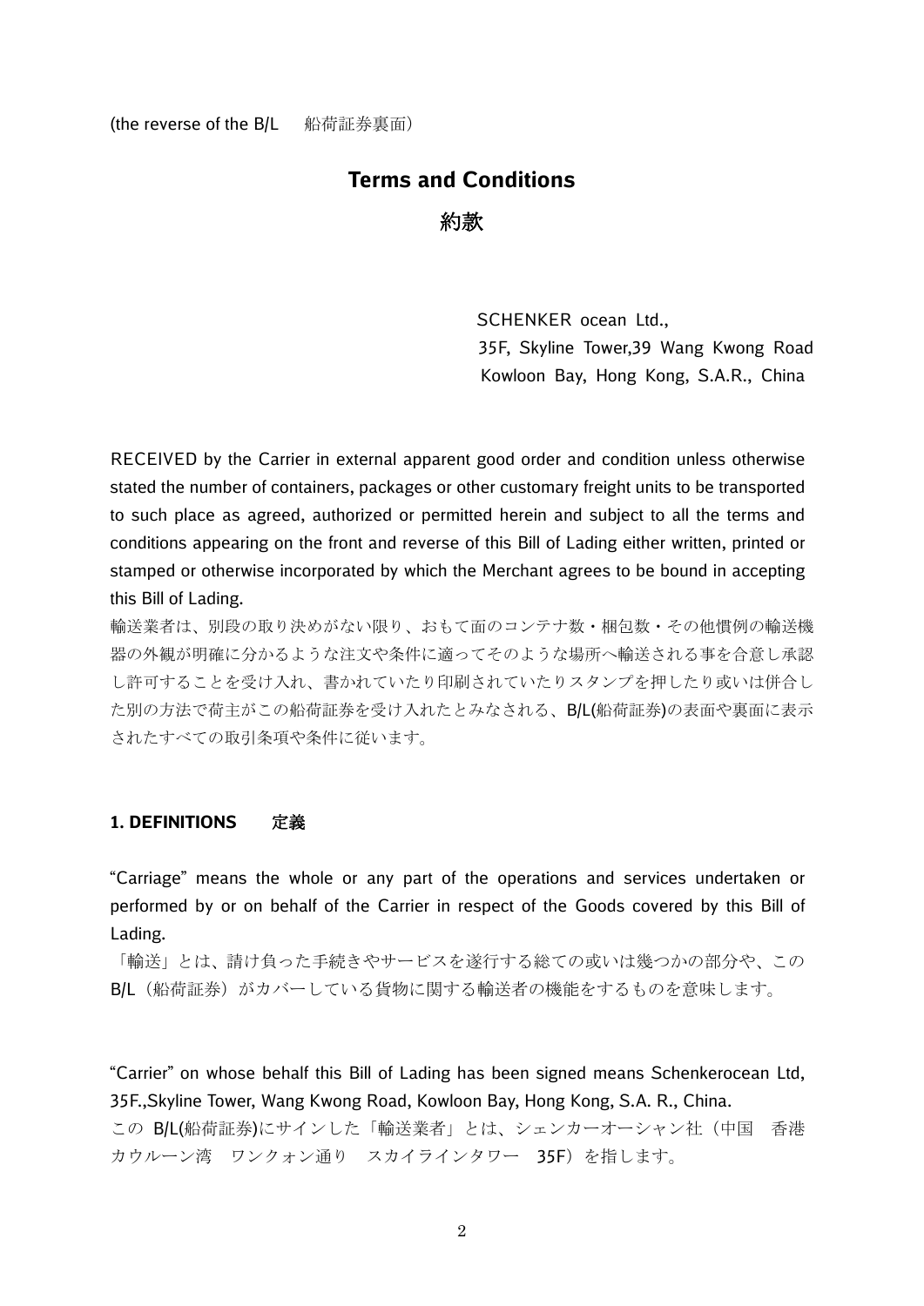(the reverse of the B/L　船荷証券裏面)

# Terms and Conditions

# 約款

SCHENKER ocean Ltd.,
35F, Skyline Tower,39 Wang Kwong Road
Kowloon Bay, Hong Kong, S.A.R., China

RECEIVED by the Carrier in external apparent good order and condition unless otherwise stated the number of containers, packages or other customary freight units to be transported to such place as agreed, authorized or permitted herein and subject to all the terms and conditions appearing on the front and reverse of this Bill of Lading either written, printed or stamped or otherwise incorporated by which the Merchant agrees to be bound in accepting this Bill of Lading.

輸送業者は、別段の取り決めがない限り、おもて面のコンテナ数・梱包数・その他慣例の輸送機器の外観が明確に分かるような注文や条件に適ってそのような場所へ輸送される事を合意し承認し許可することを受け入れ、書かれていたり印刷されていたりスタンプを押したり或いは併合した別の方法で荷主がこの船荷証券を受け入れたとみなされる、B/L(船荷証券)の表面や裏面に表示されたすべての取引条項や条件に従います。

## 1. DEFINITIONS　定義

"Carriage" means the whole or any part of the operations and services undertaken or performed by or on behalf of the Carrier in respect of the Goods covered by this Bill of Lading.

「輸送」とは、請け負った手続きやサービスを遂行する総ての或いは幾つかの部分や、この B/L（船荷証券）がカバーしている貨物に関する輸送者の機能をするものを意味します。

"Carrier" on whose behalf this Bill of Lading has been signed means Schenkerocean Ltd, 35F.,Skyline Tower, Wang Kwong Road, Kowloon Bay, Hong Kong, S.A. R., China.

この B/L(船荷証券)にサインした「輸送業者」とは、シェンカーオーシャン社（中国　香港　カウルーン湾　ワンクォン通り　スカイラインタワー　35F）を指します。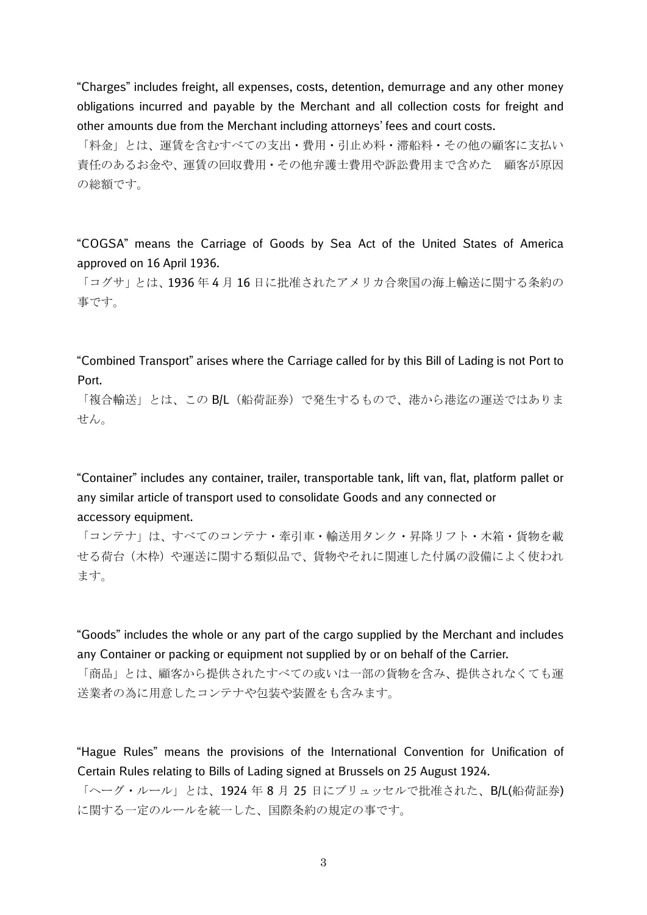"Charges" includes freight, all expenses, costs, detention, demurrage and any other money obligations incurred and payable by the Merchant and all collection costs for freight and other amounts due from the Merchant including attorneys' fees and court costs.

「料金」とは、運賃を含むすべての支出・費用・引止め料・滞船料・その他の顧客に支払い責任のあるお金や、運賃の回収費用・その他弁護士費用や訴訟費用まで含めた　顧客が原因の総額です。

"COGSA" means the Carriage of Goods by Sea Act of the United States of America approved on 16 April 1936.

「コグサ」とは、1936 年 4 月 16 日に批准されたアメリカ合衆国の海上輸送に関する条約の事です。

"Combined Transport" arises where the Carriage called for by this Bill of Lading is not Port to Port.

「複合輸送」とは、この B/L（船荷証券）で発生するもので、港から港迄の運送ではありません。

"Container" includes any container, trailer, transportable tank, lift van, flat, platform pallet or any similar article of transport used to consolidate Goods and any connected or accessory equipment.

「コンテナ」は、すべてのコンテナ・牽引車・輸送用タンク・昇降リフト・木箱・貨物を載せる荷台（木枠）や運送に関する類似品で、貨物やそれに関連した付属の設備によく使われます。

"Goods" includes the whole or any part of the cargo supplied by the Merchant and includes any Container or packing or equipment not supplied by or on behalf of the Carrier.

「商品」とは、顧客から提供されたすべての或いは一部の貨物を含み、提供されなくても運送業者の為に用意したコンテナや包装や装置をも含みます。

"Hague Rules" means the provisions of the International Convention for Unification of Certain Rules relating to Bills of Lading signed at Brussels on 25 August 1924.

「ヘーグ・ルール」とは、1924 年 8 月 25 日にブリュッセルで批准された、B/L(船荷証券)に関する一定のルールを統一した、国際条約の規定の事です。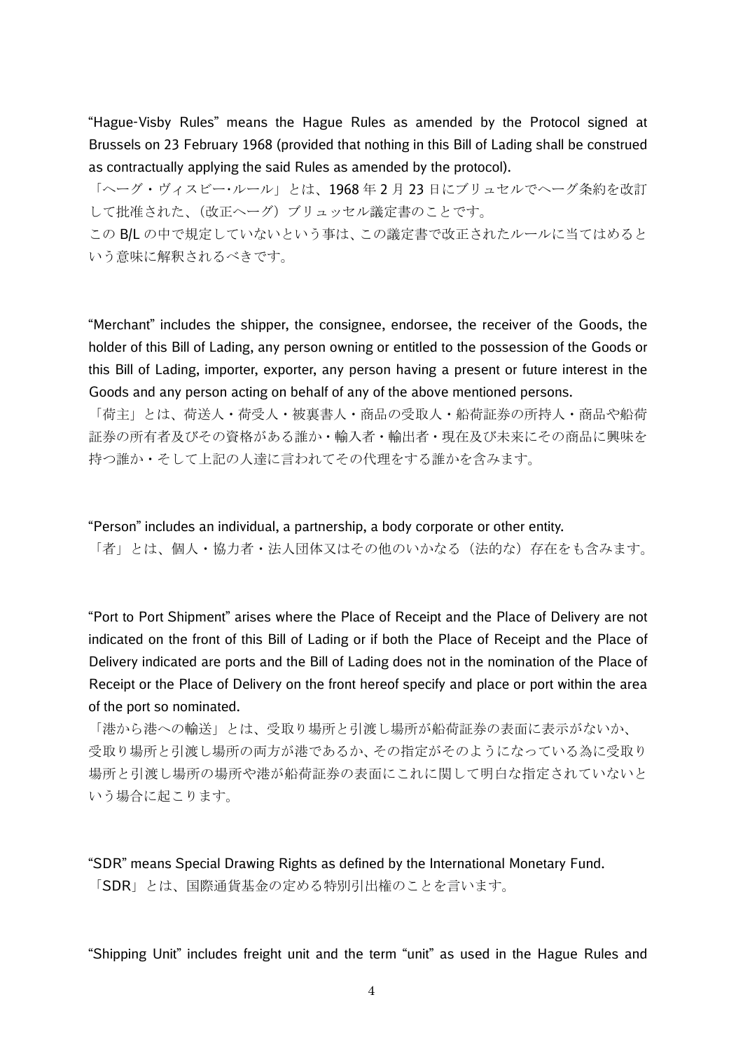"Hague-Visby Rules" means the Hague Rules as amended by the Protocol signed at Brussels on 23 February 1968 (provided that nothing in this Bill of Lading shall be construed as contractually applying the said Rules as amended by the protocol).

「ヘーグ・ヴィスビー･ルール」とは、1968 年 2 月 23 日にブリュセルでヘーグ条約を改訂して批准された、(改正ヘーグ) ブリュッセル議定書のことです。

この B/L の中で規定していないという事は、この議定書で改正されたルールに当てはめるという意味に解釈されるべきです。

"Merchant" includes the shipper, the consignee, endorsee, the receiver of the Goods, the holder of this Bill of Lading, any person owning or entitled to the possession of the Goods or this Bill of Lading, importer, exporter, any person having a present or future interest in the Goods and any person acting on behalf of any of the above mentioned persons.

「荷主」とは、荷送人・荷受人・被裏書人・商品の受取人・船荷証券の所持人・商品や船荷証券の所有者及びその資格がある誰か・輸入者・輸出者・現在及び未来にその商品に興味を持つ誰か・そして上記の人達に言われてその代理をする誰かを含みます。

"Person" includes an individual, a partnership, a body corporate or other entity.

「者」とは、個人・協力者・法人団体又はその他のいかなる（法的な）存在をも含みます。

"Port to Port Shipment" arises where the Place of Receipt and the Place of Delivery are not indicated on the front of this Bill of Lading or if both the Place of Receipt and the Place of Delivery indicated are ports and the Bill of Lading does not in the nomination of the Place of Receipt or the Place of Delivery on the front hereof specify and place or port within the area of the port so nominated.

「港から港への輸送」とは、受取り場所と引渡し場所が船荷証券の表面に表示がないか、受取り場所と引渡し場所の両方が港であるか、その指定がそのようになっている為に受取り場所と引渡し場所の場所や港が船荷証券の表面にこれに関して明白な指定されていないという場合に起こります。

"SDR" means Special Drawing Rights as defined by the International Monetary Fund.

「SDR」とは、国際通貨基金の定める特別引出権のことを言います。

"Shipping Unit" includes freight unit and the term "unit" as used in the Hague Rules and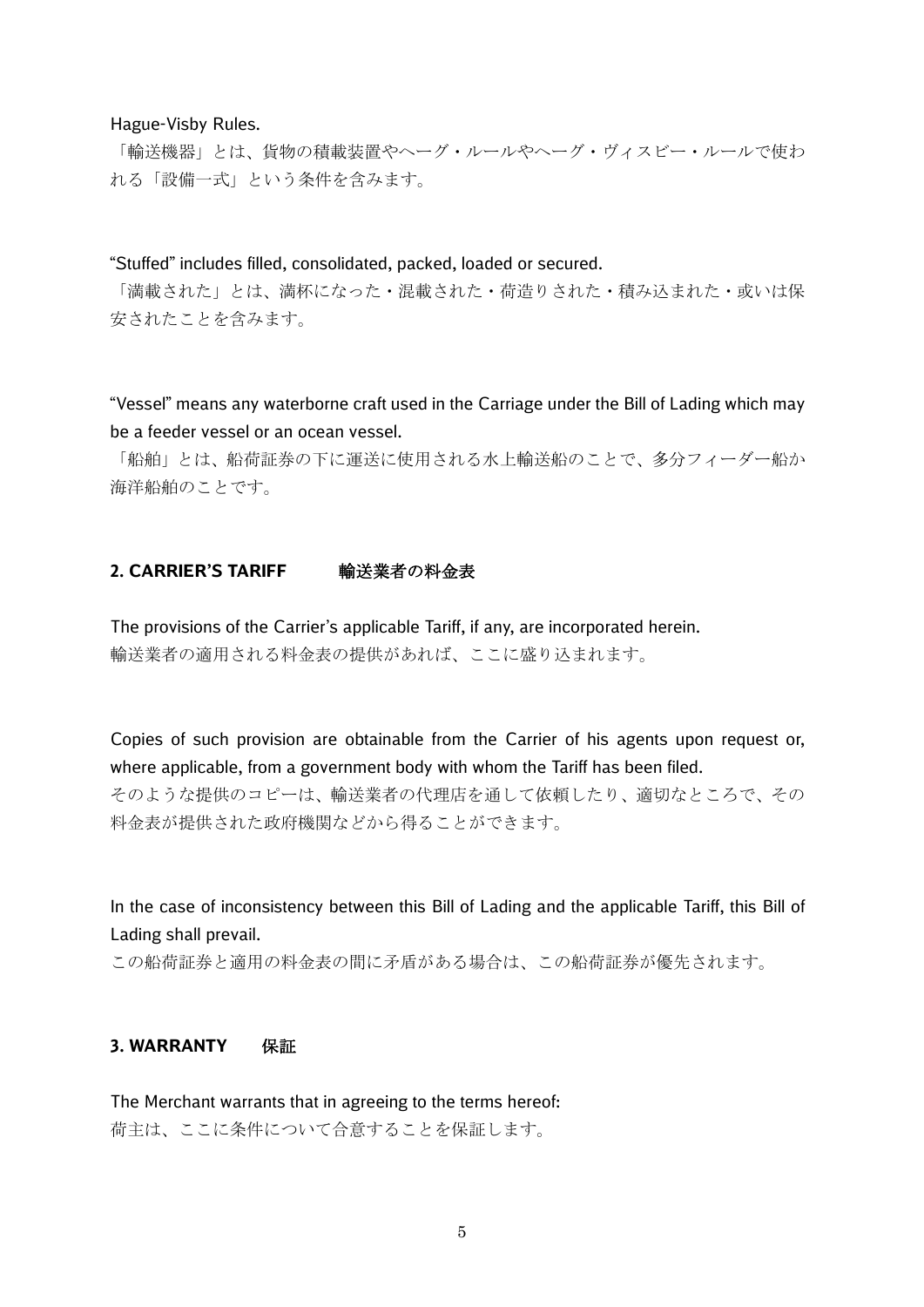Hague-Visby Rules.

「輸送機器」とは、貨物の積載装置やヘーグ・ルールやヘーグ・ヴィスビー・ルールで使われる「設備一式」という条件を含みます。

"Stuffed" includes filled, consolidated, packed, loaded or secured.

「満載された」とは、満杯になった・混載された・荷造りされた・積み込まれた・或いは保安されたことを含みます。

"Vessel" means any waterborne craft used in the Carriage under the Bill of Lading which may be a feeder vessel or an ocean vessel.

「船舶」とは、船荷証券の下に運送に使用される水上輸送船のことで、多分フィーダー船か海洋船舶のことです。

## 2. CARRIER'S TARIFF　　輸送業者の料金表

The provisions of the Carrier's applicable Tariff, if any, are incorporated herein.

輸送業者の適用される料金表の提供があれば、ここに盛り込まれます。

Copies of such provision are obtainable from the Carrier of his agents upon request or, where applicable, from a government body with whom the Tariff has been filed.

そのような提供のコピーは、輸送業者の代理店を通して依頼したり、適切なところで、その料金表が提供された政府機関などから得ることができます。

In the case of inconsistency between this Bill of Lading and the applicable Tariff, this Bill of Lading shall prevail.

この船荷証券と適用の料金表の間に矛盾がある場合は、この船荷証券が優先されます。

## 3. WARRANTY　　保証

The Merchant warrants that in agreeing to the terms hereof:

荷主は、ここに条件について合意することを保証します。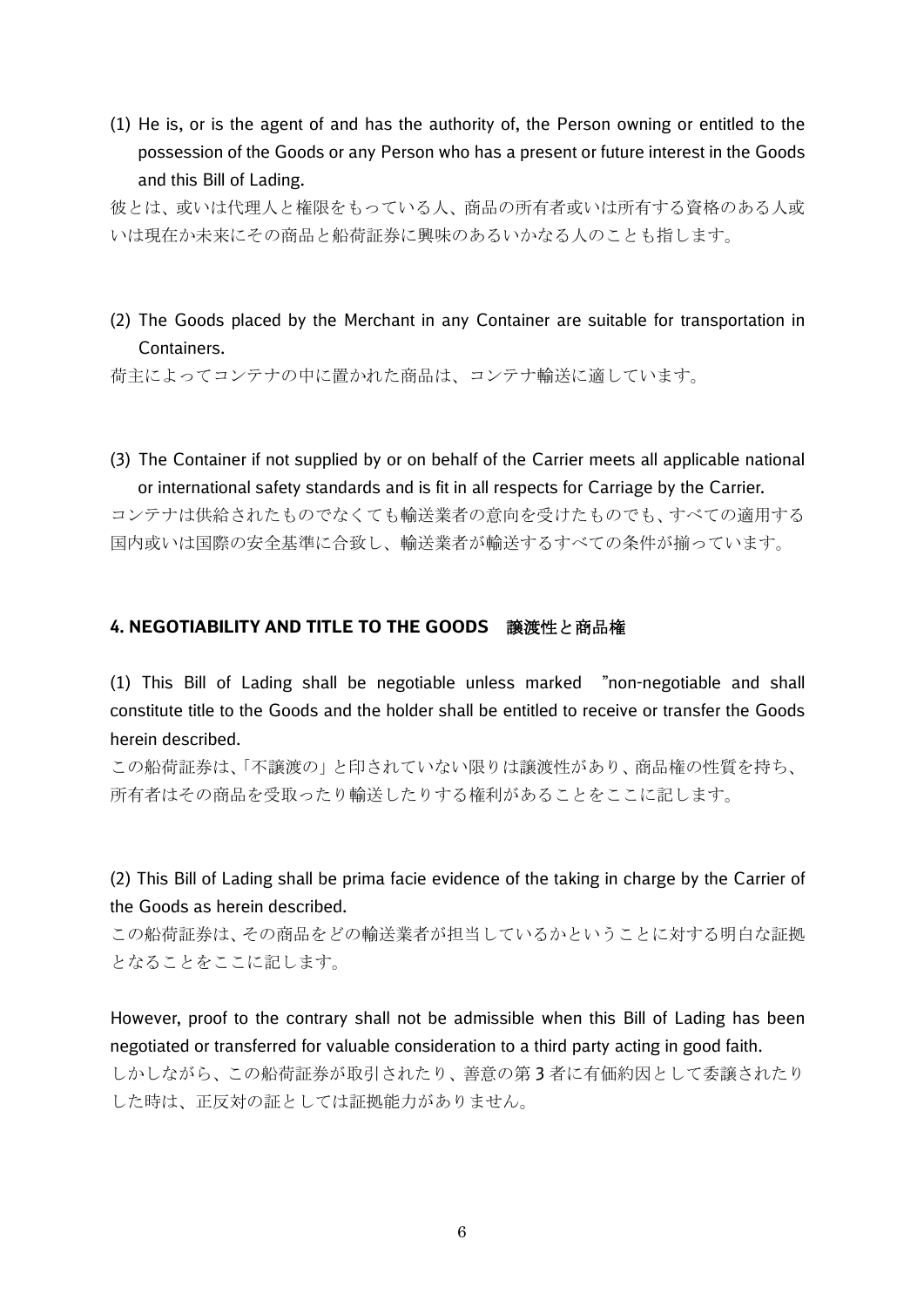(1) He is, or is the agent of and has the authority of, the Person owning or entitled to the possession of the Goods or any Person who has a present or future interest in the Goods and this Bill of Lading.

彼とは、或いは代理人と権限をもっている人、商品の所有者或いは所有する資格のある人或いは現在か未来にその商品と船荷証券に興味のあるいかなる人のことも指します。

(2) The Goods placed by the Merchant in any Container are suitable for transportation in Containers.

荷主によってコンテナの中に置かれた商品は、コンテナ輸送に適しています。

(3) The Container if not supplied by or on behalf of the Carrier meets all applicable national or international safety standards and is fit in all respects for Carriage by the Carrier.

コンテナは供給されたものでなくても輸送業者の意向を受けたものでも、すべての適用する国内或いは国際の安全基準に合致し、輸送業者が輸送するすべての条件が揃っています。

## 4. NEGOTIABILITY AND TITLE TO THE GOODS　譲渡性と商品権

(1) This Bill of Lading shall be negotiable unless marked "non-negotiable and shall constitute title to the Goods and the holder shall be entitled to receive or transfer the Goods herein described.

この船荷証券は、「不譲渡の」と印されていない限りは譲渡性があり、商品権の性質を持ち、所有者はその商品を受取ったり輸送したりする権利があることをここに記します。

(2) This Bill of Lading shall be prima facie evidence of the taking in charge by the Carrier of the Goods as herein described.

この船荷証券は、その商品をどの輸送業者が担当しているかということに対する明白な証拠となることをここに記します。

However, proof to the contrary shall not be admissible when this Bill of Lading has been negotiated or transferred for valuable consideration to a third party acting in good faith.

しかしながら、この船荷証券が取引されたり、善意の第 3 者に有価約因として委譲されたりした時は、正反対の証としては証拠能力がありません。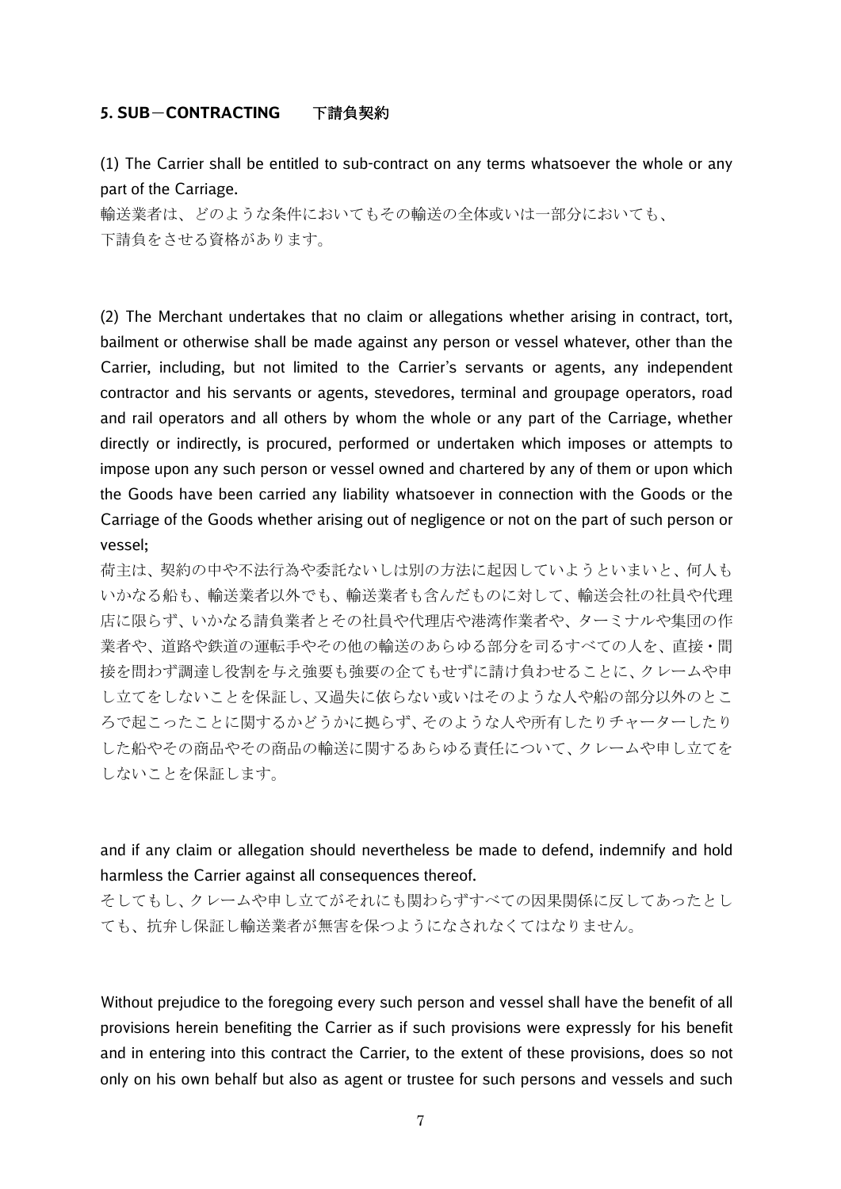### 5. SUB－CONTRACTING　　下請負契約

(1) The Carrier shall be entitled to sub-contract on any terms whatsoever the whole or any part of the Carriage.

輸送業者は、どのような条件においてもその輸送の全体或いは一部分においても、
下請負をさせる資格があります。

(2) The Merchant undertakes that no claim or allegations whether arising in contract, tort, bailment or otherwise shall be made against any person or vessel whatever, other than the Carrier, including, but not limited to the Carrier's servants or agents, any independent contractor and his servants or agents, stevedores, terminal and groupage operators, road and rail operators and all others by whom the whole or any part of the Carriage, whether directly or indirectly, is procured, performed or undertaken which imposes or attempts to impose upon any such person or vessel owned and chartered by any of them or upon which the Goods have been carried any liability whatsoever in connection with the Goods or the Carriage of the Goods whether arising out of negligence or not on the part of such person or vessel;

荷主は、契約の中や不法行為や委託ないしは別の方法に起因していようといまいと、何人もいかなる船も、輸送業者以外でも、輸送業者も含んだものに対して、輸送会社の社員や代理店に限らず、いかなる請負業者とその社員や代理店や港湾作業者や、ターミナルや集団の作業者や、道路や鉄道の運転手やその他の輸送のあらゆる部分を司るすべての人を、直接・間接を問わず調達し役割を与え強要も強要の企てもせずに請け負わせることに、クレームや申し立てをしないことを保証し、又過失に依らない或いはそのような人や船の部分以外のところで起こったことに関するかどうかに拠らず、そのような人や所有したりチャーターしたりした船やその商品やその商品の輸送に関するあらゆる責任について、クレームや申し立てをしないことを保証します。

and if any claim or allegation should nevertheless be made to defend, indemnify and hold harmless the Carrier against all consequences thereof.

そしてもし、クレームや申し立てがそれにも関わらずすべての因果関係に反してあったとしても、抗弁し保証し輸送業者が無害を保つようになされなくてはなりません。

Without prejudice to the foregoing every such person and vessel shall have the benefit of all provisions herein benefiting the Carrier as if such provisions were expressly for his benefit and in entering into this contract the Carrier, to the extent of these provisions, does so not only on his own behalf but also as agent or trustee for such persons and vessels and such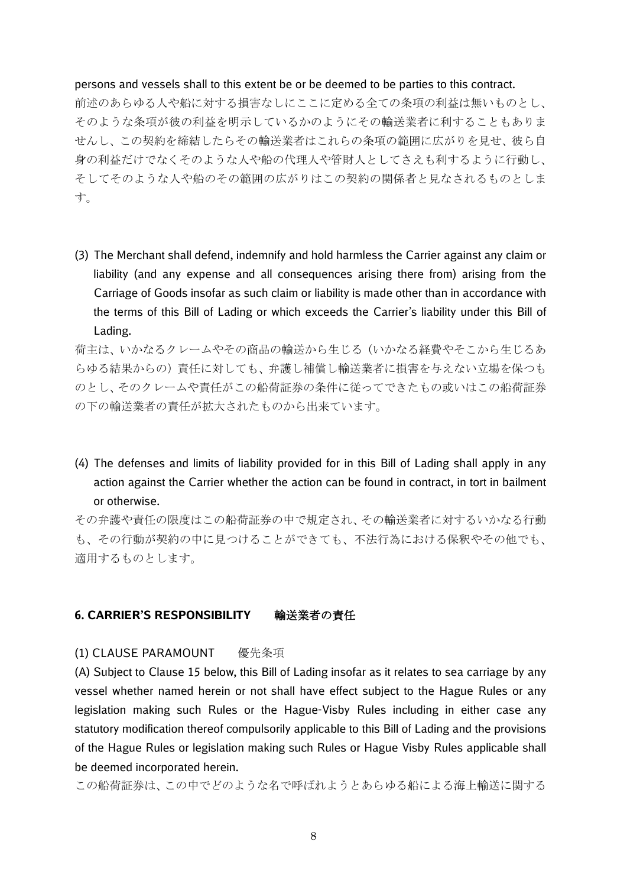persons and vessels shall to this extent be or be deemed to be parties to this contract.

前述のあらゆる人や船に対する損害なしにここに定める全ての条項の利益は無いものとし、そのような条項が彼の利益を明示しているかのようにその輸送業者に利することもありませんし、この契約を締結したらその輸送業者はこれらの条項の範囲に広がりを見せ、彼ら自身の利益だけでなくそのような人や船の代理人や管財人としてさえも利するように行動し、そしてそのような人や船のその範囲の広がりはこの契約の関係者と見なされるものとします。

(3) The Merchant shall defend, indemnify and hold harmless the Carrier against any claim or liability (and any expense and all consequences arising there from) arising from the Carriage of Goods insofar as such claim or liability is made other than in accordance with the terms of this Bill of Lading or which exceeds the Carrier's liability under this Bill of Lading.

荷主は、いかなるクレームやその商品の輸送から生じる（いかなる経費やそこから生じるあらゆる結果からの）責任に対しても、弁護し補償し輸送業者に損害を与えない立場を保つものとし、そのクレームや責任がこの船荷証券の条件に従ってできたもの或いはこの船荷証券の下の輸送業者の責任が拡大されたものから出来ています。

(4) The defenses and limits of liability provided for in this Bill of Lading shall apply in any action against the Carrier whether the action can be found in contract, in tort in bailment or otherwise.

その弁護や責任の限度はこの船荷証券の中で規定され、その輸送業者に対するいかなる行動も、その行動が契約の中に見つけることができても、不法行為における保釈やその他でも、適用するものとします。

### 6. CARRIER'S RESPONSIBILITY　　輸送業者の責任

(1) CLAUSE PARAMOUNT　　優先条項

(A) Subject to Clause 15 below, this Bill of Lading insofar as it relates to sea carriage by any vessel whether named herein or not shall have effect subject to the Hague Rules or any legislation making such Rules or the Hague-Visby Rules including in either case any statutory modification thereof compulsorily applicable to this Bill of Lading and the provisions of the Hague Rules or legislation making such Rules or Hague Visby Rules applicable shall be deemed incorporated herein.

この船荷証券は、この中でどのような名で呼ばれようとあらゆる船による海上輸送に関する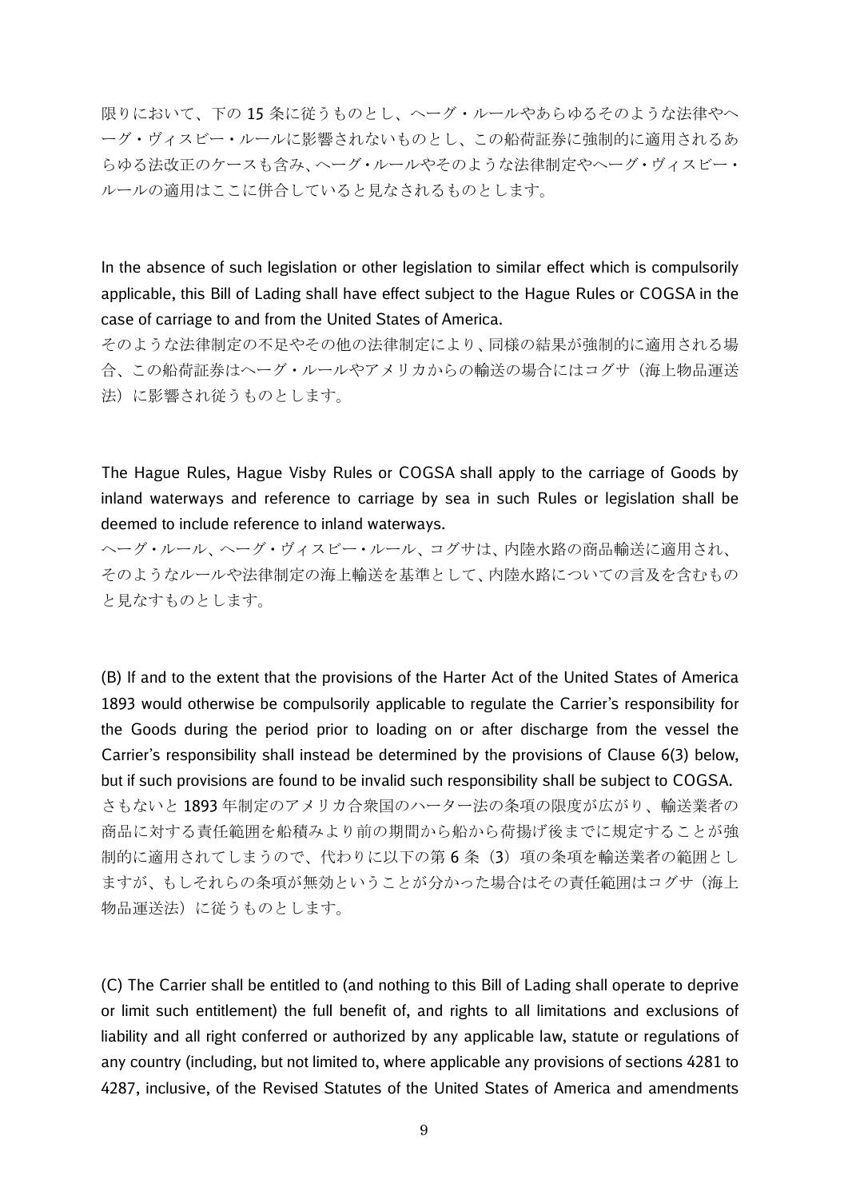限りにおいて、下の 15 条に従うものとし、ヘーグ・ルールやあらゆるそのような法律やヘーグ・ヴィスビー・ルールに影響されないものとし、この船荷証券に強制的に適用されるあらゆる法改正のケースも含み、ヘーグ・ルールやそのような法律制定やヘーグ・ヴィスビー・ルールの適用はここに併合していると見なされるものとします。

In the absence of such legislation or other legislation to similar effect which is compulsorily applicable, this Bill of Lading shall have effect subject to the Hague Rules or COGSA in the case of carriage to and from the United States of America.

そのような法律制定の不足やその他の法律制定により、同様の結果が強制的に適用される場合、この船荷証券はヘーグ・ルールやアメリカからの輸送の場合にはコグサ（海上物品運送法）に影響され従うものとします。

The Hague Rules, Hague Visby Rules or COGSA shall apply to the carriage of Goods by inland waterways and reference to carriage by sea in such Rules or legislation shall be deemed to include reference to inland waterways.

ヘーグ・ルール、ヘーグ・ヴィスビー・ルール、コグサは、内陸水路の商品輸送に適用され、そのようなルールや法律制定の海上輸送を基準として、内陸水路についての言及を含むものと見なすものとします。

(B) If and to the extent that the provisions of the Harter Act of the United States of America 1893 would otherwise be compulsorily applicable to regulate the Carrier's responsibility for the Goods during the period prior to loading on or after discharge from the vessel the Carrier's responsibility shall instead be determined by the provisions of Clause 6(3) below, but if such provisions are found to be invalid such responsibility shall be subject to COGSA.

さもないと 1893 年制定のアメリカ合衆国のハーター法の条項の限度が広がり、輸送業者の商品に対する責任範囲を船積みより前の期間から船から荷揚げ後までに規定することが強制的に適用されてしまうので、代わりに以下の第 6 条（3）項の条項を輸送業者の範囲としますが、もしそれらの条項が無効ということが分かった場合はその責任範囲はコグサ（海上物品運送法）に従うものとします。

(C) The Carrier shall be entitled to (and nothing to this Bill of Lading shall operate to deprive or limit such entitlement) the full benefit of, and rights to all limitations and exclusions of liability and all right conferred or authorized by any applicable law, statute or regulations of any country (including, but not limited to, where applicable any provisions of sections 4281 to 4287, inclusive, of the Revised Statutes of the United States of America and amendments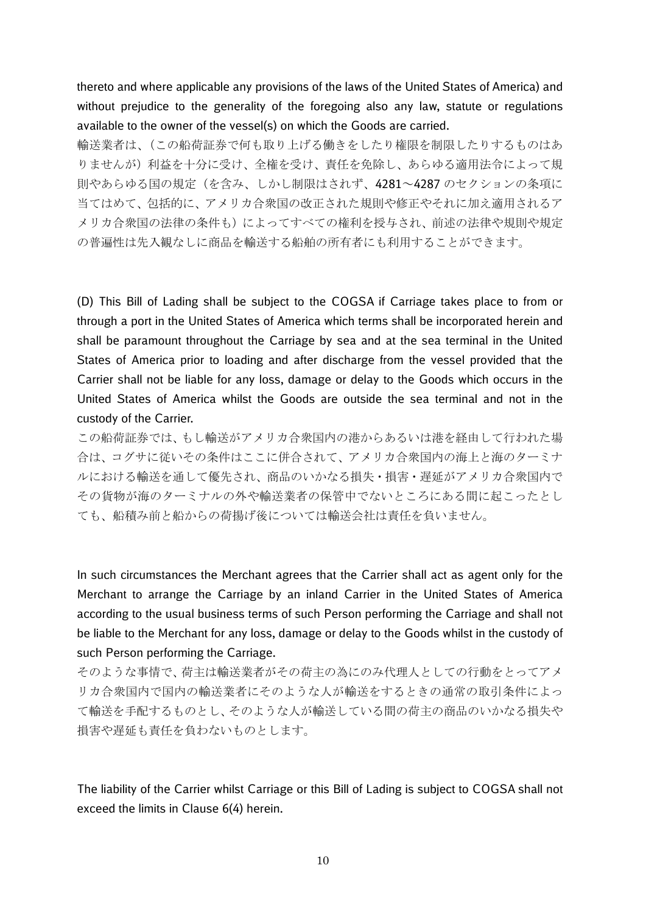thereto and where applicable any provisions of the laws of the United States of America) and without prejudice to the generality of the foregoing also any law, statute or regulations available to the owner of the vessel(s) on which the Goods are carried.

輸送業者は、（この船荷証券で何も取り上げる働きをしたり権限を制限したりするものはありませんが）利益を十分に受け、全権を受け、責任を免除し、あらゆる適用法令によって規則やあらゆる国の規定（を含み、しかし制限はされず、4281～4287 のセクションの条項に当てはめて、包括的に、アメリカ合衆国の改正された規則や修正やそれに加え適用されるアメリカ合衆国の法律の条件も）によってすべての権利を授与され、前述の法律や規則や規定の普遍性は先入観なしに商品を輸送する船舶の所有者にも利用することができます。

(D) This Bill of Lading shall be subject to the COGSA if Carriage takes place to from or through a port in the United States of America which terms shall be incorporated herein and shall be paramount throughout the Carriage by sea and at the sea terminal in the United States of America prior to loading and after discharge from the vessel provided that the Carrier shall not be liable for any loss, damage or delay to the Goods which occurs in the United States of America whilst the Goods are outside the sea terminal and not in the custody of the Carrier.

この船荷証券では、もし輸送がアメリカ合衆国内の港からあるいは港を経由して行われた場合は、コグサに従いその条件はここに併合されて、アメリカ合衆国内の海上と海のターミナルにおける輸送を通して優先され、商品のいかなる損失・損害・遅延がアメリカ合衆国内でその貨物が海のターミナルの外や輸送業者の保管中でないところにある間に起こったとしても、船積み前と船からの荷揚げ後については輸送会社は責任を負いません。

In such circumstances the Merchant agrees that the Carrier shall act as agent only for the Merchant to arrange the Carriage by an inland Carrier in the United States of America according to the usual business terms of such Person performing the Carriage and shall not be liable to the Merchant for any loss, damage or delay to the Goods whilst in the custody of such Person performing the Carriage.

そのような事情で、荷主は輸送業者がその荷主の為にのみ代理人としての行動をとってアメリカ合衆国内で国内の輸送業者にそのような人が輸送をするときの通常の取引条件によって輸送を手配するものとし、そのような人が輸送している間の荷主の商品のいかなる損失や損害や遅延も責任を負わないものとします。

The liability of the Carrier whilst Carriage or this Bill of Lading is subject to COGSA shall not exceed the limits in Clause 6(4) herein.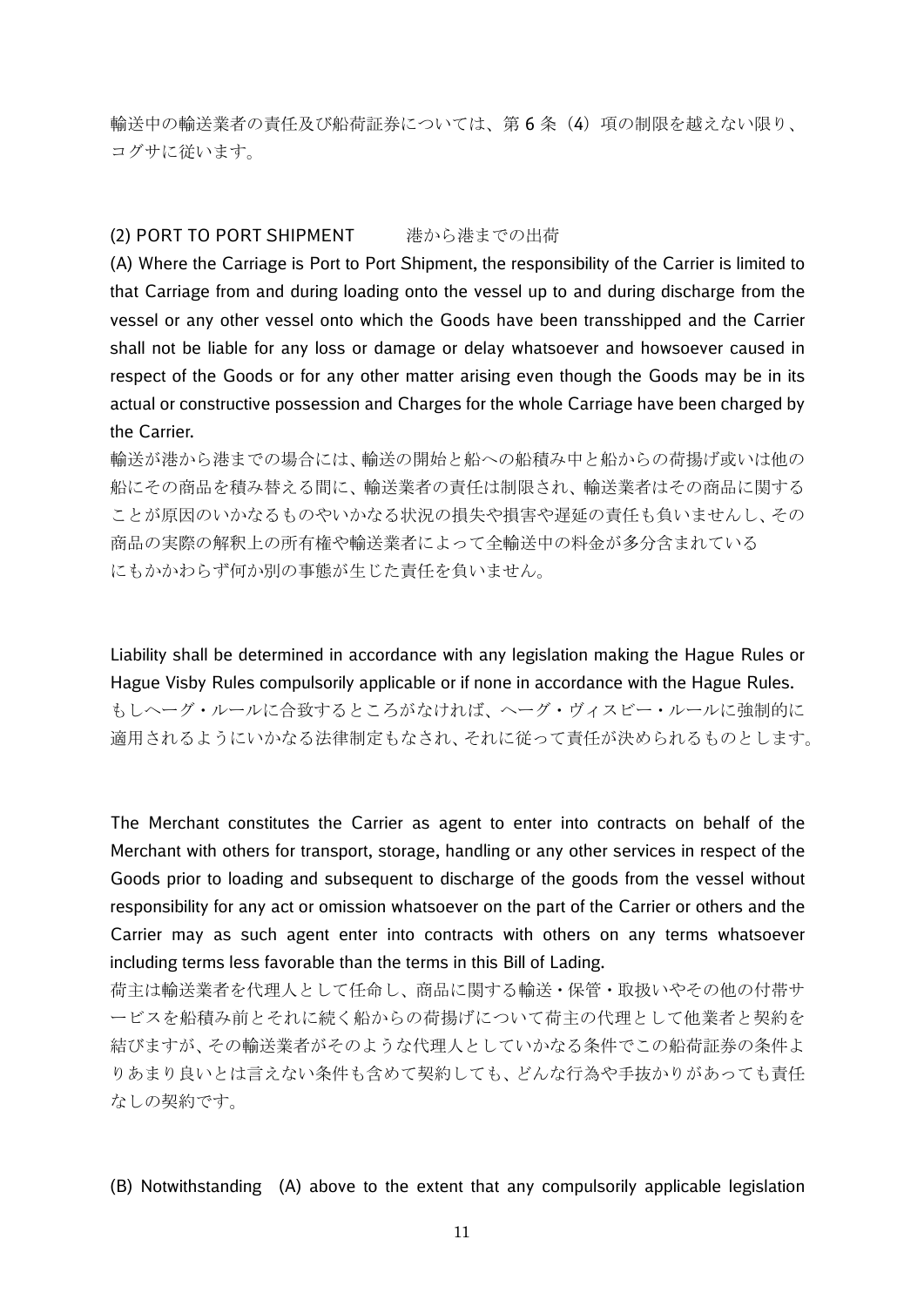輸送中の輸送業者の責任及び船荷証券については、第 6 条（4）項の制限を越えない限り、コグサに従います。

(2) PORT TO PORT SHIPMENT　　港から港までの出荷

(A) Where the Carriage is Port to Port Shipment, the responsibility of the Carrier is limited to that Carriage from and during loading onto the vessel up to and during discharge from the vessel or any other vessel onto which the Goods have been transshipped and the Carrier shall not be liable for any loss or damage or delay whatsoever and howsoever caused in respect of the Goods or for any other matter arising even though the Goods may be in its actual or constructive possession and Charges for the whole Carriage have been charged by the Carrier.

輸送が港から港までの場合には、輸送の開始と船への船積み中と船からの荷揚げ或いは他の船にその商品を積み替える間に、輸送業者の責任は制限され、輸送業者はその商品に関することが原因のいかなるものやいかなる状況の損失や損害や遅延の責任も負いませんし、その商品の実際の解釈上の所有権や輸送業者によって全輸送中の料金が多分含まれているにもかかわらず何か別の事態が生じた責任を負いません。

Liability shall be determined in accordance with any legislation making the Hague Rules or Hague Visby Rules compulsorily applicable or if none in accordance with the Hague Rules.

もしヘーグ・ルールに合致するところがなければ、ヘーグ・ヴィスビー・ルールに強制的に適用されるようにいかなる法律制定もなされ、それに従って責任が決められるものとします。

The Merchant constitutes the Carrier as agent to enter into contracts on behalf of the Merchant with others for transport, storage, handling or any other services in respect of the Goods prior to loading and subsequent to discharge of the goods from the vessel without responsibility for any act or omission whatsoever on the part of the Carrier or others and the Carrier may as such agent enter into contracts with others on any terms whatsoever including terms less favorable than the terms in this Bill of Lading.

荷主は輸送業者を代理人として任命し、商品に関する輸送・保管・取扱いやその他の付帯サービスを船積み前とそれに続く船からの荷揚げについて荷主の代理として他業者と契約を結びますが、その輸送業者がそのような代理人としていかなる条件でこの船荷証券の条件よりあまり良いとは言えない条件も含めて契約しても、どんな行為や手抜かりがあっても責任なしの契約です。

(B) Notwithstanding (A) above to the extent that any compulsorily applicable legislation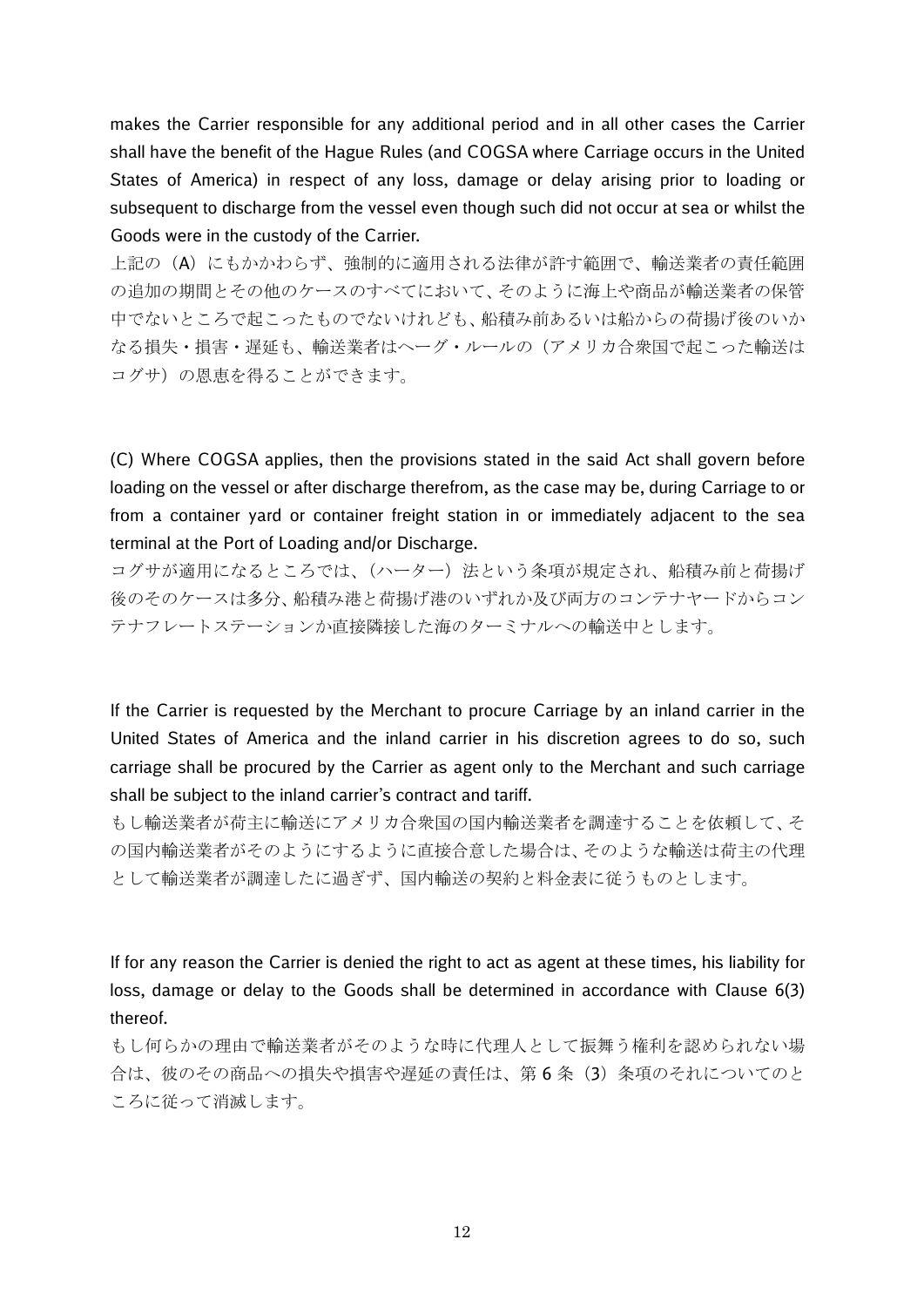makes the Carrier responsible for any additional period and in all other cases the Carrier shall have the benefit of the Hague Rules (and COGSA where Carriage occurs in the United States of America) in respect of any loss, damage or delay arising prior to loading or subsequent to discharge from the vessel even though such did not occur at sea or whilst the Goods were in the custody of the Carrier.

上記の（A）にもかかわらず、強制的に適用される法律が許す範囲で、輸送業者の責任範囲の追加の期間とその他のケースのすべてにおいて、そのように海上や商品が輸送業者の保管中でないところで起こったものでないけれども、船積み前あるいは船からの荷揚げ後のいかなる損失・損害・遅延も、輸送業者はヘーグ・ルールの（アメリカ合衆国で起こった輸送はコグサ）の恩恵を得ることができます。

(C) Where COGSA applies, then the provisions stated in the said Act shall govern before loading on the vessel or after discharge therefrom, as the case may be, during Carriage to or from a container yard or container freight station in or immediately adjacent to the sea terminal at the Port of Loading and/or Discharge.

コグサが適用になるところでは、（ハーター）法という条項が規定され、船積み前と荷揚げ後のそのケースは多分、船積み港と荷揚げ港のいずれか及び両方のコンテナヤードからコンテナフレートステーションか直接隣接した海のターミナルへの輸送中とします。

If the Carrier is requested by the Merchant to procure Carriage by an inland carrier in the United States of America and the inland carrier in his discretion agrees to do so, such carriage shall be procured by the Carrier as agent only to the Merchant and such carriage shall be subject to the inland carrier's contract and tariff.

もし輸送業者が荷主に輸送にアメリカ合衆国の国内輸送業者を調達することを依頼して、その国内輸送業者がそのようにするように直接合意した場合は、そのような輸送は荷主の代理として輸送業者が調達したに過ぎず、国内輸送の契約と料金表に従うものとします。

If for any reason the Carrier is denied the right to act as agent at these times, his liability for loss, damage or delay to the Goods shall be determined in accordance with Clause 6(3) thereof.

もし何らかの理由で輸送業者がそのような時に代理人として振舞う権利を認められない場合は、彼のその商品への損失や損害や遅延の責任は、第 6 条（3）条項のそれについてのところに従って消滅します。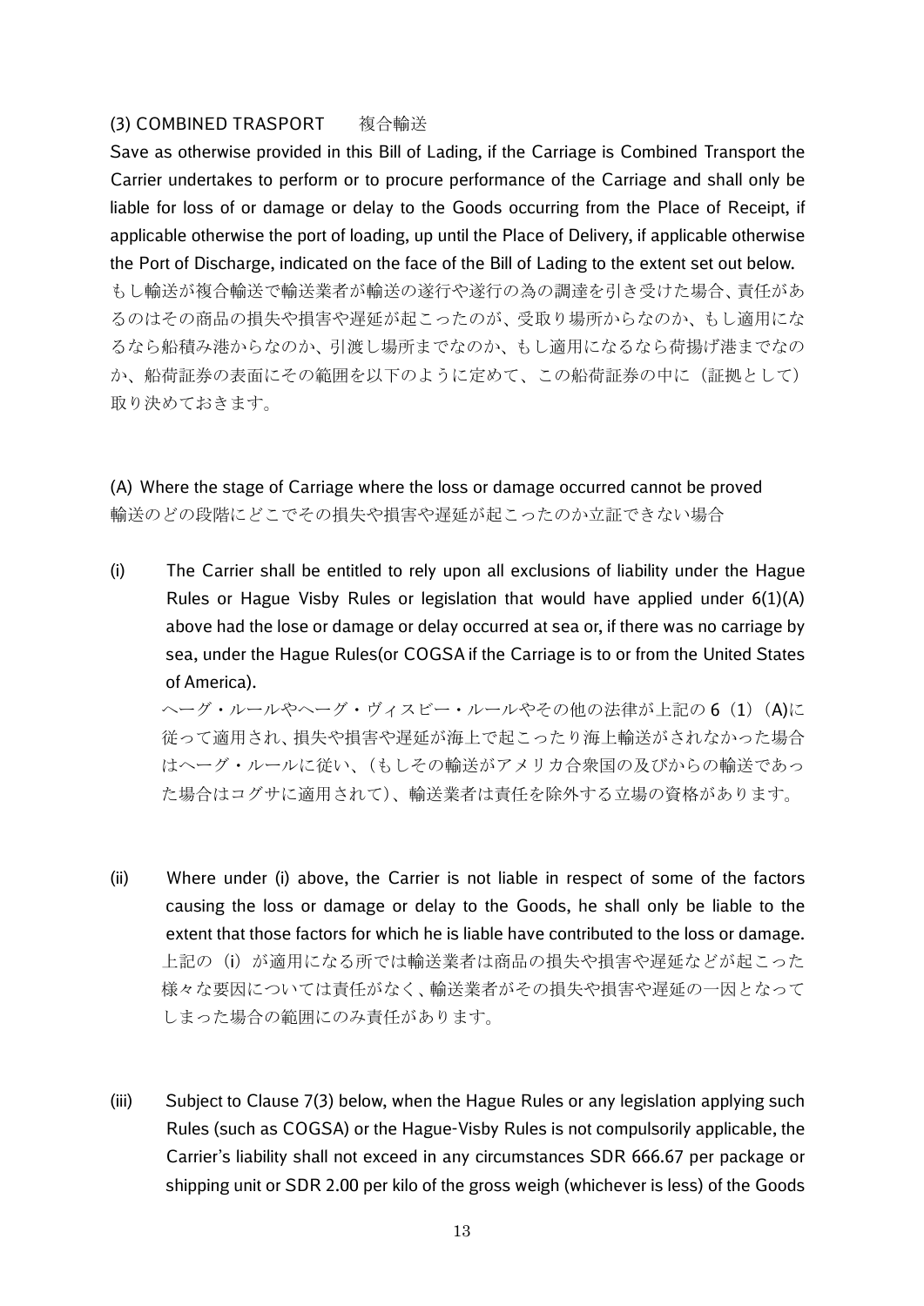### (3) COMBINED TRASPORT　　複合輸送

Save as otherwise provided in this Bill of Lading, if the Carriage is Combined Transport the Carrier undertakes to perform or to procure performance of the Carriage and shall only be liable for loss of or damage or delay to the Goods occurring from the Place of Receipt, if applicable otherwise the port of loading, up until the Place of Delivery, if applicable otherwise the Port of Discharge, indicated on the face of the Bill of Lading to the extent set out below.
もし輸送が複合輸送で輸送業者が輸送の遂行や遂行の為の調達を引き受けた場合、責任があるのはその商品の損失や損害や遅延が起こったのが、受取り場所からなのか、もし適用になるなら船積み港からなのか、引渡し場所までなのか、もし適用になるなら荷揚げ港までなのか、船荷証券の表面にその範囲を以下のように定めて、この船荷証券の中に（証拠として）取り決めておきます。

(A) Where the stage of Carriage where the loss or damage occurred cannot be proved
輸送のどの段階にどこでその損失や損害や遅延が起こったのか立証できない場合

(i) The Carrier shall be entitled to rely upon all exclusions of liability under the Hague Rules or Hague Visby Rules or legislation that would have applied under 6(1)(A) above had the lose or damage or delay occurred at sea or, if there was no carriage by sea, under the Hague Rules(or COGSA if the Carriage is to or from the United States of America).
ヘーグ・ルールやヘーグ・ヴィスビー・ルールやその他の法律が上記の 6（1）(A)に従って適用され、損失や損害や遅延が海上で起こったり海上輸送がされなかった場合はヘーグ・ルールに従い、（もしその輸送がアメリカ合衆国の及びからの輸送であった場合はコグサに適用されて）、輸送業者は責任を除外する立場の資格があります。

(ii) Where under (i) above, the Carrier is not liable in respect of some of the factors causing the loss or damage or delay to the Goods, he shall only be liable to the extent that those factors for which he is liable have contributed to the loss or damage.
上記の（i）が適用になる所では輸送業者は商品の損失や損害や遅延などが起こった様々な要因については責任がなく、輸送業者がその損失や損害や遅延の一因となってしまった場合の範囲にのみ責任があります。

(iii) Subject to Clause 7(3) below, when the Hague Rules or any legislation applying such Rules (such as COGSA) or the Hague-Visby Rules is not compulsorily applicable, the Carrier's liability shall not exceed in any circumstances SDR 666.67 per package or shipping unit or SDR 2.00 per kilo of the gross weigh (whichever is less) of the Goods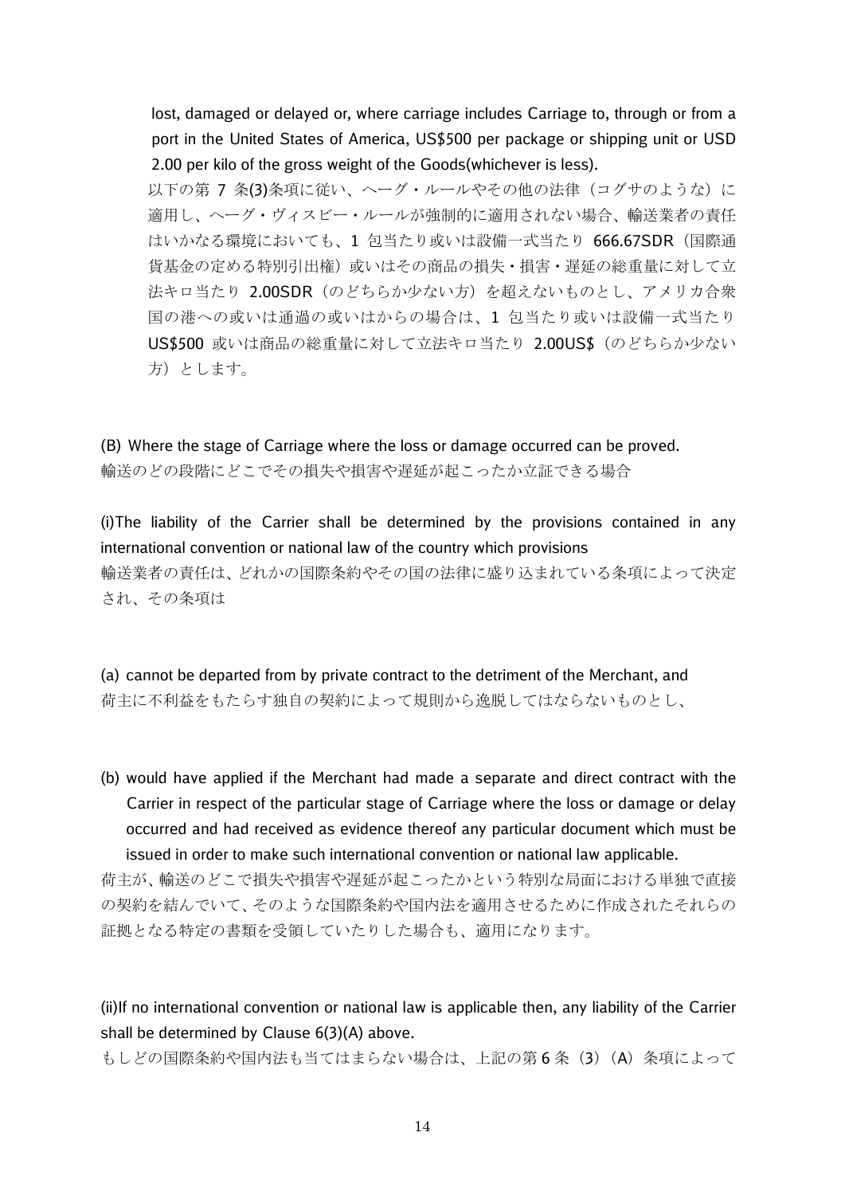lost, damaged or delayed or, where carriage includes Carriage to, through or from a port in the United States of America, US$500 per package or shipping unit or USD 2.00 per kilo of the gross weight of the Goods(whichever is less).

以下の第 7 条(3)条項に従い、ヘーグ・ルールやその他の法律（コグサのような）に適用し、ヘーグ・ヴィスビー・ルールが強制的に適用されない場合、輸送業者の責任はいかなる環境においても、1 包当たり或いは設備一式当たり 666.67SDR（国際通貨基金の定める特別引出権）或いはその商品の損失・損害・遅延の総重量に対して立法キロ当たり 2.00SDR（のどちらか少ない方）を超えないものとし、アメリカ合衆国の港への或いは通過の或いはからの場合は、1 包当たり或いは設備一式当たり US$500 或いは商品の総重量に対して立法キロ当たり 2.00US$（のどちらか少ない方）とします。

(B) Where the stage of Carriage where the loss or damage occurred can be proved.
輸送のどの段階にどこでその損失や損害や遅延が起こったか立証できる場合

(i)The liability of the Carrier shall be determined by the provisions contained in any international convention or national law of the country which provisions
輸送業者の責任は、どれかの国際条約やその国の法律に盛り込まれている条項によって決定され、その条項は

(a) cannot be departed from by private contract to the detriment of the Merchant, and
荷主に不利益をもたらす独自の契約によって規則から逸脱してはならないものとし、

(b) would have applied if the Merchant had made a separate and direct contract with the Carrier in respect of the particular stage of Carriage where the loss or damage or delay occurred and had received as evidence thereof any particular document which must be issued in order to make such international convention or national law applicable.
荷主が、輸送のどこで損失や損害や遅延が起こったかという特別な局面における単独で直接の契約を結んでいて、そのような国際条約や国内法を適用させるために作成されたそれらの証拠となる特定の書類を受領していたりした場合も、適用になります。

(ii)If no international convention or national law is applicable then, any liability of the Carrier shall be determined by Clause 6(3)(A) above.
もしどの国際条約や国内法も当てはまらない場合は、上記の第 6 条（3）（A）条項によって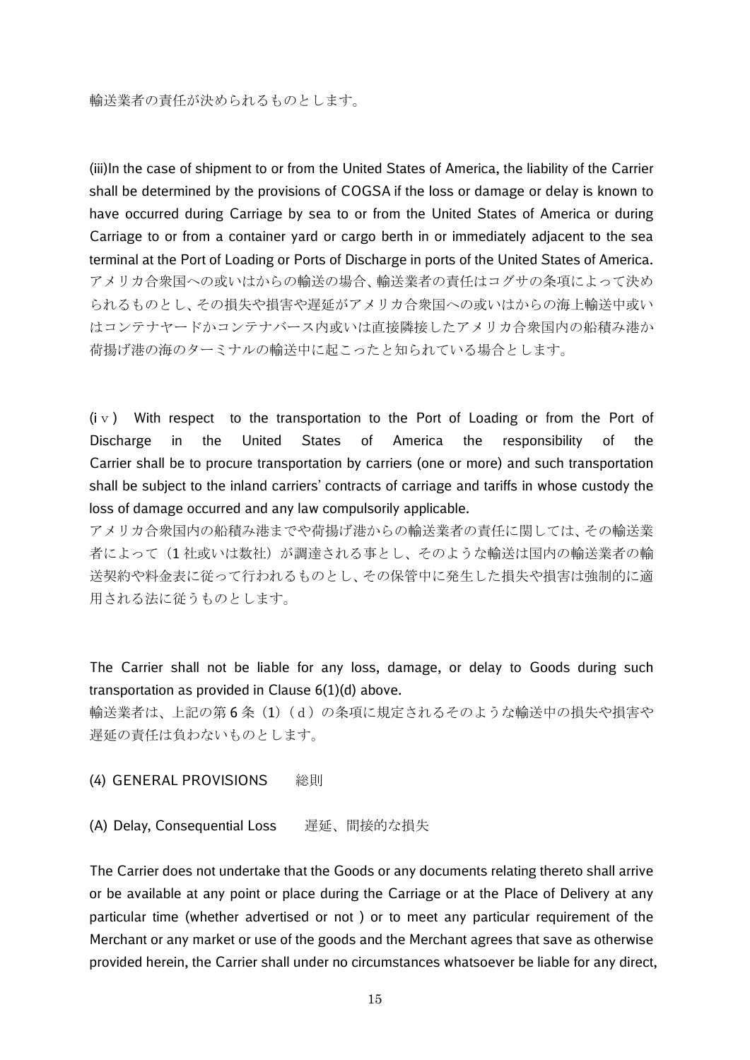輸送業者の責任が決められるものとします。

(iii)In the case of shipment to or from the United States of America, the liability of the Carrier shall be determined by the provisions of COGSA if the loss or damage or delay is known to have occurred during Carriage by sea to or from the United States of America or during Carriage to or from a container yard or cargo berth in or immediately adjacent to the sea terminal at the Port of Loading or Ports of Discharge in ports of the United States of America.
アメリカ合衆国への或いはからの輸送の場合、輸送業者の責任はコグサの条項によって決められるものとし、その損失や損害や遅延がアメリカ合衆国への或いはからの海上輸送中或いはコンテナヤードかコンテナバース内或いは直接隣接したアメリカ合衆国内の船積み港か荷揚げ港の海のターミナルの輸送中に起こったと知られている場合とします。

(iｖ) With respect to the transportation to the Port of Loading or from the Port of Discharge in the United States of America the responsibility of the Carrier shall be to procure transportation by carriers (one or more) and such transportation shall be subject to the inland carriers' contracts of carriage and tariffs in whose custody the loss of damage occurred and any law compulsorily applicable.
アメリカ合衆国内の船積み港までや荷揚げ港からの輸送業者の責任に関しては、その輸送業者によって（1 社或いは数社）が調達される事とし、そのような輸送は国内の輸送業者の輸送契約や料金表に従って行われるものとし、その保管中に発生した損失や損害は強制的に適用される法に従うものとします。

The Carrier shall not be liable for any loss, damage, or delay to Goods during such transportation as provided in Clause 6(1)(d) above.
輸送業者は、上記の第 6 条（1）（ｄ）の条項に規定されるそのような輸送中の損失や損害や遅延の責任は負わないものとします。

## (4) GENERAL PROVISIONS 総則

### (A) Delay, Consequential Loss 遅延、間接的な損失

The Carrier does not undertake that the Goods or any documents relating thereto shall arrive or be available at any point or place during the Carriage or at the Place of Delivery at any particular time (whether advertised or not ) or to meet any particular requirement of the Merchant or any market or use of the goods and the Merchant agrees that save as otherwise provided herein, the Carrier shall under no circumstances whatsoever be liable for any direct,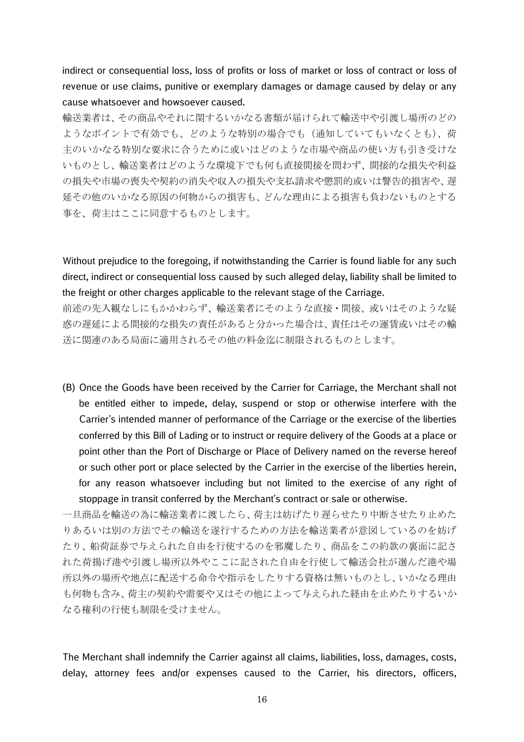indirect or consequential loss, loss of profits or loss of market or loss of contract or loss of revenue or use claims, punitive or exemplary damages or damage caused by delay or any cause whatsoever and howsoever caused.

輸送業者は、その商品やそれに関するいかなる書類が届けられて輸送中や引渡し場所のどのようなポイントで有効でも、どのような特別の場合でも（通知していてもいなくとも）、荷主のいかなる特別な要求に合うために或いはどのような市場や商品の使い方も引き受けないものとし、輸送業者はどのような環境下でも何も直接間接を問わず、間接的な損失や利益の損失や市場の喪失や契約の消失や収入の損失や支払請求や懲罰的或いは警告的損害や、遅延その他のいかなる原因の何物からの損害も、どんな理由による損害も負わないものとする事を、荷主はここに同意するものとします。

Without prejudice to the foregoing, if notwithstanding the Carrier is found liable for any such direct, indirect or consequential loss caused by such alleged delay, liability shall be limited to the freight or other charges applicable to the relevant stage of the Carriage.

前述の先入観なしにもかかわらず、輸送業者にそのような直接・間接、或いはそのような疑惑の遅延による間接的な損失の責任があると分かった場合は、責任はその運賃或いはその輸送に関連のある局面に適用されるその他の料金迄に制限されるものとします。

(B) Once the Goods have been received by the Carrier for Carriage, the Merchant shall not be entitled either to impede, delay, suspend or stop or otherwise interfere with the Carrier's intended manner of performance of the Carriage or the exercise of the liberties conferred by this Bill of Lading or to instruct or require delivery of the Goods at a place or point other than the Port of Discharge or Place of Delivery named on the reverse hereof or such other port or place selected by the Carrier in the exercise of the liberties herein, for any reason whatsoever including but not limited to the exercise of any right of stoppage in transit conferred by the Merchant's contract or sale or otherwise.

一旦商品を輸送の為に輸送業者に渡したら、荷主は妨げたり遅らせたり中断させたり止めたりあるいは別の方法でその輸送を遂行するための方法を輸送業者が意図しているのを妨げたり、船荷証券で与えられた自由を行使するのを邪魔したり、商品をこの約款の裏面に記された荷揚げ港や引渡し場所以外やここに記された自由を行使して輸送会社が選んだ港や場所以外の場所や地点に配送する命令や指示をしたりする資格は無いものとし、いかなる理由も何物も含み、荷主の契約や需要や又はその他によって与えられた経由を止めたりするいかなる権利の行使も制限を受けません。

The Merchant shall indemnify the Carrier against all claims, liabilities, loss, damages, costs, delay, attorney fees and/or expenses caused to the Carrier, his directors, officers,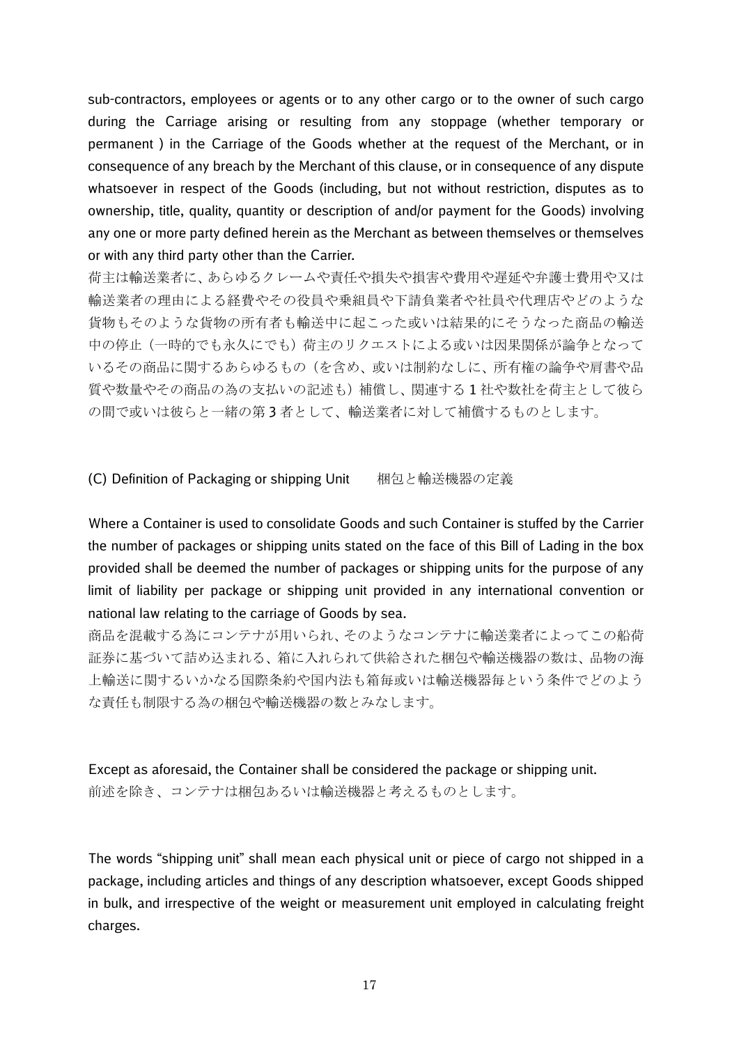sub-contractors, employees or agents or to any other cargo or to the owner of such cargo during the Carriage arising or resulting from any stoppage (whether temporary or permanent ) in the Carriage of the Goods whether at the request of the Merchant, or in consequence of any breach by the Merchant of this clause, or in consequence of any dispute whatsoever in respect of the Goods (including, but not without restriction, disputes as to ownership, title, quality, quantity or description of and/or payment for the Goods) involving any one or more party defined herein as the Merchant as between themselves or themselves or with any third party other than the Carrier.

荷主は輸送業者に、あらゆるクレームや責任や損失や損害や費用や遅延や弁護士費用や又は輸送業者の理由による経費やその役員や乗組員や下請負業者や社員や代理店やどのような貨物もそのような貨物の所有者も輸送中に起こった或いは結果的にそうなった商品の輸送中の停止（一時的でも永久にでも）荷主のリクエストによる或いは因果関係が論争となっているその商品に関するあらゆるもの（を含め、或いは制約なしに、所有権の論争や肩書や品質や数量やその商品の為の支払いの記述も）補償し、関連する 1 社や数社を荷主として彼らの間で或いは彼らと一緒の第 3 者として、輸送業者に対して補償するものとします。

### (C) Definition of Packaging or shipping Unit　　梱包と輸送機器の定義

Where a Container is used to consolidate Goods and such Container is stuffed by the Carrier the number of packages or shipping units stated on the face of this Bill of Lading in the box provided shall be deemed the number of packages or shipping units for the purpose of any limit of liability per package or shipping unit provided in any international convention or national law relating to the carriage of Goods by sea.

商品を混載する為にコンテナが用いられ、そのようなコンテナに輸送業者によってこの船荷証券に基づいて詰め込まれる、箱に入れられて供給された梱包や輸送機器の数は、品物の海上輸送に関するいかなる国際条約や国内法も箱毎或いは輸送機器毎という条件でどのような責任も制限する為の梱包や輸送機器の数とみなします。

Except as aforesaid, the Container shall be considered the package or shipping unit.

前述を除き、コンテナは梱包あるいは輸送機器と考えるものとします。

The words "shipping unit" shall mean each physical unit or piece of cargo not shipped in a package, including articles and things of any description whatsoever, except Goods shipped in bulk, and irrespective of the weight or measurement unit employed in calculating freight charges.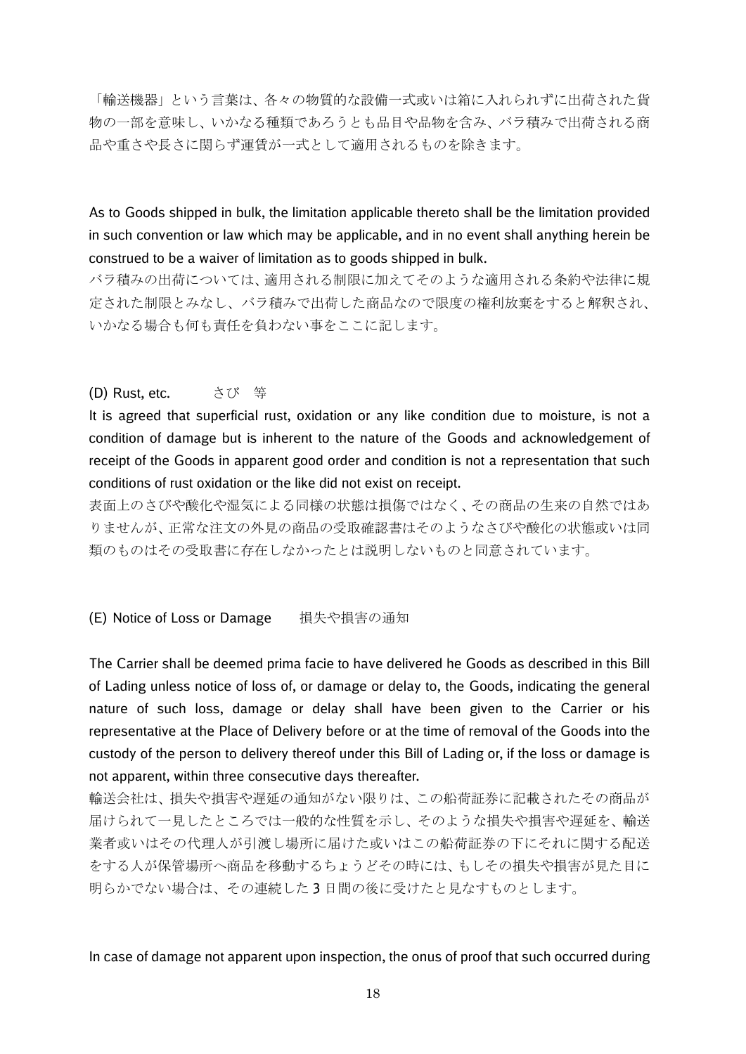「輸送機器」という言葉は、各々の物質的な設備一式或いは箱に入れられずに出荷された貨物の一部を意味し、いかなる種類であろうとも品目や品物を含み、バラ積みで出荷される商品や重さや長さに関らず運賃が一式として適用されるものを除きます。

As to Goods shipped in bulk, the limitation applicable thereto shall be the limitation provided in such convention or law which may be applicable, and in no event shall anything herein be construed to be a waiver of limitation as to goods shipped in bulk.

バラ積みの出荷については、適用される制限に加えてそのような適用される条約や法律に規定された制限とみなし、バラ積みで出荷した商品なので限度の権利放棄をすると解釈され、いかなる場合も何も責任を負わない事をここに記します。

(D) Rust, etc.　　さび　等

It is agreed that superficial rust, oxidation or any like condition due to moisture, is not a condition of damage but is inherent to the nature of the Goods and acknowledgement of receipt of the Goods in apparent good order and condition is not a representation that such conditions of rust oxidation or the like did not exist on receipt.

表面上のさびや酸化や湿気による同様の状態は損傷ではなく、その商品の生来の自然ではありませんが、正常な注文の外見の商品の受取確認書はそのようなさびや酸化の状態或いは同類のものはその受取書に存在しなかったとは説明しないものと同意されています。

(E) Notice of Loss or Damage　　損失や損害の通知

The Carrier shall be deemed prima facie to have delivered he Goods as described in this Bill of Lading unless notice of loss of, or damage or delay to, the Goods, indicating the general nature of such loss, damage or delay shall have been given to the Carrier or his representative at the Place of Delivery before or at the time of removal of the Goods into the custody of the person to delivery thereof under this Bill of Lading or, if the loss or damage is not apparent, within three consecutive days thereafter.

輸送会社は、損失や損害や遅延の通知がない限りは、この船荷証券に記載されたその商品が届けられて一見したところでは一般的な性質を示し、そのような損失や損害や遅延を、輸送業者或いはその代理人が引渡し場所に届けた或いはこの船荷証券の下にそれに関する配送をする人が保管場所へ商品を移動するちょうどその時には、もしその損失や損害が見た目に明らかでない場合は、その連続した 3 日間の後に受けたと見なすものとします。

In case of damage not apparent upon inspection, the onus of proof that such occurred during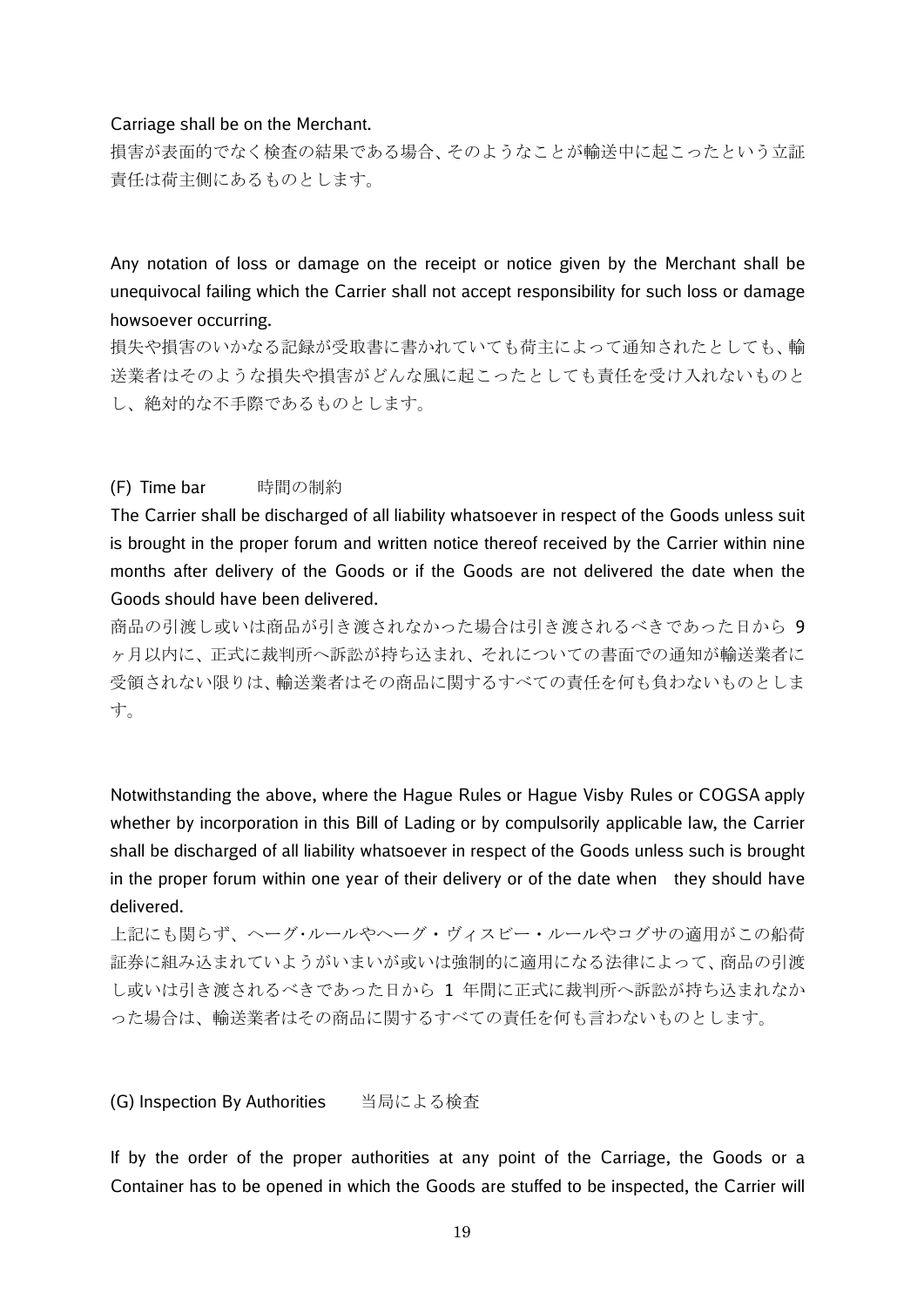Carriage shall be on the Merchant.
損害が表面的でなく検査の結果である場合、そのようなことが輸送中に起こったという立証責任は荷主側にあるものとします。

Any notation of loss or damage on the receipt or notice given by the Merchant shall be unequivocal failing which the Carrier shall not accept responsibility for such loss or damage howsoever occurring.
損失や損害のいかなる記録が受取書に書かれていても荷主によって通知されたとしても、輸送業者はそのような損失や損害がどんな風に起こったとしても責任を受け入れないものとし、絶対的な不手際であるものとします。

(F) Time bar　　時間の制約

The Carrier shall be discharged of all liability whatsoever in respect of the Goods unless suit is brought in the proper forum and written notice thereof received by the Carrier within nine months after delivery of the Goods or if the Goods are not delivered the date when the Goods should have been delivered.
商品の引渡し或いは商品が引き渡されなかった場合は引き渡されるべきであった日から 9 ヶ月以内に、正式に裁判所へ訴訟が持ち込まれ、それについての書面での通知が輸送業者に受領されない限りは、輸送業者はその商品に関するすべての責任を何も負わないものとします。

Notwithstanding the above, where the Hague Rules or Hague Visby Rules or COGSA apply whether by incorporation in this Bill of Lading or by compulsorily applicable law, the Carrier shall be discharged of all liability whatsoever in respect of the Goods unless such is brought in the proper forum within one year of their delivery or of the date when　they should have delivered.
上記にも関らず、ヘーグ･ルールやヘーグ・ヴィスビー・ルールやコグサの適用がこの船荷証券に組み込まれていようがいまいが或いは強制的に適用になる法律によって、商品の引渡し或いは引き渡されるべきであった日から 1 年間に正式に裁判所へ訴訟が持ち込まれなかった場合は、輸送業者はその商品に関するすべての責任を何も言わないものとします。

(G) Inspection By Authorities　　当局による検査

If by the order of the proper authorities at any point of the Carriage, the Goods or a Container has to be opened in which the Goods are stuffed to be inspected, the Carrier will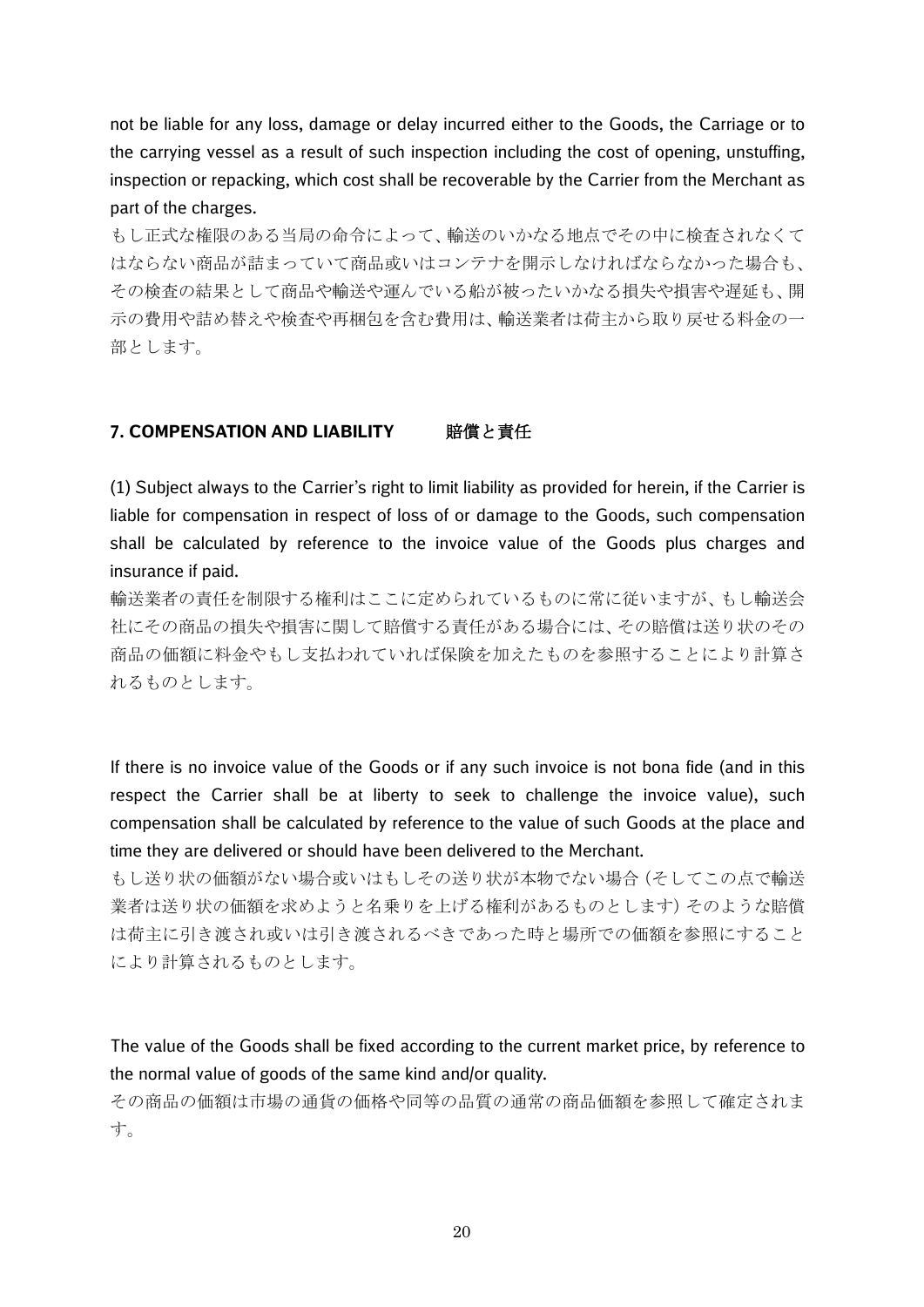not be liable for any loss, damage or delay incurred either to the Goods, the Carriage or to the carrying vessel as a result of such inspection including the cost of opening, unstuffing, inspection or repacking, which cost shall be recoverable by the Carrier from the Merchant as part of the charges.

もし正式な権限のある当局の命令によって、輸送のいかなる地点でその中に検査されなくてはならない商品が詰まっていて商品或いはコンテナを開示しなければならなかった場合も、その検査の結果として商品や輸送や運んでいる船が被ったいかなる損失や損害や遅延も、開示の費用や詰め替えや検査や再梱包を含む費用は、輸送業者は荷主から取り戻せる料金の一部とします。

## 7. COMPENSATION AND LIABILITY　　賠償と責任

(1) Subject always to the Carrier's right to limit liability as provided for herein, if the Carrier is liable for compensation in respect of loss of or damage to the Goods, such compensation shall be calculated by reference to the invoice value of the Goods plus charges and insurance if paid.

輸送業者の責任を制限する権利はここに定められているものに常に従いますが、もし輸送会社にその商品の損失や損害に関して賠償する責任がある場合には、その賠償は送り状のその商品の価額に料金やもし支払われていれば保険を加えたものを参照することにより計算されるものとします。

If there is no invoice value of the Goods or if any such invoice is not bona fide (and in this respect the Carrier shall be at liberty to seek to challenge the invoice value), such compensation shall be calculated by reference to the value of such Goods at the place and time they are delivered or should have been delivered to the Merchant.

もし送り状の価額がない場合或いはもしその送り状が本物でない場合（そしてこの点で輸送業者は送り状の価額を求めようと名乗りを上げる権利があるものとします）そのような賠償は荷主に引き渡され或いは引き渡されるべきであった時と場所での価額を参照にすることにより計算されるものとします。

The value of the Goods shall be fixed according to the current market price, by reference to the normal value of goods of the same kind and/or quality.

その商品の価額は市場の通貨の価格や同等の品質の通常の商品価額を参照して確定されます。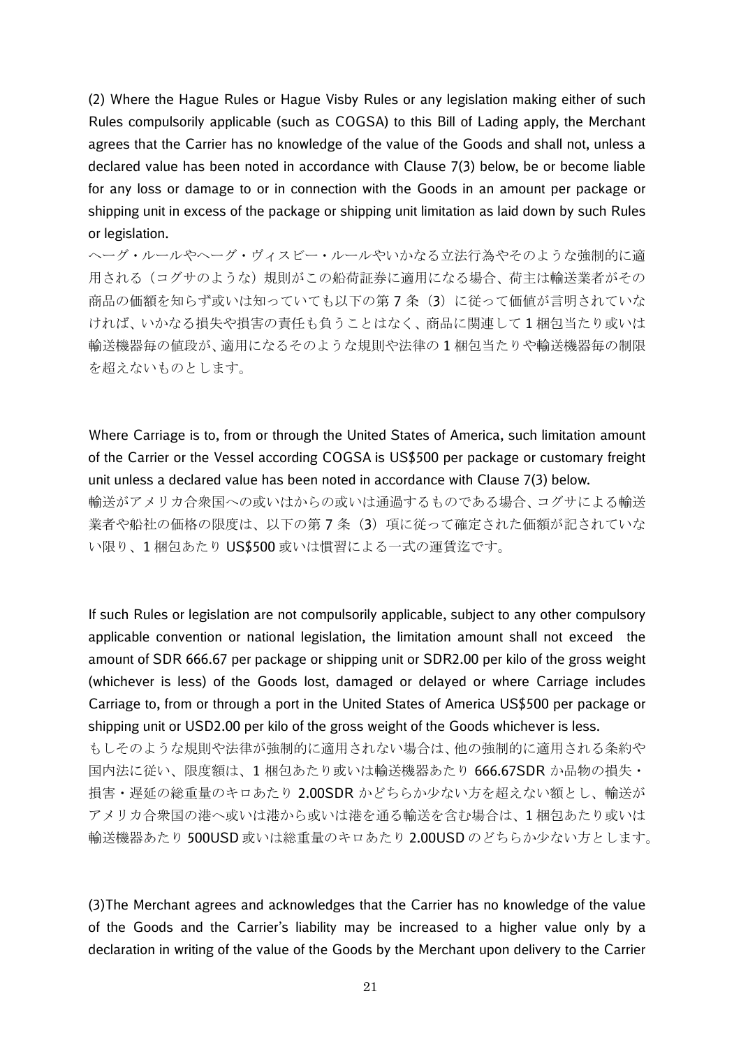(2) Where the Hague Rules or Hague Visby Rules or any legislation making either of such Rules compulsorily applicable (such as COGSA) to this Bill of Lading apply, the Merchant agrees that the Carrier has no knowledge of the value of the Goods and shall not, unless a declared value has been noted in accordance with Clause 7(3) below, be or become liable for any loss or damage to or in connection with the Goods in an amount per package or shipping unit in excess of the package or shipping unit limitation as laid down by such Rules or legislation.

ヘーグ・ルールやヘーグ・ヴィスビー・ルールやいかなる立法行為やそのような強制的に適用される（コグサのような）規則がこの船荷証券に適用になる場合、荷主は輸送業者がその商品の価額を知らず或いは知っていても以下の第 7 条（3）に従って価値が言明されていなければ、いかなる損失や損害の責任も負うことはなく、商品に関連して 1 梱包当たり或いは輸送機器毎の値段が、適用になるそのような規則や法律の 1 梱包当たりや輸送機器毎の制限を超えないものとします。

Where Carriage is to, from or through the United States of America, such limitation amount of the Carrier or the Vessel according COGSA is US$500 per package or customary freight unit unless a declared value has been noted in accordance with Clause 7(3) below.

輸送がアメリカ合衆国への或いはからの或いは通過するものである場合、コグサによる輸送業者や船社の価格の限度は、以下の第 7 条（3）項に従って確定された価額が記されていない限り、1 梱包あたり US$500 或いは慣習による一式の運賃迄です。

If such Rules or legislation are not compulsorily applicable, subject to any other compulsory applicable convention or national legislation, the limitation amount shall not exceed the amount of SDR 666.67 per package or shipping unit or SDR2.00 per kilo of the gross weight (whichever is less) of the Goods lost, damaged or delayed or where Carriage includes Carriage to, from or through a port in the United States of America US$500 per package or shipping unit or USD2.00 per kilo of the gross weight of the Goods whichever is less.

もしそのような規則や法律が強制的に適用されない場合は、他の強制的に適用される条約や国内法に従い、限度額は、1 梱包あたり或いは輸送機器あたり 666.67SDR か品物の損失・損害・遅延の総重量のキロあたり 2.00SDR かどちらか少ない方を超えない額とし、輸送がアメリカ合衆国の港へ或いは港から或いは港を通る輸送を含む場合は、1 梱包あたり或いは輸送機器あたり 500USD 或いは総重量のキロあたり 2.00USD のどちらか少ない方とします。

(3)The Merchant agrees and acknowledges that the Carrier has no knowledge of the value of the Goods and the Carrier's liability may be increased to a higher value only by a declaration in writing of the value of the Goods by the Merchant upon delivery to the Carrier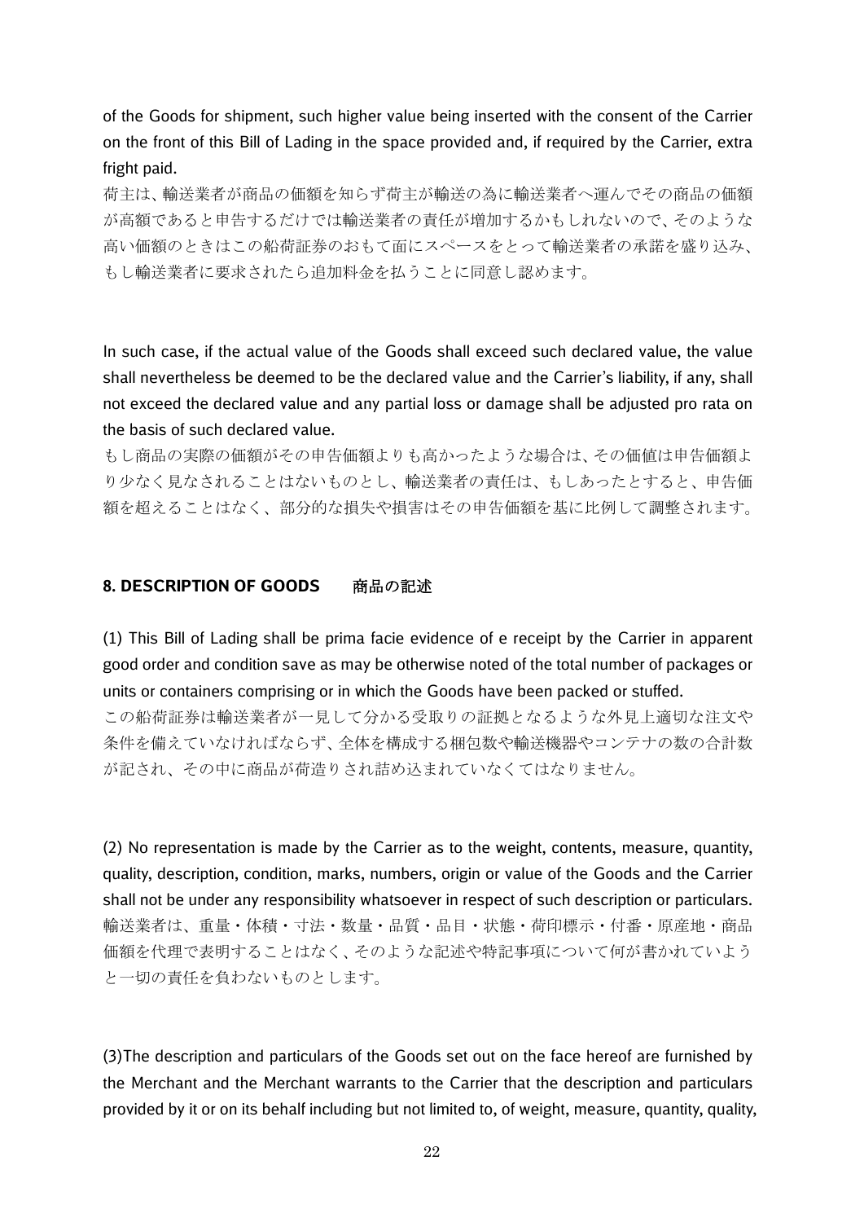of the Goods for shipment, such higher value being inserted with the consent of the Carrier on the front of this Bill of Lading in the space provided and, if required by the Carrier, extra fright paid.

荷主は、輸送業者が商品の価額を知らず荷主が輸送の為に輸送業者へ運んでその商品の価額が高額であると申告するだけでは輸送業者の責任が増加するかもしれないので、そのような高い価額のときはこの船荷証券のおもて面にスペースをとって輸送業者の承諾を盛り込み、もし輸送業者に要求されたら追加料金を払うことに同意し認めます。

In such case, if the actual value of the Goods shall exceed such declared value, the value shall nevertheless be deemed to be the declared value and the Carrier's liability, if any, shall not exceed the declared value and any partial loss or damage shall be adjusted pro rata on the basis of such declared value.

もし商品の実際の価額がその申告価額よりも高かったような場合は、その価値は申告価額より少なく見なされることはないものとし、輸送業者の責任は、もしあったとすると、申告価額を超えることはなく、部分的な損失や損害はその申告価額を基に比例して調整されます。

## 8. DESCRIPTION OF GOODS　　商品の記述

(1) This Bill of Lading shall be prima facie evidence of e receipt by the Carrier in apparent good order and condition save as may be otherwise noted of the total number of packages or units or containers comprising or in which the Goods have been packed or stuffed.

この船荷証券は輸送業者が一見して分かる受取りの証拠となるような外見上適切な注文や条件を備えていなければならず、全体を構成する梱包数や輸送機器やコンテナの数の合計数が記され、その中に商品が荷造りされ詰め込まれていなくてはなりません。

(2) No representation is made by the Carrier as to the weight, contents, measure, quantity, quality, description, condition, marks, numbers, origin or value of the Goods and the Carrier shall not be under any responsibility whatsoever in respect of such description or particulars.

輸送業者は、重量・体積・寸法・数量・品質・品目・状態・荷印標示・付番・原産地・商品価額を代理で表明することはなく、そのような記述や特記事項について何が書かれていようと一切の責任を負わないものとします。

(3)The description and particulars of the Goods set out on the face hereof are furnished by the Merchant and the Merchant warrants to the Carrier that the description and particulars provided by it or on its behalf including but not limited to, of weight, measure, quantity, quality,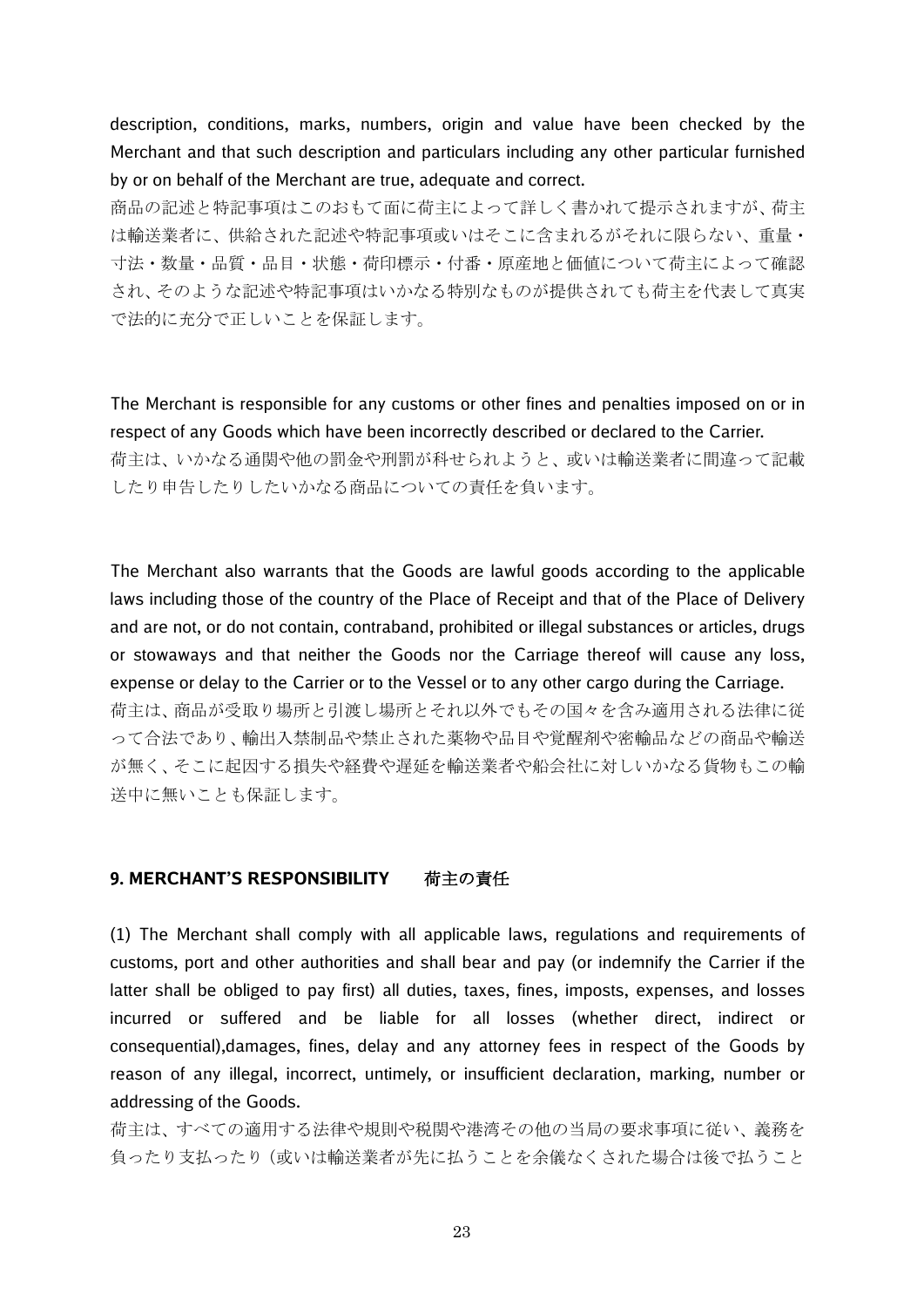description, conditions, marks, numbers, origin and value have been checked by the Merchant and that such description and particulars including any other particular furnished by or on behalf of the Merchant are true, adequate and correct.

商品の記述と特記事項はこのおもて面に荷主によって詳しく書かれて提示されますが、荷主は輸送業者に、供給された記述や特記事項或いはそこに含まれるがそれに限らない、重量・寸法・数量・品質・品目・状態・荷印標示・付番・原産地と価値について荷主によって確認され、そのような記述や特記事項はいかなる特別なものが提供されても荷主を代表して真実で法的に充分で正しいことを保証します。

The Merchant is responsible for any customs or other fines and penalties imposed on or in respect of any Goods which have been incorrectly described or declared to the Carrier.

荷主は、いかなる通関や他の罰金や刑罰が科せられようと、或いは輸送業者に間違って記載したり申告したりしたいかなる商品についての責任を負います。

The Merchant also warrants that the Goods are lawful goods according to the applicable laws including those of the country of the Place of Receipt and that of the Place of Delivery and are not, or do not contain, contraband, prohibited or illegal substances or articles, drugs or stowaways and that neither the Goods nor the Carriage thereof will cause any loss, expense or delay to the Carrier or to the Vessel or to any other cargo during the Carriage.

荷主は、商品が受取り場所と引渡し場所とそれ以外でもその国々を含み適用される法律に従って合法であり、輸出入禁制品や禁止された薬物や品目や覚醒剤や密輸品などの商品や輸送が無く、そこに起因する損失や経費や遅延を輸送業者や船会社に対しいかなる貨物もこの輸送中に無いことも保証します。

## 9. MERCHANT'S RESPONSIBILITY 荷主の責任

(1) The Merchant shall comply with all applicable laws, regulations and requirements of customs, port and other authorities and shall bear and pay (or indemnify the Carrier if the latter shall be obliged to pay first) all duties, taxes, fines, imposts, expenses, and losses incurred or suffered and be liable for all losses (whether direct, indirect or consequential),damages, fines, delay and any attorney fees in respect of the Goods by reason of any illegal, incorrect, untimely, or insufficient declaration, marking, number or addressing of the Goods.

荷主は、すべての適用する法律や規則や税関や港湾その他の当局の要求事項に従い、義務を負ったり支払ったり（或いは輸送業者が先に払うことを余儀なくされた場合は後で払うこと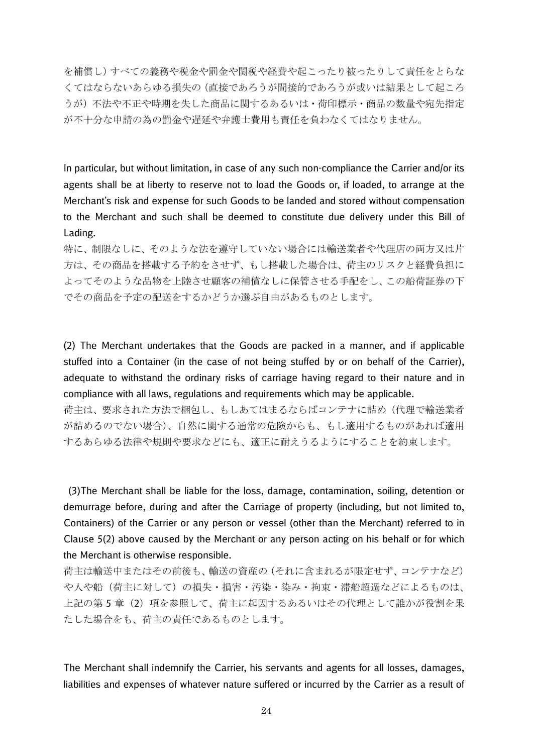を補償し）すべての義務や税金や罰金や関税や経費や起こったり被ったりして責任をとらなくてはならないあらゆる損失の（直接であろうが間接的であろうが或いは結果として起ころうが）不法や不正や時期を失した商品に関するあるいは・荷印標示・商品の数量や宛先指定が不十分な申請の為の罰金や遅延や弁護士費用も責任を負わなくてはなりません。

In particular, but without limitation, in case of any such non-compliance the Carrier and/or its agents shall be at liberty to reserve not to load the Goods or, if loaded, to arrange at the Merchant's risk and expense for such Goods to be landed and stored without compensation to the Merchant and such shall be deemed to constitute due delivery under this Bill of Lading.

特に、制限なしに、そのような法を遵守していない場合には輸送業者や代理店の両方又は片方は、その商品を搭載する予約をさせず、もし搭載した場合は、荷主のリスクと経費負担によってそのような品物を上陸させ顧客の補償なしに保管させる手配をし、この船荷証券の下でその商品を予定の配送をするかどうか選ぶ自由があるものとします。

(2) The Merchant undertakes that the Goods are packed in a manner, and if applicable stuffed into a Container (in the case of not being stuffed by or on behalf of the Carrier), adequate to withstand the ordinary risks of carriage having regard to their nature and in compliance with all laws, regulations and requirements which may be applicable.

荷主は、要求された方法で梱包し、もしあてはまるならばコンテナに詰め（代理で輸送業者が詰めるのでない場合）、自然に関する通常の危険からも、もし適用するものがあれば適用するあらゆる法律や規則や要求などにも、適正に耐えうるようにすることを約束します。

(3)The Merchant shall be liable for the loss, damage, contamination, soiling, detention or demurrage before, during and after the Carriage of property (including, but not limited to, Containers) of the Carrier or any person or vessel (other than the Merchant) referred to in Clause 5(2) above caused by the Merchant or any person acting on his behalf or for which the Merchant is otherwise responsible.

荷主は輸送中またはその前後も、輸送の資産の（それに含まれるが限定せず、コンテナなど）や人や船（荷主に対して）の損失・損害・汚染・染み・拘束・滞船超過などによるものは、上記の第 5 章（2）項を参照して、荷主に起因するあるいはその代理として誰かが役割を果たした場合をも、荷主の責任であるものとします。

The Merchant shall indemnify the Carrier, his servants and agents for all losses, damages, liabilities and expenses of whatever nature suffered or incurred by the Carrier as a result of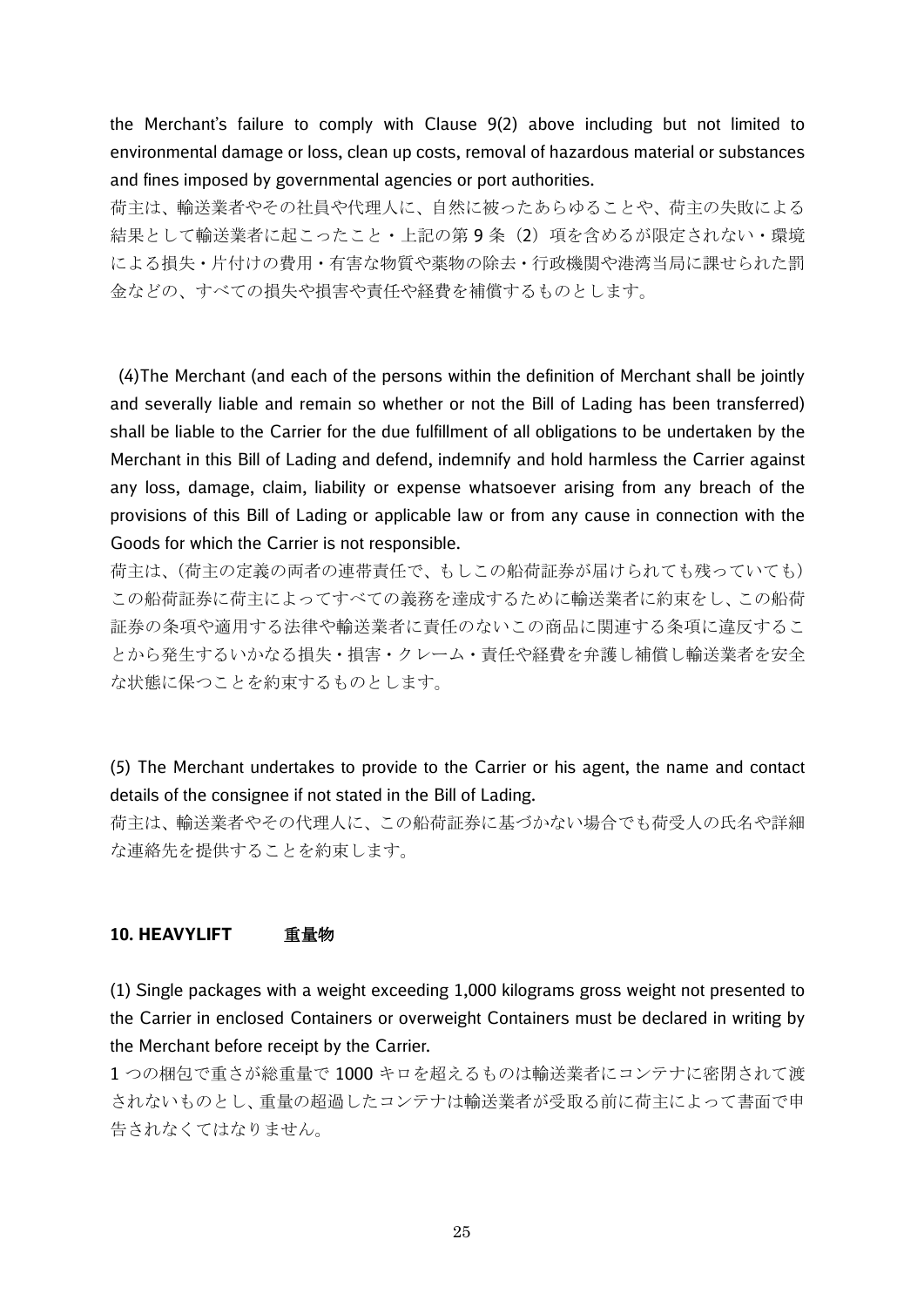the Merchant's failure to comply with Clause 9(2) above including but not limited to environmental damage or loss, clean up costs, removal of hazardous material or substances and fines imposed by governmental agencies or port authorities.

荷主は、輸送業者やその社員や代理人に、自然に被ったあらゆることや、荷主の失敗による結果として輸送業者に起こったこと・上記の第 9 条（2）項を含めるが限定されない・環境による損失・片付けの費用・有害な物質や薬物の除去・行政機関や港湾当局に課せられた罰金などの、すべての損失や損害や責任や経費を補償するものとします。

(4)The Merchant (and each of the persons within the definition of Merchant shall be jointly and severally liable and remain so whether or not the Bill of Lading has been transferred) shall be liable to the Carrier for the due fulfillment of all obligations to be undertaken by the Merchant in this Bill of Lading and defend, indemnify and hold harmless the Carrier against any loss, damage, claim, liability or expense whatsoever arising from any breach of the provisions of this Bill of Lading or applicable law or from any cause in connection with the Goods for which the Carrier is not responsible.

荷主は、（荷主の定義の両者の連帯責任で、もしこの船荷証券が届けられても残っていても）この船荷証券に荷主によってすべての義務を達成するために輸送業者に約束をし、この船荷証券の条項や適用する法律や輸送業者に責任のないこの商品に関連する条項に違反することから発生するいかなる損失・損害・クレーム・責任や経費を弁護し補償し輸送業者を安全な状態に保つことを約束するものとします。

(5) The Merchant undertakes to provide to the Carrier or his agent, the name and contact details of the consignee if not stated in the Bill of Lading.

荷主は、輸送業者やその代理人に、この船荷証券に基づかない場合でも荷受人の氏名や詳細な連絡先を提供することを約束します。

## 10. HEAVYLIFT　　重量物

(1) Single packages with a weight exceeding 1,000 kilograms gross weight not presented to the Carrier in enclosed Containers or overweight Containers must be declared in writing by the Merchant before receipt by the Carrier.

1 つの梱包で重さが総重量で 1000 キロを超えるものは輸送業者にコンテナに密閉されて渡されないものとし、重量の超過したコンテナは輸送業者が受取る前に荷主によって書面で申告されなくてはなりません。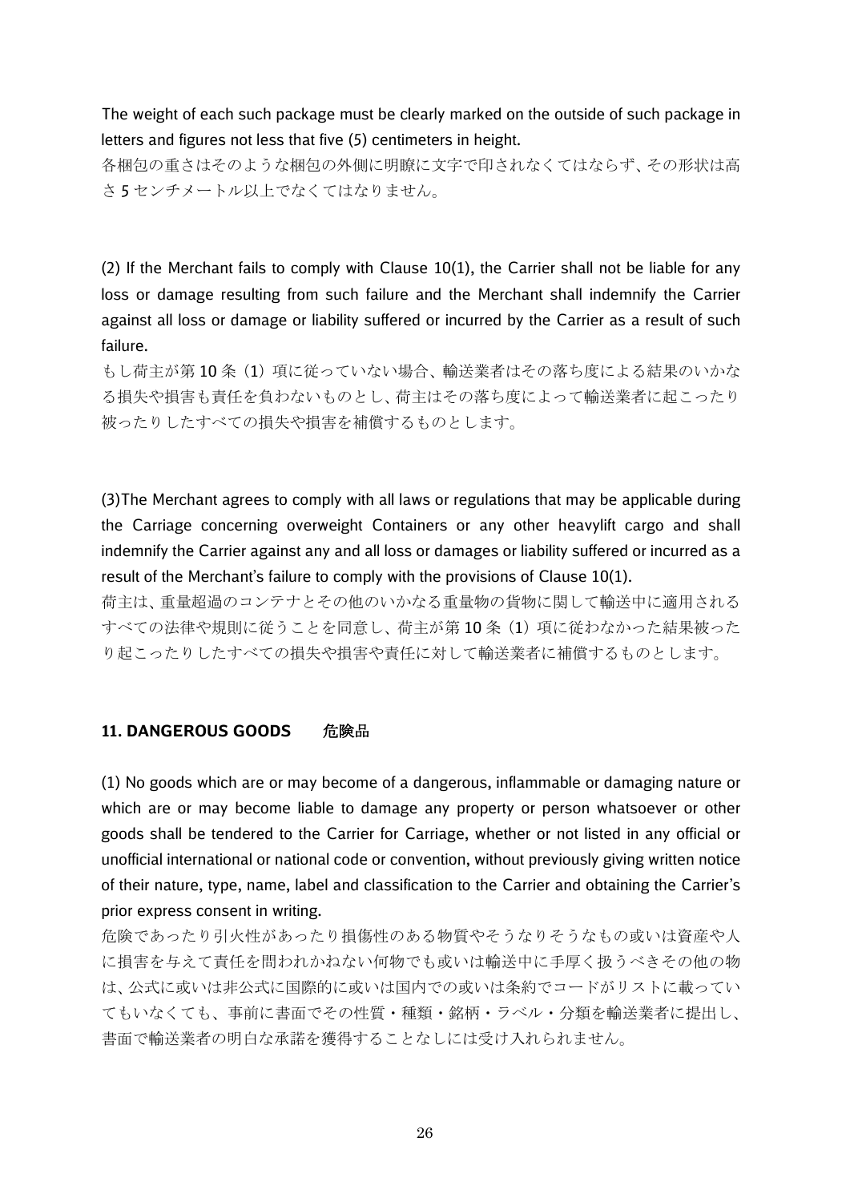The weight of each such package must be clearly marked on the outside of such package in letters and figures not less that five (5) centimeters in height.

各梱包の重さはそのような梱包の外側に明瞭に文字で印されなくてはならず、その形状は高さ 5 センチメートル以上でなくてはなりません。

(2) If the Merchant fails to comply with Clause 10(1), the Carrier shall not be liable for any loss or damage resulting from such failure and the Merchant shall indemnify the Carrier against all loss or damage or liability suffered or incurred by the Carrier as a result of such failure.

もし荷主が第 10 条（1）項に従っていない場合、輸送業者はその落ち度による結果のいかなる損失や損害も責任を負わないものとし、荷主はその落ち度によって輸送業者に起こったり被ったりしたすべての損失や損害を補償するものとします。

(3)The Merchant agrees to comply with all laws or regulations that may be applicable during the Carriage concerning overweight Containers or any other heavylift cargo and shall indemnify the Carrier against any and all loss or damages or liability suffered or incurred as a result of the Merchant's failure to comply with the provisions of Clause 10(1).

荷主は、重量超過のコンテナとその他のいかなる重量物の貨物に関して輸送中に適用されるすべての法律や規則に従うことを同意し、荷主が第 10 条（1）項に従わなかった結果被ったり起こったりしたすべての損失や損害や責任に対して輸送業者に補償するものとします。

## 11. DANGEROUS GOODS　危険品

(1) No goods which are or may become of a dangerous, inflammable or damaging nature or which are or may become liable to damage any property or person whatsoever or other goods shall be tendered to the Carrier for Carriage, whether or not listed in any official or unofficial international or national code or convention, without previously giving written notice of their nature, type, name, label and classification to the Carrier and obtaining the Carrier's prior express consent in writing.

危険であったり引火性があったり損傷性のある物質やそうなりそうなもの或いは資産や人に損害を与えて責任を問われかねない何物でも或いは輸送中に手厚く扱うべきその他の物は、公式に或いは非公式に国際的に或いは国内での或いは条約でコードがリストに載っていてもいなくても、事前に書面でその性質・種類・銘柄・ラベル・分類を輸送業者に提出し、書面で輸送業者の明白な承諾を獲得することなしには受け入れられません。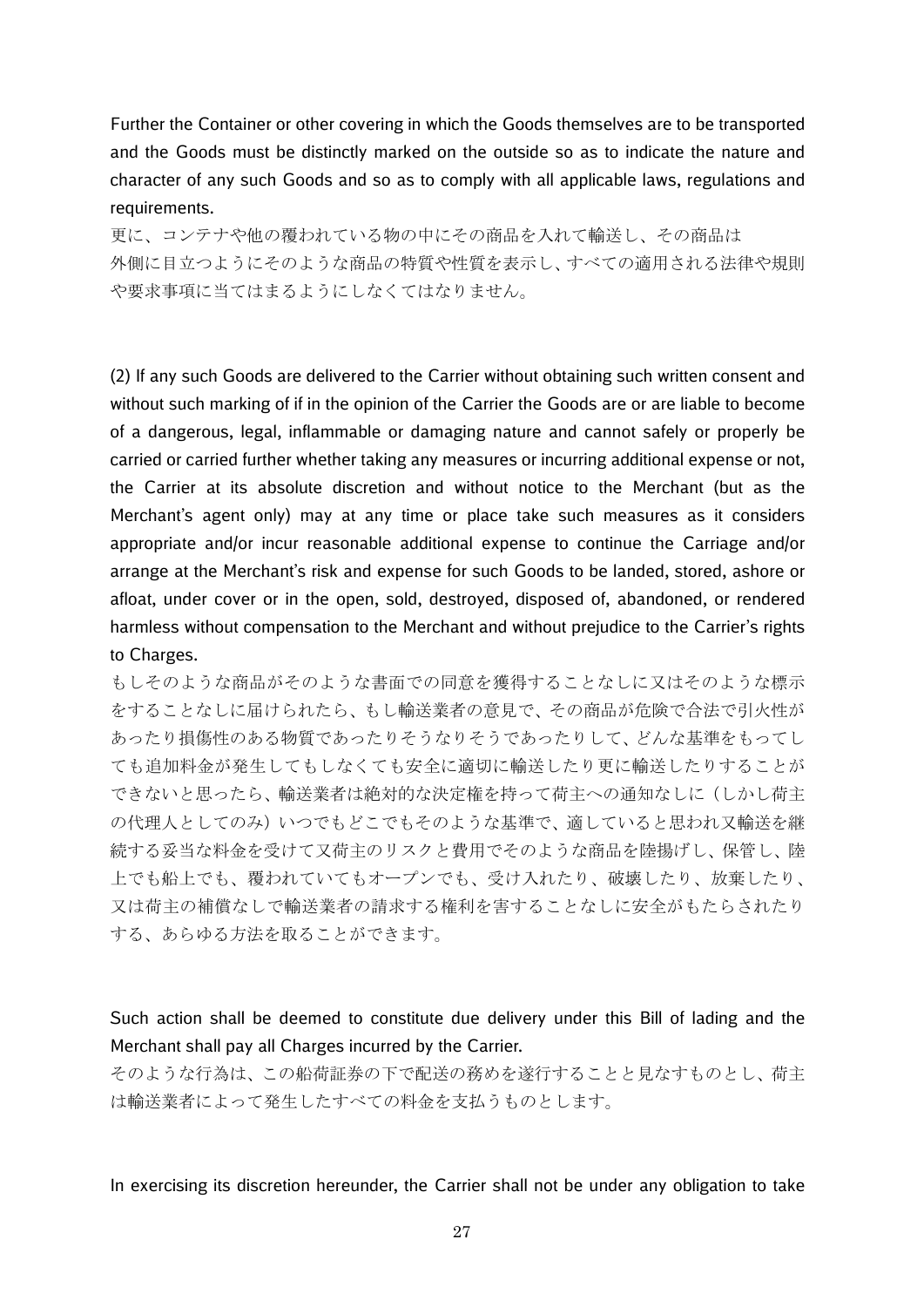Further the Container or other covering in which the Goods themselves are to be transported and the Goods must be distinctly marked on the outside so as to indicate the nature and character of any such Goods and so as to comply with all applicable laws, regulations and requirements.

更に、コンテナや他の覆われている物の中にその商品を入れて輸送し、その商品は外側に目立つようにそのような商品の特質や性質を表示し、すべての適用される法律や規則や要求事項に当てはまるようにしなくてはなりません。

(2) If any such Goods are delivered to the Carrier without obtaining such written consent and without such marking of if in the opinion of the Carrier the Goods are or are liable to become of a dangerous, legal, inflammable or damaging nature and cannot safely or properly be carried or carried further whether taking any measures or incurring additional expense or not, the Carrier at its absolute discretion and without notice to the Merchant (but as the Merchant's agent only) may at any time or place take such measures as it considers appropriate and/or incur reasonable additional expense to continue the Carriage and/or arrange at the Merchant's risk and expense for such Goods to be landed, stored, ashore or afloat, under cover or in the open, sold, destroyed, disposed of, abandoned, or rendered harmless without compensation to the Merchant and without prejudice to the Carrier's rights to Charges.

もしそのような商品がそのような書面での同意を獲得することなしに又はそのような標示をすることなしに届けられたら、もし輸送業者の意見で、その商品が危険で合法で引火性があったり損傷性のある物質であったりそうなりそうであったりして、どんな基準をもってしても追加料金が発生してもしなくても安全に適切に輸送したり更に輸送したりすることができないと思ったら、輸送業者は絶対的な決定権を持って荷主への通知なしに（しかし荷主の代理人としてのみ）いつでもどこでもそのような基準で、適していると思われ又輸送を継続する妥当な料金を受けて又荷主のリスクと費用でそのような商品を陸揚げし、保管し、陸上でも船上でも、覆われていてもオープンでも、受け入れたり、破壊したり、放棄したり、又は荷主の補償なしで輸送業者の請求する権利を害することなしに安全がもたらされたりする、あらゆる方法を取ることができます。

Such action shall be deemed to constitute due delivery under this Bill of lading and the Merchant shall pay all Charges incurred by the Carrier.

そのような行為は、この船荷証券の下で配送の務めを遂行することと見なすものとし、荷主は輸送業者によって発生したすべての料金を支払うものとします。

In exercising its discretion hereunder, the Carrier shall not be under any obligation to take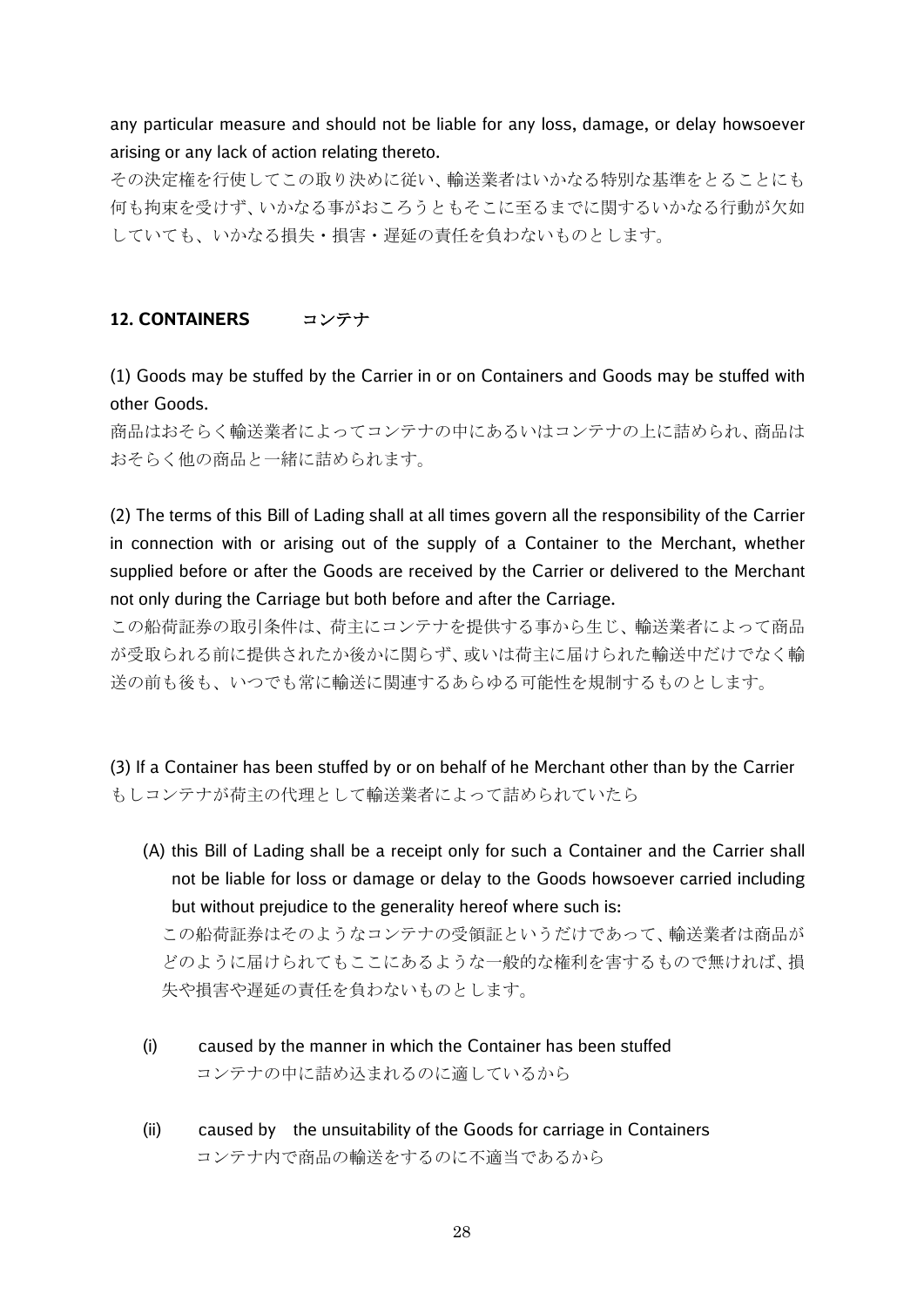any particular measure and should not be liable for any loss, damage, or delay howsoever arising or any lack of action relating thereto.

その決定権を行使してこの取り決めに従い、輸送業者はいかなる特別な基準をとることにも何も拘束を受けず、いかなる事がおころうともそこに至るまでに関するいかなる行動が欠如していても、いかなる損失・損害・遅延の責任を負わないものとします。

## 12. CONTAINERS　コンテナ

(1) Goods may be stuffed by the Carrier in or on Containers and Goods may be stuffed with other Goods.

商品はおそらく輸送業者によってコンテナの中にあるいはコンテナの上に詰められ、商品はおそらく他の商品と一緒に詰められます。

(2) The terms of this Bill of Lading shall at all times govern all the responsibility of the Carrier in connection with or arising out of the supply of a Container to the Merchant, whether supplied before or after the Goods are received by the Carrier or delivered to the Merchant not only during the Carriage but both before and after the Carriage.

この船荷証券の取引条件は、荷主にコンテナを提供する事から生じ、輸送業者によって商品が受取られる前に提供されたか後かに関らず、或いは荷主に届けられた輸送中だけでなく輸送の前も後も、いつでも常に輸送に関連するあらゆる可能性を規制するものとします。

(3) If a Container has been stuffed by or on behalf of he Merchant other than by the Carrier

もしコンテナが荷主の代理として輸送業者によって詰められていたら

(A) this Bill of Lading shall be a receipt only for such a Container and the Carrier shall not be liable for loss or damage or delay to the Goods howsoever carried including but without prejudice to the generality hereof where such is:

この船荷証券はそのようなコンテナの受領証というだけであって、輸送業者は商品がどのように届けられてもここにあるような一般的な権利を害するもので無ければ、損失や損害や遅延の責任を負わないものとします。

(i) caused by the manner in which the Container has been stuffed

コンテナの中に詰め込まれるのに適しているから

(ii) caused by the unsuitability of the Goods for carriage in Containers

コンテナ内で商品の輸送をするのに不適当であるから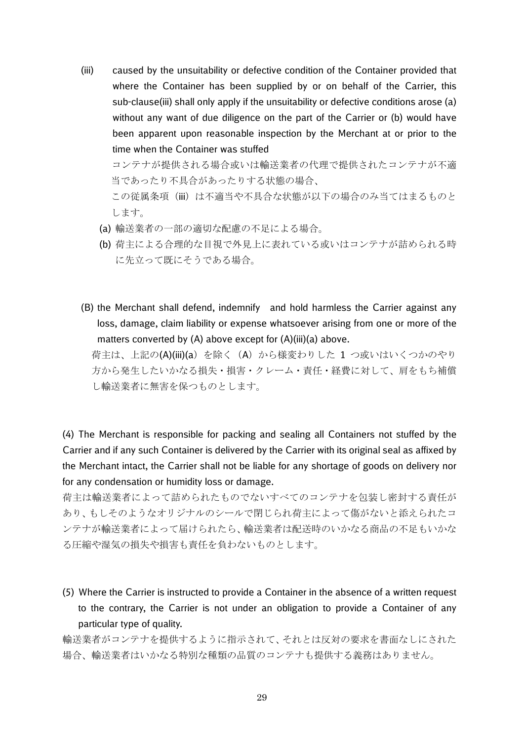(iii) caused by the unsuitability or defective condition of the Container provided that where the Container has been supplied by or on behalf of the Carrier, this sub-clause(iii) shall only apply if the unsuitability or defective conditions arose (a) without any want of due diligence on the part of the Carrier or (b) would have been apparent upon reasonable inspection by the Merchant at or prior to the time when the Container was stuffed

コンテナが提供される場合或いは輸送業者の代理で提供されたコンテナが不適当であったり不具合があったりする状態の場合、

この従属条項（iii）は不適当や不具合な状態が以下の場合のみ当てはまるものとします。

(a) 輸送業者の一部の適切な配慮の不足による場合。

(b) 荷主による合理的な目視で外見上に表れている或いはコンテナが詰められる時に先立って既にそうである場合。

(B) the Merchant shall defend, indemnify and hold harmless the Carrier against any loss, damage, claim liability or expense whatsoever arising from one or more of the matters converted by (A) above except for (A)(iii)(a) above.

荷主は、上記の(A)(iii)(a）を除く（A）から様変わりした 1 つ或いはいくつかのやり方から発生したいかなる損失・損害・クレーム・責任・経費に対して、肩をもち補償し輸送業者に無害を保つものとします。

(4) The Merchant is responsible for packing and sealing all Containers not stuffed by the Carrier and if any such Container is delivered by the Carrier with its original seal as affixed by the Merchant intact, the Carrier shall not be liable for any shortage of goods on delivery nor for any condensation or humidity loss or damage.

荷主は輸送業者によって詰められたものでないすべてのコンテナを包装し密封する責任があり、もしそのようなオリジナルのシールで閉じられ荷主によって傷がないと添えられたコンテナが輸送業者によって届けられたら、輸送業者は配送時のいかなる商品の不足もいかなる圧縮や湿気の損失や損害も責任を負わないものとします。

(5) Where the Carrier is instructed to provide a Container in the absence of a written request to the contrary, the Carrier is not under an obligation to provide a Container of any particular type of quality.

輸送業者がコンテナを提供するように指示されて、それとは反対の要求を書面なしにされた場合、輸送業者はいかなる特別な種類の品質のコンテナも提供する義務はありません。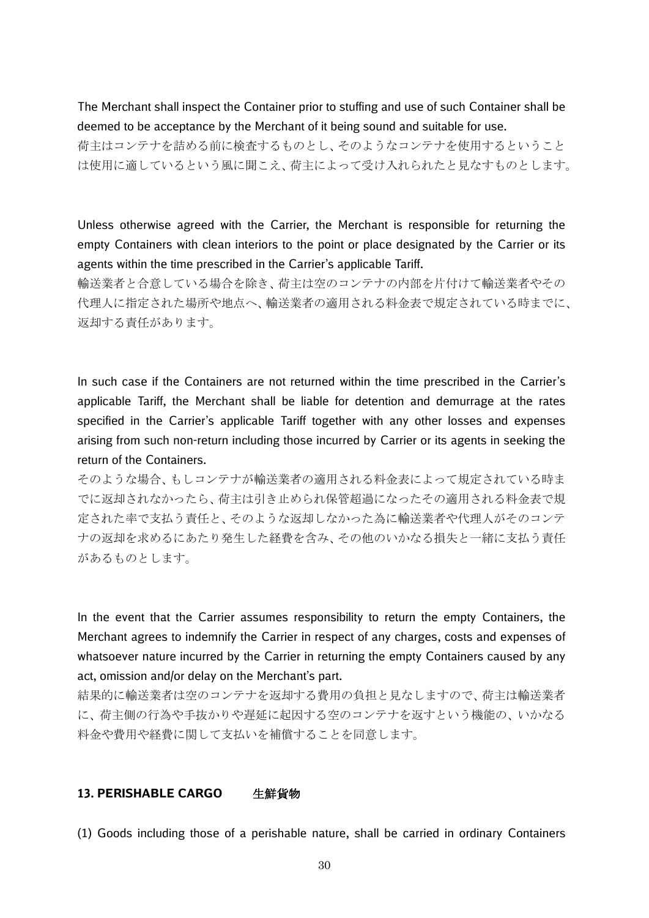The Merchant shall inspect the Container prior to stuffing and use of such Container shall be deemed to be acceptance by the Merchant of it being sound and suitable for use.
荷主はコンテナを詰める前に検査するものとし、そのようなコンテナを使用するということは使用に適しているという風に聞こえ、荷主によって受け入れられたと見なすものとします。

Unless otherwise agreed with the Carrier, the Merchant is responsible for returning the empty Containers with clean interiors to the point or place designated by the Carrier or its agents within the time prescribed in the Carrier's applicable Tariff.
輸送業者と合意している場合を除き、荷主は空のコンテナの内部を片付けて輸送業者やその代理人に指定された場所や地点へ、輸送業者の適用される料金表で規定されている時までに、返却する責任があります。

In such case if the Containers are not returned within the time prescribed in the Carrier's applicable Tariff, the Merchant shall be liable for detention and demurrage at the rates specified in the Carrier's applicable Tariff together with any other losses and expenses arising from such non-return including those incurred by Carrier or its agents in seeking the return of the Containers.
そのような場合、もしコンテナが輸送業者の適用される料金表によって規定されている時までに返却されなかったら、荷主は引き止められ保管超過になったその適用される料金表で規定された率で支払う責任と、そのような返却しなかった為に輸送業者や代理人がそのコンテナの返却を求めるにあたり発生した経費を含み、その他のいかなる損失と一緒に支払う責任があるものとします。

In the event that the Carrier assumes responsibility to return the empty Containers, the Merchant agrees to indemnify the Carrier in respect of any charges, costs and expenses of whatsoever nature incurred by the Carrier in returning the empty Containers caused by any act, omission and/or delay on the Merchant's part.
結果的に輸送業者は空のコンテナを返却する費用の負担と見なしますので、荷主は輸送業者に、荷主側の行為や手抜かりや遅延に起因する空のコンテナを返すという機能の、いかなる料金や費用や経費に関して支払いを補償することを同意します。

## 13. PERISHABLE CARGO　　生鮮貨物

(1) Goods including those of a perishable nature, shall be carried in ordinary Containers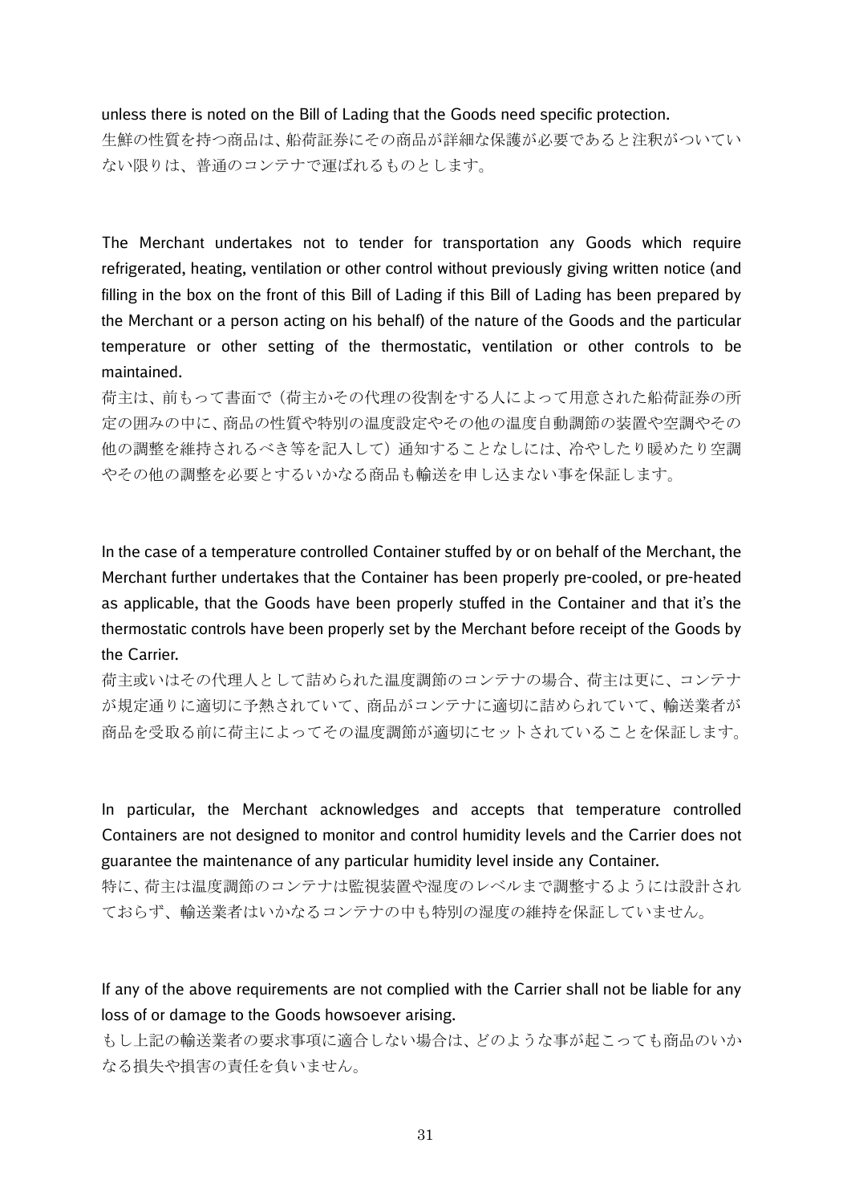unless there is noted on the Bill of Lading that the Goods need specific protection.
生鮮の性質を持つ商品は、船荷証券にその商品が詳細な保護が必要であると注釈がついていない限りは、普通のコンテナで運ばれるものとします。

The Merchant undertakes not to tender for transportation any Goods which require refrigerated, heating, ventilation or other control without previously giving written notice (and filling in the box on the front of this Bill of Lading if this Bill of Lading has been prepared by the Merchant or a person acting on his behalf) of the nature of the Goods and the particular temperature or other setting of the thermostatic, ventilation or other controls to be maintained.
荷主は、前もって書面で（荷主かその代理の役割をする人によって用意された船荷証券の所定の囲みの中に、商品の性質や特別の温度設定やその他の温度自動調節の装置や空調やその他の調整を維持されるべき等を記入して）通知することなしには、冷やしたり暖めたり空調やその他の調整を必要とするいかなる商品も輸送を申し込まない事を保証します。

In the case of a temperature controlled Container stuffed by or on behalf of the Merchant, the Merchant further undertakes that the Container has been properly pre-cooled, or pre-heated as applicable, that the Goods have been properly stuffed in the Container and that it's the thermostatic controls have been properly set by the Merchant before receipt of the Goods by the Carrier.
荷主或いはその代理人として詰められた温度調節のコンテナの場合、荷主は更に、コンテナが規定通りに適切に予熱されていて、商品がコンテナに適切に詰められていて、輸送業者が商品を受取る前に荷主によってその温度調節が適切にセットされていることを保証します。

In particular, the Merchant acknowledges and accepts that temperature controlled Containers are not designed to monitor and control humidity levels and the Carrier does not guarantee the maintenance of any particular humidity level inside any Container.
特に、荷主は温度調節のコンテナは監視装置や湿度のレベルまで調整するようには設計されておらず、輸送業者はいかなるコンテナの中も特別の湿度の維持を保証していません。

If any of the above requirements are not complied with the Carrier shall not be liable for any loss of or damage to the Goods howsoever arising.
もし上記の輸送業者の要求事項に適合しない場合は、どのような事が起こっても商品のいかなる損失や損害の責任を負いません。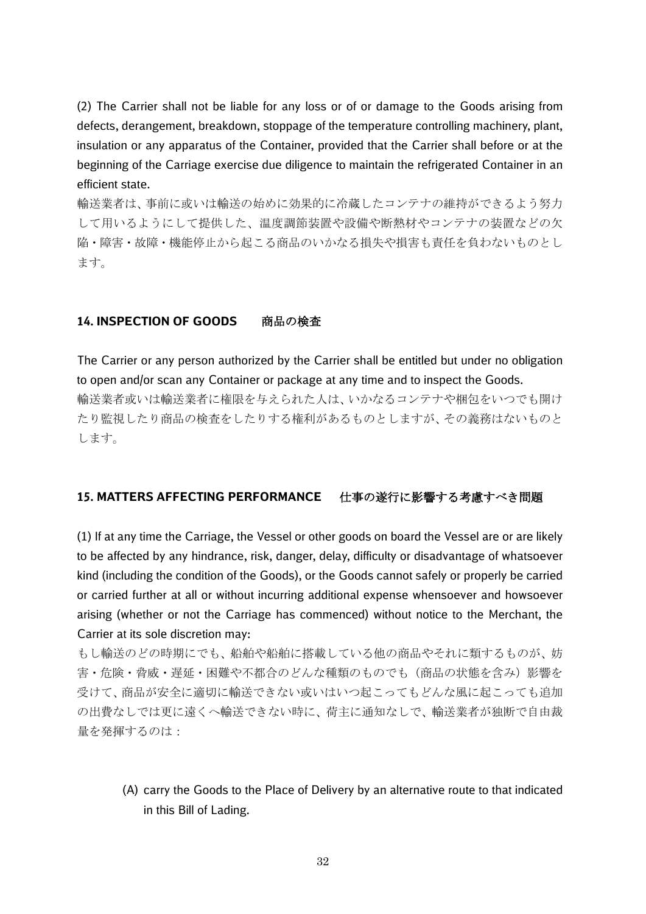(2) The Carrier shall not be liable for any loss or of or damage to the Goods arising from defects, derangement, breakdown, stoppage of the temperature controlling machinery, plant, insulation or any apparatus of the Container, provided that the Carrier shall before or at the beginning of the Carriage exercise due diligence to maintain the refrigerated Container in an efficient state.

輸送業者は、事前に或いは輸送の始めに効果的に冷蔵したコンテナの維持ができるよう努力して用いるようにして提供した、温度調節装置や設備や断熱材やコンテナの装置などの欠陥・障害・故障・機能停止から起こる商品のいかなる損失や損害も責任を負わないものとします。

## 14. INSPECTION OF GOODS　　商品の検査

The Carrier or any person authorized by the Carrier shall be entitled but under no obligation to open and/or scan any Container or package at any time and to inspect the Goods.

輸送業者或いは輸送業者に権限を与えられた人は、いかなるコンテナや梱包をいつでも開けたり監視したり商品の検査をしたりする権利があるものとしますが、その義務はないものとします。

## 15. MATTERS AFFECTING PERFORMANCE　　仕事の遂行に影響する考慮すべき問題

(1) If at any time the Carriage, the Vessel or other goods on board the Vessel are or are likely to be affected by any hindrance, risk, danger, delay, difficulty or disadvantage of whatsoever kind (including the condition of the Goods), or the Goods cannot safely or properly be carried or carried further at all or without incurring additional expense whensoever and howsoever arising (whether or not the Carriage has commenced) without notice to the Merchant, the Carrier at its sole discretion may:

もし輸送のどの時期にでも、船舶や船舶に搭載している他の商品やそれに類するものが、妨害・危険・脅威・遅延・困難や不都合のどんな種類のものでも（商品の状態を含み）影響を受けて、商品が安全に適切に輸送できない或いはいつ起こってもどんな風に起こっても追加の出費なしでは更に遠くへ輸送できない時に、荷主に通知なしで、輸送業者が独断で自由裁量を発揮するのは：

(A) carry the Goods to the Place of Delivery by an alternative route to that indicated in this Bill of Lading.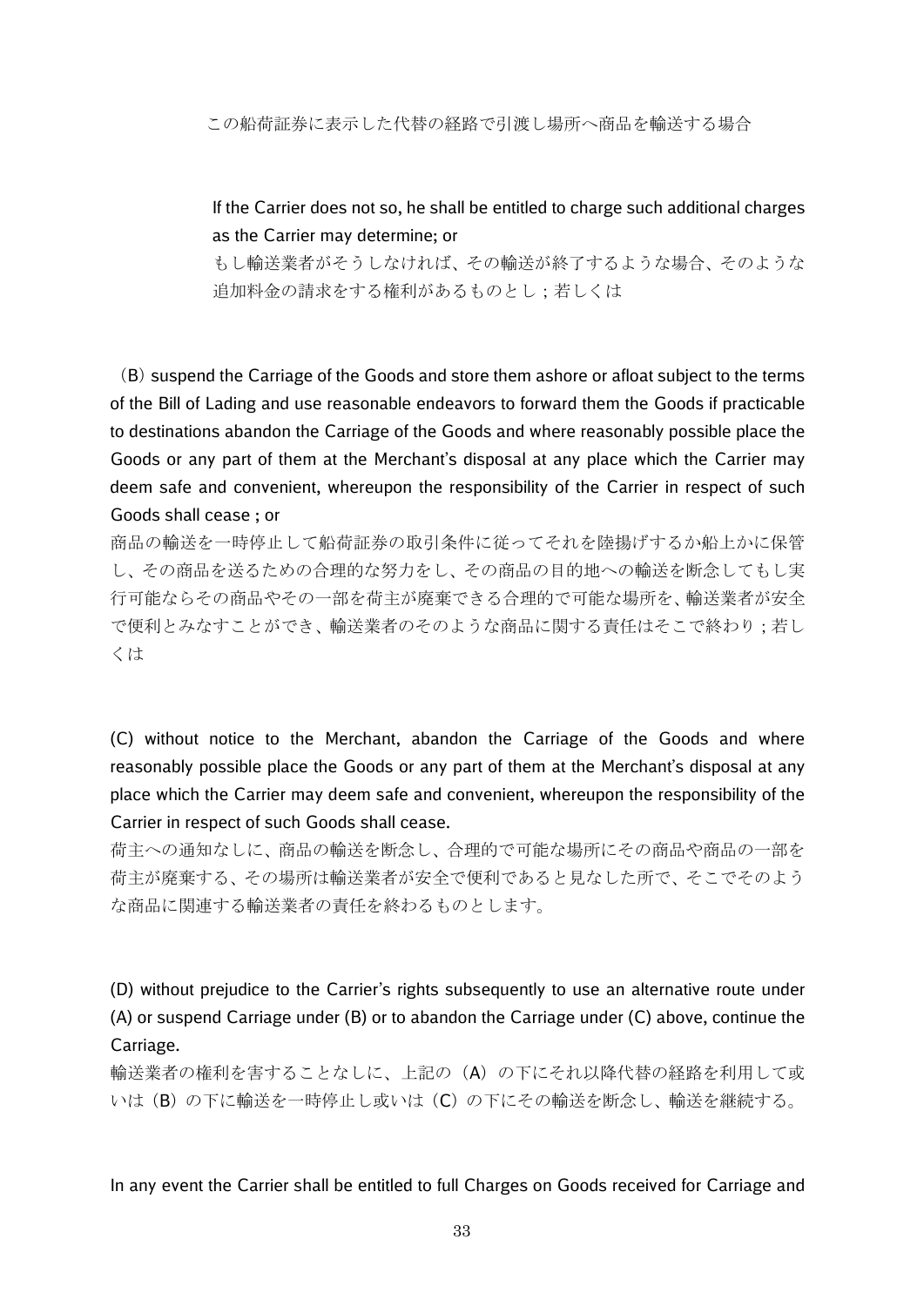この船荷証券に表示した代替の経路で引渡し場所へ商品を輸送する場合

If the Carrier does not so, he shall be entitled to charge such additional charges as the Carrier may determine; or

もし輸送業者がそうしなければ、その輸送が終了するような場合、そのような追加料金の請求をする権利があるものとし；若しくは

（B）suspend the Carriage of the Goods and store them ashore or afloat subject to the terms of the Bill of Lading and use reasonable endeavors to forward them the Goods if practicable to destinations abandon the Carriage of the Goods and where reasonably possible place the Goods or any part of them at the Merchant's disposal at any place which the Carrier may deem safe and convenient, whereupon the responsibility of the Carrier in respect of such Goods shall cease ; or

商品の輸送を一時停止して船荷証券の取引条件に従ってそれを陸揚げするか船上かに保管し、その商品を送るための合理的な努力をし、その商品の目的地への輸送を断念してもし実行可能ならその商品やその一部を荷主が廃棄できる合理的で可能な場所を、輸送業者が安全で便利とみなすことができ、輸送業者のそのような商品に関する責任はそこで終わり；若しくは

(C) without notice to the Merchant, abandon the Carriage of the Goods and where reasonably possible place the Goods or any part of them at the Merchant's disposal at any place which the Carrier may deem safe and convenient, whereupon the responsibility of the Carrier in respect of such Goods shall cease.

荷主への通知なしに、商品の輸送を断念し、合理的で可能な場所にその商品や商品の一部を荷主が廃棄する、その場所は輸送業者が安全で便利であると見なした所で、そこでそのような商品に関連する輸送業者の責任を終わるものとします。

(D) without prejudice to the Carrier's rights subsequently to use an alternative route under (A) or suspend Carriage under (B) or to abandon the Carriage under (C) above, continue the Carriage.

輸送業者の権利を害することなしに、上記の（A）の下にそれ以降代替の経路を利用して或いは（B）の下に輸送を一時停止し或いは（C）の下にその輸送を断念し、輸送を継続する。

In any event the Carrier shall be entitled to full Charges on Goods received for Carriage and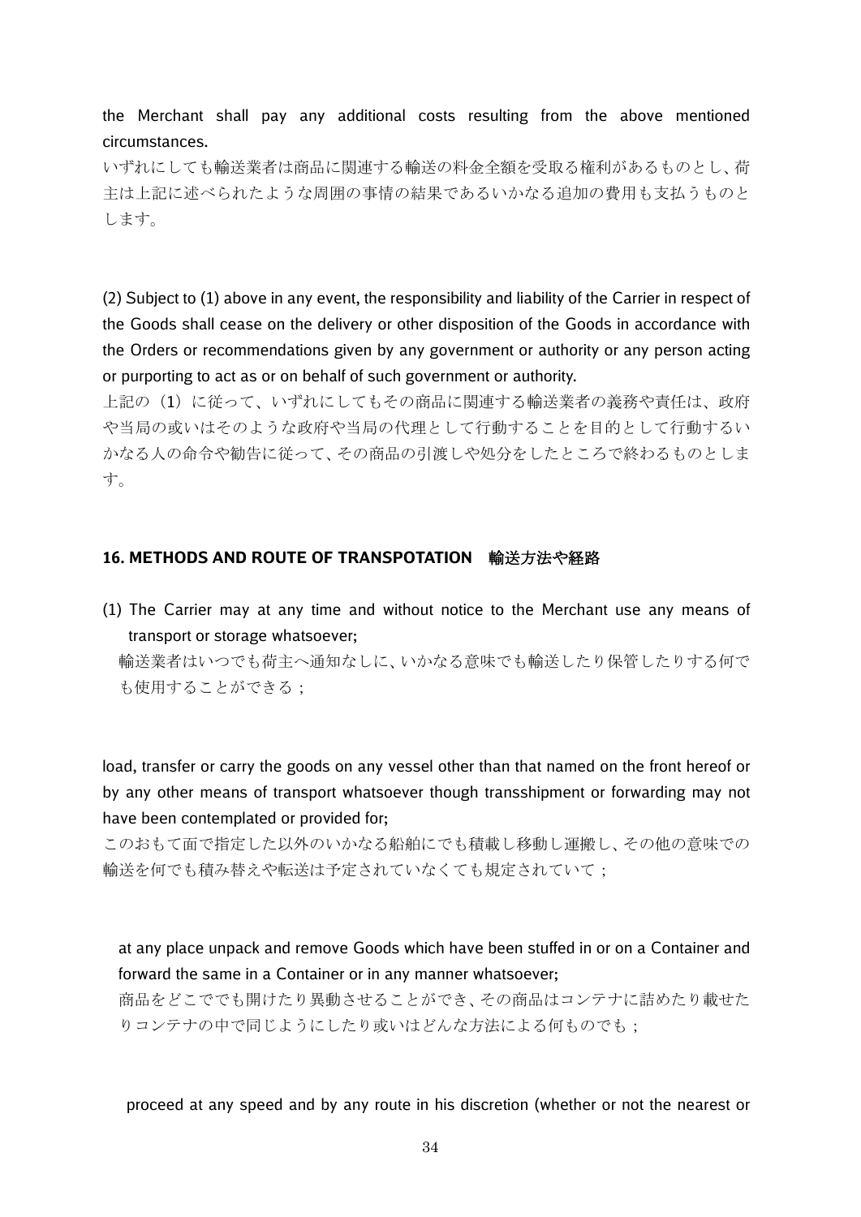the Merchant shall pay any additional costs resulting from the above mentioned circumstances.

いずれにしても輸送業者は商品に関連する輸送の料金全額を受取る権利があるものとし、荷主は上記に述べられたような周囲の事情の結果であるいかなる追加の費用も支払うものとします。

(2) Subject to (1) above in any event, the responsibility and liability of the Carrier in respect of the Goods shall cease on the delivery or other disposition of the Goods in accordance with the Orders or recommendations given by any government or authority or any person acting or purporting to act as or on behalf of such government or authority.

上記の（1）に従って、いずれにしてもその商品に関連する輸送業者の義務や責任は、政府や当局の或いはそのような政府や当局の代理として行動することを目的として行動するいかなる人の命令や勧告に従って、その商品の引渡しや処分をしたところで終わるものとします。

### 16. METHODS AND ROUTE OF TRANSPOTATION　輸送方法や経路

(1) The Carrier may at any time and without notice to the Merchant use any means of transport or storage whatsoever;

輸送業者はいつでも荷主へ通知なしに、いかなる意味でも輸送したり保管したりする何でも使用することができる；

load, transfer or carry the goods on any vessel other than that named on the front hereof or by any other means of transport whatsoever though transshipment or forwarding may not have been contemplated or provided for;

このおもて面で指定した以外のいかなる船舶にでも積載し移動し運搬し、その他の意味での輸送を何でも積み替えや転送は予定されていなくても規定されていて；

at any place unpack and remove Goods which have been stuffed in or on a Container and forward the same in a Container or in any manner whatsoever;

商品をどこででも開けたり異動させることができ、その商品はコンテナに詰めたり載せたりコンテナの中で同じようにしたり或いはどんな方法による何ものでも；

proceed at any speed and by any route in his discretion (whether or not the nearest or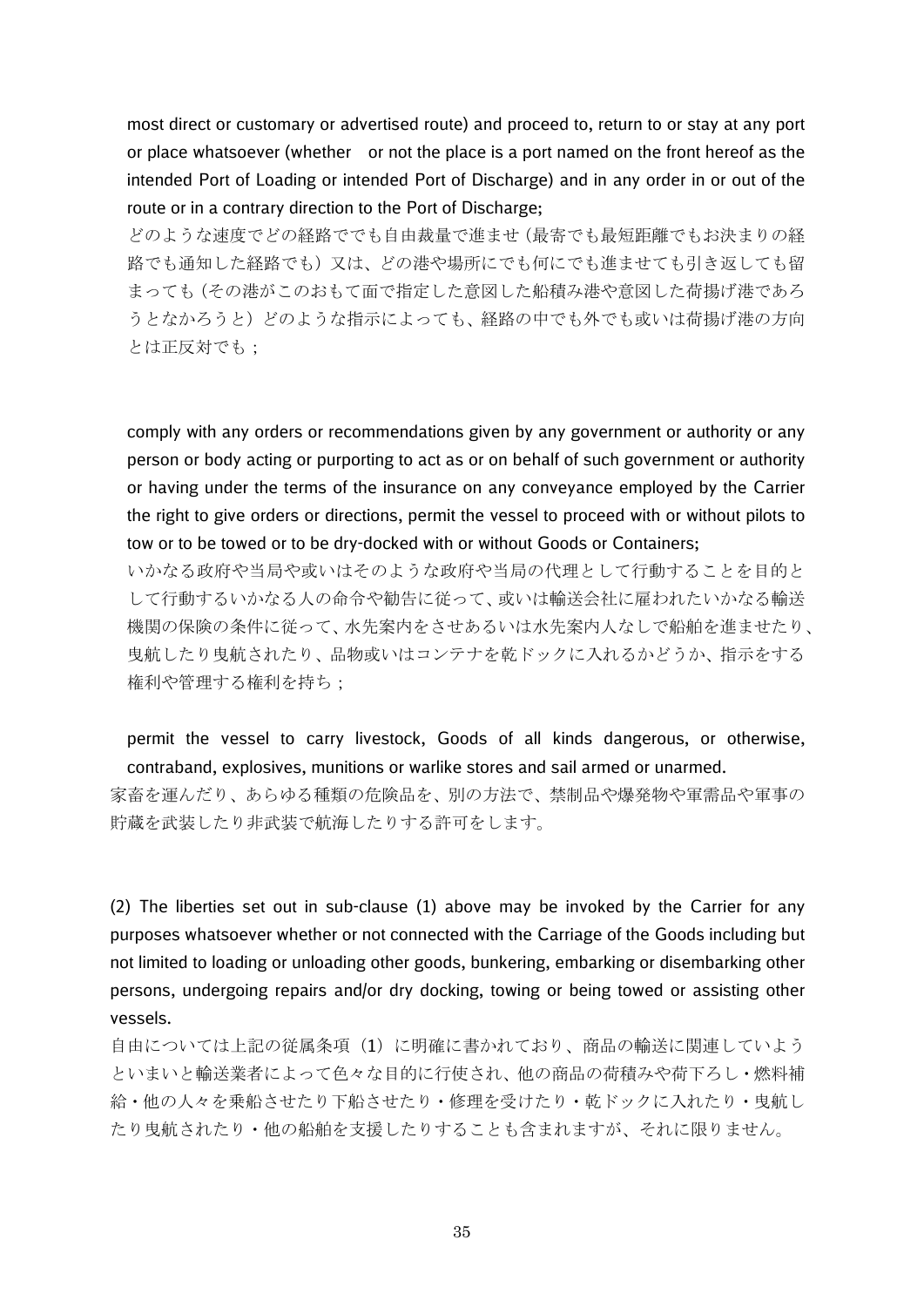most direct or customary or advertised route) and proceed to, return to or stay at any port or place whatsoever (whether  or not the place is a port named on the front hereof as the intended Port of Loading or intended Port of Discharge) and in any order in or out of the route or in a contrary direction to the Port of Discharge;

どのような速度でどの経路ででも自由裁量で進ませ（最寄でも最短距離でもお決まりの経路でも通知した経路でも）又は、どの港や場所にでも何にでも進ませても引き返しても留まっても（その港がこのおもて面で指定した意図した船積み港や意図した荷揚げ港であろうとなかろうと）どのような指示によっても、経路の中でも外でも或いは荷揚げ港の方向とは正反対でも；

comply with any orders or recommendations given by any government or authority or any person or body acting or purporting to act as or on behalf of such government or authority or having under the terms of the insurance on any conveyance employed by the Carrier the right to give orders or directions, permit the vessel to proceed with or without pilots to tow or to be towed or to be dry-docked with or without Goods or Containers;

いかなる政府や当局や或いはそのような政府や当局の代理として行動することを目的として行動するいかなる人の命令や勧告に従って、或いは輸送会社に雇われたいかなる輸送機関の保険の条件に従って、水先案内をさせあるいは水先案内人なしで船舶を進ませたり、曳航したり曳航されたり、品物或いはコンテナを乾ドックに入れるかどうか、指示をする権利や管理する権利を持ち；

permit the vessel to carry livestock, Goods of all kinds dangerous, or otherwise, contraband, explosives, munitions or warlike stores and sail armed or unarmed.

家畜を運んだり、あらゆる種類の危険品を、別の方法で、禁制品や爆発物や軍需品や軍事の貯蔵を武装したり非武装で航海したりする許可をします。

(2) The liberties set out in sub-clause (1) above may be invoked by the Carrier for any purposes whatsoever whether or not connected with the Carriage of the Goods including but not limited to loading or unloading other goods, bunkering, embarking or disembarking other persons, undergoing repairs and/or dry docking, towing or being towed or assisting other vessels.

自由については上記の従属条項（1）に明確に書かれており、商品の輸送に関連していようといまいと輸送業者によって色々な目的に行使され、他の商品の荷積みや荷下ろし・燃料補給・他の人々を乗船させたり下船させたり・修理を受けたり・乾ドックに入れたり・曳航したり曳航されたり・他の船舶を支援したりすることも含まれますが、それに限りません。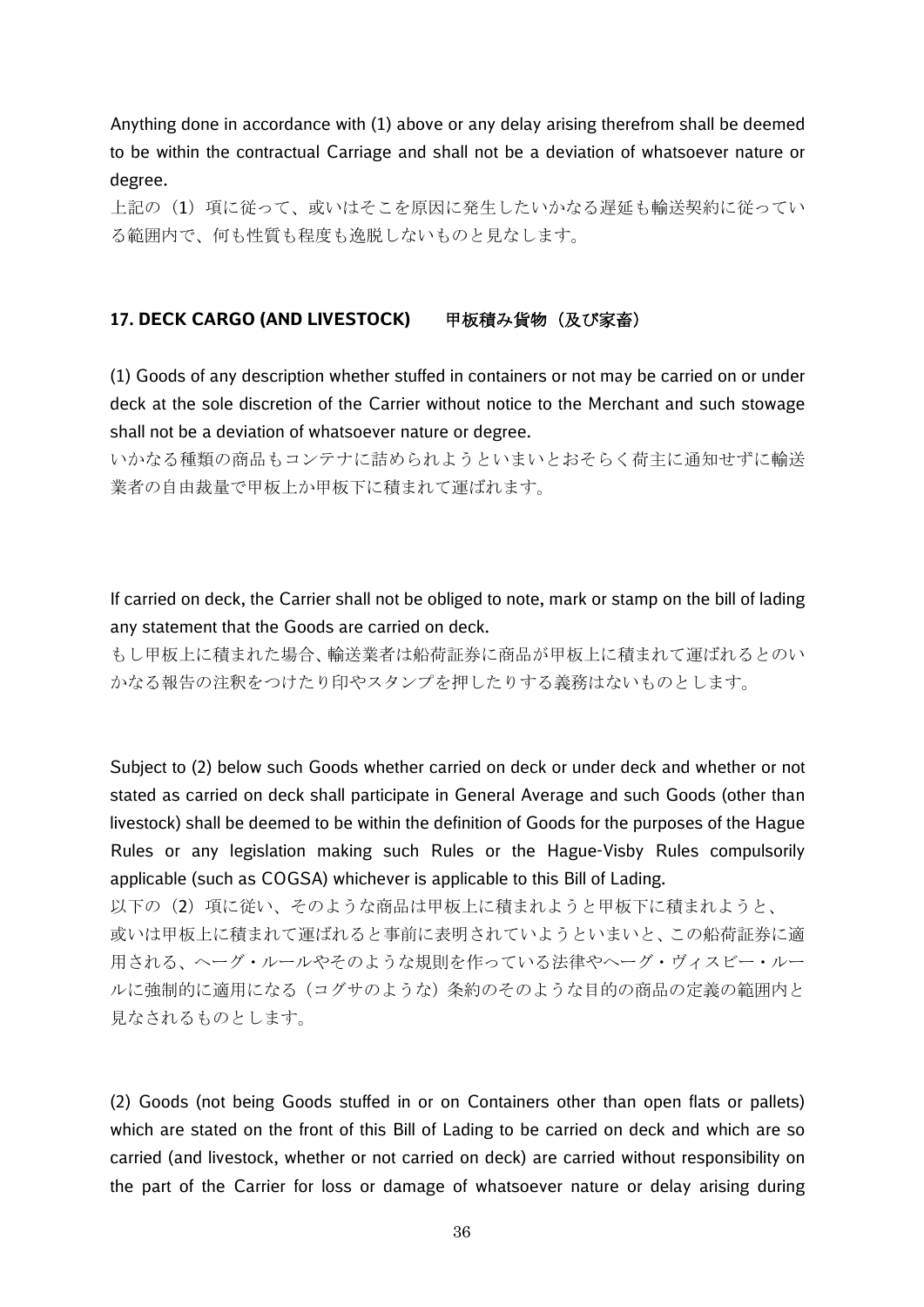Anything done in accordance with (1) above or any delay arising therefrom shall be deemed to be within the contractual Carriage and shall not be a deviation of whatsoever nature or degree.

上記の（1）項に従って、或いはそこを原因に発生したいかなる遅延も輸送契約に従っている範囲内で、何も性質も程度も逸脱しないものと見なします。

## 17. DECK CARGO (AND LIVESTOCK)　　甲板積み貨物（及び家畜）

(1) Goods of any description whether stuffed in containers or not may be carried on or under deck at the sole discretion of the Carrier without notice to the Merchant and such stowage shall not be a deviation of whatsoever nature or degree.

いかなる種類の商品もコンテナに詰められようといまいとおそらく荷主に通知せずに輸送業者の自由裁量で甲板上か甲板下に積まれて運ばれます。

If carried on deck, the Carrier shall not be obliged to note, mark or stamp on the bill of lading any statement that the Goods are carried on deck.

もし甲板上に積まれた場合、輸送業者は船荷証券に商品が甲板上に積まれて運ばれるとのいかなる報告の注釈をつけたり印やスタンプを押したりする義務はないものとします。

Subject to (2) below such Goods whether carried on deck or under deck and whether or not stated as carried on deck shall participate in General Average and such Goods (other than livestock) shall be deemed to be within the definition of Goods for the purposes of the Hague Rules or any legislation making such Rules or the Hague-Visby Rules compulsorily applicable (such as COGSA) whichever is applicable to this Bill of Lading.

以下の（2）項に従い、そのような商品は甲板上に積まれようと甲板下に積まれようと、或いは甲板上に積まれて運ばれると事前に表明されていようといまいと、この船荷証券に適用される、ヘーグ・ルールやそのような規則を作っている法律やヘーグ・ヴィスビー・ルールに強制的に適用になる（コグサのような）条約のそのような目的の商品の定義の範囲内と見なされるものとします。

(2) Goods (not being Goods stuffed in or on Containers other than open flats or pallets) which are stated on the front of this Bill of Lading to be carried on deck and which are so carried (and livestock, whether or not carried on deck) are carried without responsibility on the part of the Carrier for loss or damage of whatsoever nature or delay arising during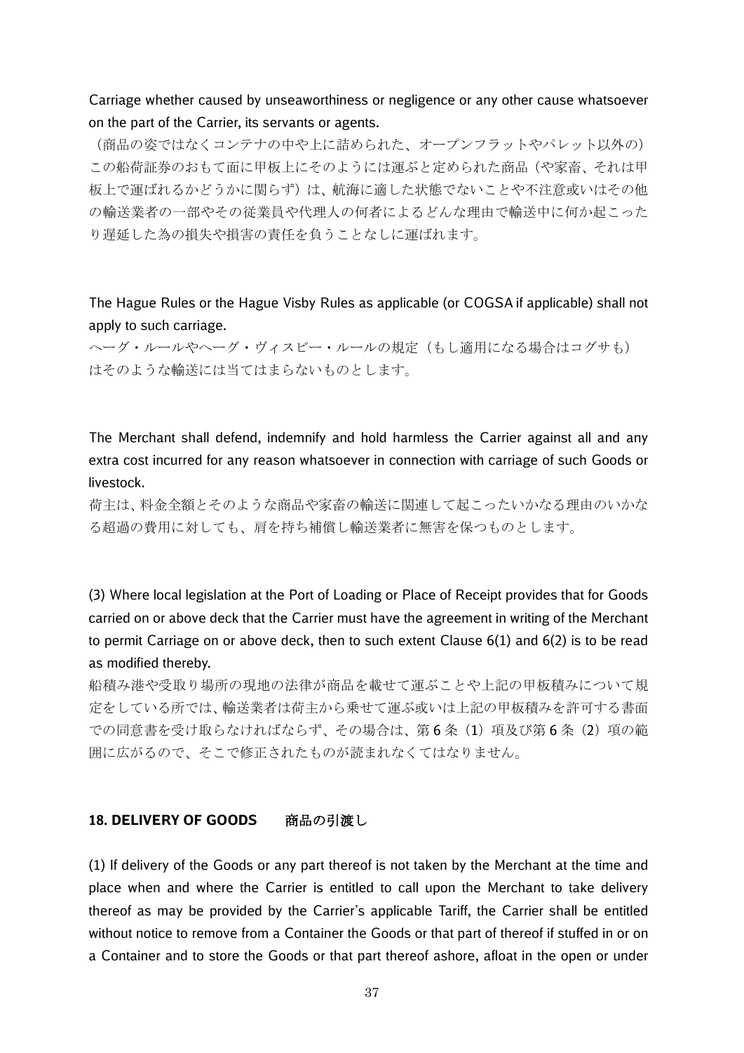Carriage whether caused by unseaworthiness or negligence or any other cause whatsoever on the part of the Carrier, its servants or agents.

（商品の姿ではなくコンテナの中や上に詰められた、オープンフラットやパレット以外の）この船荷証券のおもて面に甲板上にそのようには運ぶと定められた商品（や家畜、それは甲板上で運ばれるかどうかに関らず）は、航海に適した状態でないことや不注意或いはその他の輸送業者の一部やその従業員や代理人の何者によるどんな理由で輸送中に何か起こったり遅延した為の損失や損害の責任を負うことなしに運ばれます。

The Hague Rules or the Hague Visby Rules as applicable (or COGSA if applicable) shall not apply to such carriage.

ヘーグ・ルールやヘーグ・ヴィスビー・ルールの規定（もし適用になる場合はコグサも）はそのような輸送には当てはまらないものとします。

The Merchant shall defend, indemnify and hold harmless the Carrier against all and any extra cost incurred for any reason whatsoever in connection with carriage of such Goods or livestock.

荷主は、料金全額とそのような商品や家畜の輸送に関連して起こったいかなる理由のいかなる超過の費用に対しても、肩を持ち補償し輸送業者に無害を保つものとします。

(3) Where local legislation at the Port of Loading or Place of Receipt provides that for Goods carried on or above deck that the Carrier must have the agreement in writing of the Merchant to permit Carriage on or above deck, then to such extent Clause 6(1) and 6(2) is to be read as modified thereby.

船積み港や受取り場所の現地の法律が商品を載せて運ぶことや上記の甲板積みについて規定をしている所では、輸送業者は荷主から乗せて運ぶ或いは上記の甲板積みを許可する書面での同意書を受け取らなければならず、その場合は、第 6 条（1）項及び第 6 条（2）項の範囲に広がるので、そこで修正されたものが読まれなくてはなりません。

## 18. DELIVERY OF GOODS　　商品の引渡し

(1) If delivery of the Goods or any part thereof is not taken by the Merchant at the time and place when and where the Carrier is entitled to call upon the Merchant to take delivery thereof as may be provided by the Carrier's applicable Tariff, the Carrier shall be entitled without notice to remove from a Container the Goods or that part of thereof if stuffed in or on a Container and to store the Goods or that part thereof ashore, afloat in the open or under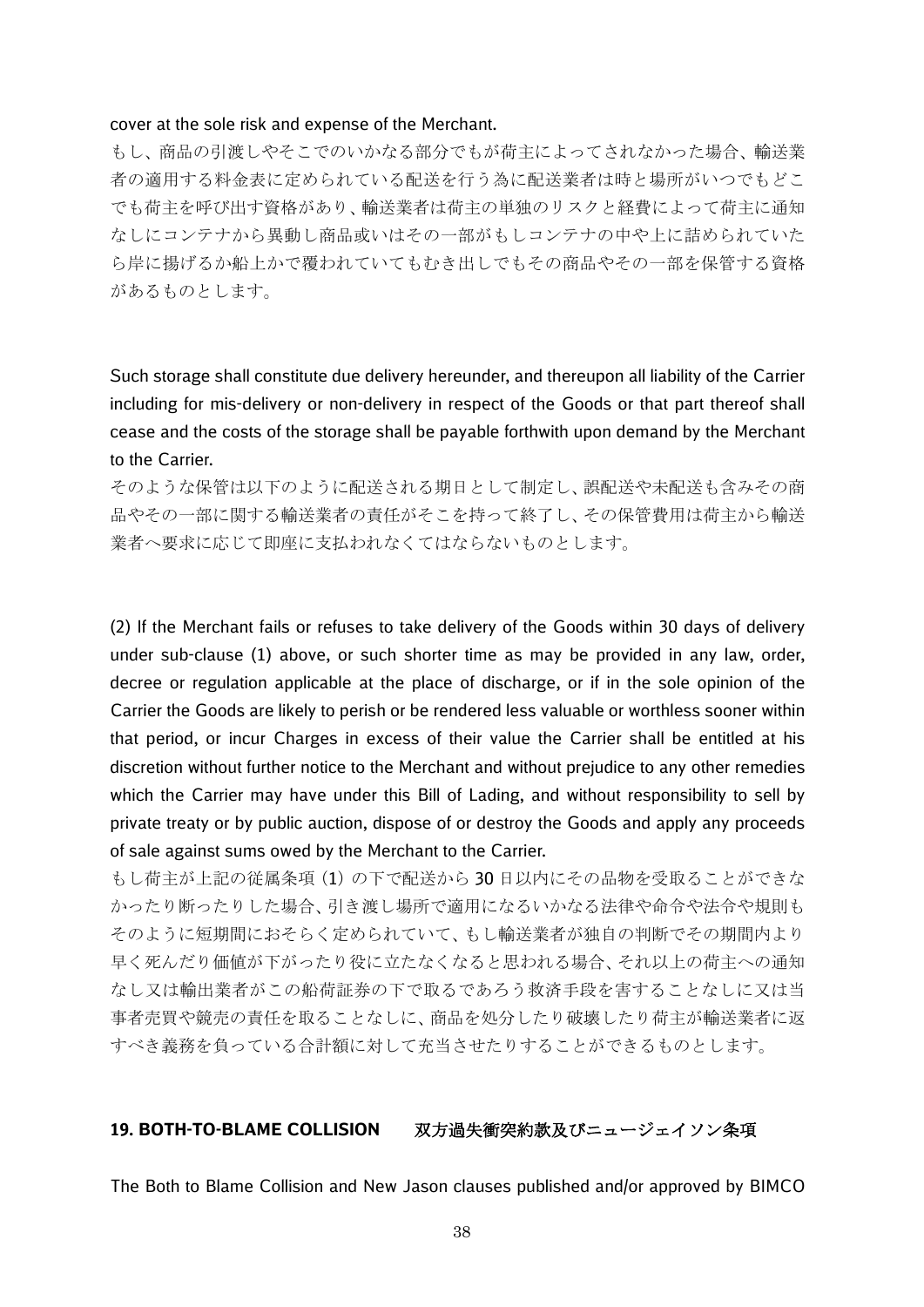cover at the sole risk and expense of the Merchant.

もし、商品の引渡しやそこでのいかなる部分でもが荷主によってされなかった場合、輸送業者の適用する料金表に定められている配送を行う為に配送業者は時と場所がいつでもどこでも荷主を呼び出す資格があり、輸送業者は荷主の単独のリスクと経費によって荷主に通知なしにコンテナから異動し商品或いはその一部がもしコンテナの中や上に詰められていたら岸に揚げるか船上かで覆われていてもむき出しでもその商品やその一部を保管する資格があるものとします。

Such storage shall constitute due delivery hereunder, and thereupon all liability of the Carrier including for mis-delivery or non-delivery in respect of the Goods or that part thereof shall cease and the costs of the storage shall be payable forthwith upon demand by the Merchant to the Carrier.

そのような保管は以下のように配送される期日として制定し、誤配送や未配送も含みその商品やその一部に関する輸送業者の責任がそこを持って終了し、その保管費用は荷主から輸送業者へ要求に応じて即座に支払われなくてはならないものとします。

(2) If the Merchant fails or refuses to take delivery of the Goods within 30 days of delivery under sub-clause (1) above, or such shorter time as may be provided in any law, order, decree or regulation applicable at the place of discharge, or if in the sole opinion of the Carrier the Goods are likely to perish or be rendered less valuable or worthless sooner within that period, or incur Charges in excess of their value the Carrier shall be entitled at his discretion without further notice to the Merchant and without prejudice to any other remedies which the Carrier may have under this Bill of Lading, and without responsibility to sell by private treaty or by public auction, dispose of or destroy the Goods and apply any proceeds of sale against sums owed by the Merchant to the Carrier.

もし荷主が上記の従属条項 (1) の下で配送から 30 日以内にその品物を受取ることができなかったり断ったりした場合、引き渡し場所で適用になるいかなる法律や命令や法令や規則もそのように短期間におそらく定められていて、もし輸送業者が独自の判断でその期間内より早く死んだり価値が下がったり役に立たなくなると思われる場合、それ以上の荷主への通知なし又は輸出業者がこの船荷証券の下で取るであろう救済手段を害することなしに又は当事者売買や競売の責任を取ることなしに、商品を処分したり破壊したり荷主が輸送業者に返すべき義務を負っている合計額に対して充当させたりすることができるものとします。

## 19. BOTH-TO-BLAME COLLISION　　双方過失衝突約款及びニュージェイソン条項

The Both to Blame Collision and New Jason clauses published and/or approved by BIMCO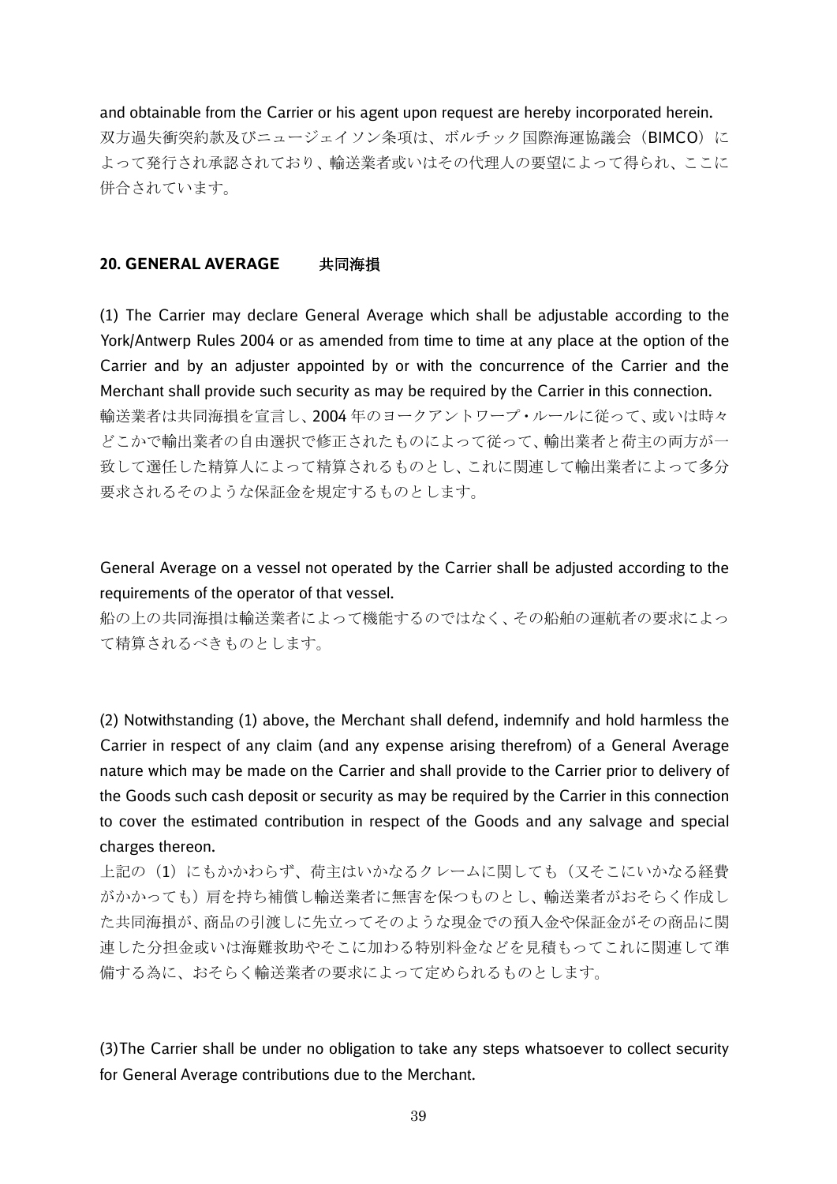and obtainable from the Carrier or his agent upon request are hereby incorporated herein.
双方過失衝突約款及びニュージェイソン条項は、ボルチック国際海運協議会（BIMCO）によって発行され承認されており、輸送業者或いはその代理人の要望によって得られ、ここに併合されています。

## 20. GENERAL AVERAGE　共同海損

(1) The Carrier may declare General Average which shall be adjustable according to the York/Antwerp Rules 2004 or as amended from time to time at any place at the option of the Carrier and by an adjuster appointed by or with the concurrence of the Carrier and the Merchant shall provide such security as may be required by the Carrier in this connection.
輸送業者は共同海損を宣言し、2004年のヨークアントワープ・ルールに従って、或いは時々どこかで輸出業者の自由選択で修正されたものによって従って、輸出業者と荷主の両方が一致して選任した精算人によって精算されるものとし、これに関連して輸出業者によって多分要求されるそのような保証金を規定するものとします。

General Average on a vessel not operated by the Carrier shall be adjusted according to the requirements of the operator of that vessel.
船の上の共同海損は輸送業者によって機能するのではなく、その船舶の運航者の要求によって精算されるべきものとします。

(2) Notwithstanding (1) above, the Merchant shall defend, indemnify and hold harmless the Carrier in respect of any claim (and any expense arising therefrom) of a General Average nature which may be made on the Carrier and shall provide to the Carrier prior to delivery of the Goods such cash deposit or security as may be required by the Carrier in this connection to cover the estimated contribution in respect of the Goods and any salvage and special charges thereon.
上記の（1）にもかかわらず、荷主はいかなるクレームに関しても（又そこにいかなる経費がかかっても）肩を持ち補償し輸送業者に無害を保つものとし、輸送業者がおそらく作成した共同海損が、商品の引渡しに先立ってそのような現金での預入金や保証金がその商品に関連した分担金或いは海難救助やそこに加わる特別料金などを見積もってこれに関連して準備する為に、おそらく輸送業者の要求によって定められるものとします。

(3)The Carrier shall be under no obligation to take any steps whatsoever to collect security for General Average contributions due to the Merchant.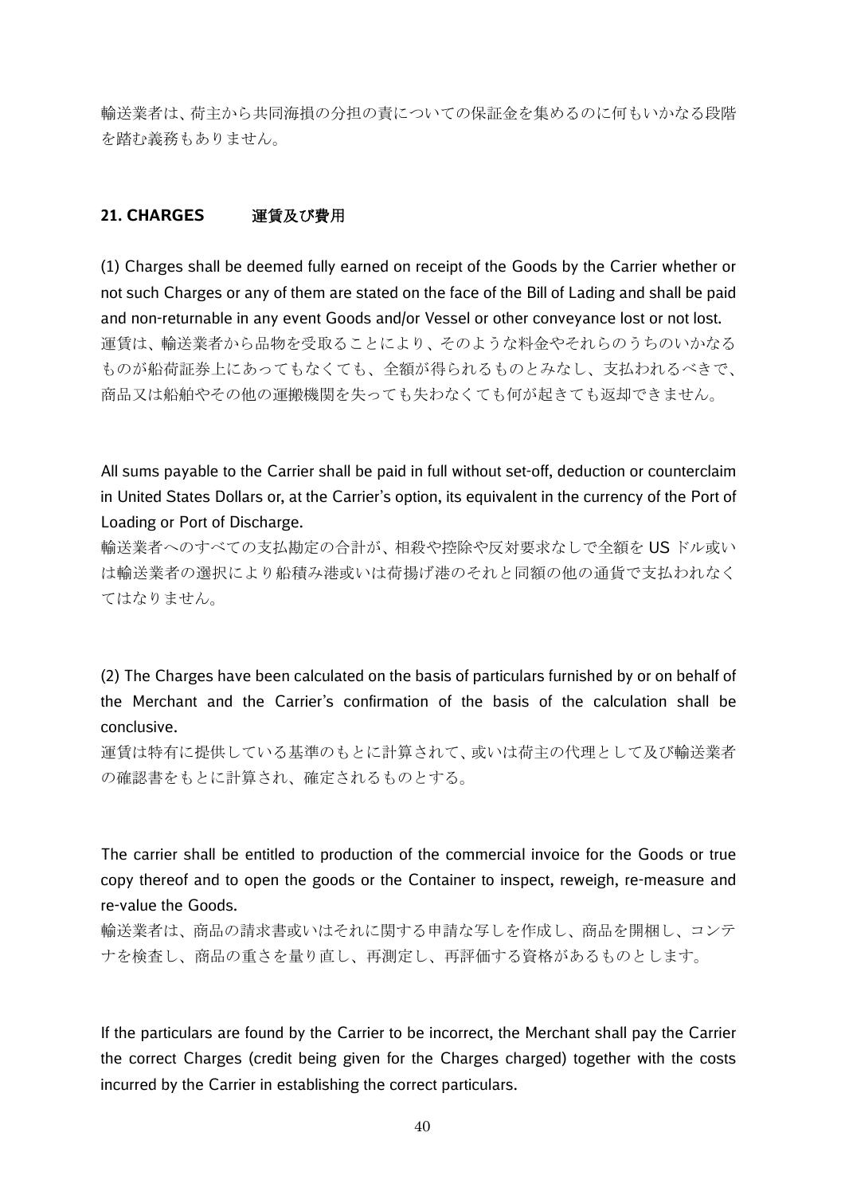輸送業者は、荷主から共同海損の分担の責についての保証金を集めるのに何もいかなる段階を踏む義務もありません。

## 21. CHARGES　　運賃及び費用

(1) Charges shall be deemed fully earned on receipt of the Goods by the Carrier whether or not such Charges or any of them are stated on the face of the Bill of Lading and shall be paid and non-returnable in any event Goods and/or Vessel or other conveyance lost or not lost.
運賃は、輸送業者から品物を受取ることにより、そのような料金やそれらのうちのいかなるものが船荷証券上にあってもなくても、全額が得られるものとみなし、支払われるべきで、商品又は船舶やその他の運搬機関を失っても失わなくても何が起きても返却できません。

All sums payable to the Carrier shall be paid in full without set-off, deduction or counterclaim in United States Dollars or, at the Carrier's option, its equivalent in the currency of the Port of Loading or Port of Discharge.
輸送業者へのすべての支払勘定の合計が、相殺や控除や反対要求なしで全額を US ドル或いは輸送業者の選択により船積み港或いは荷揚げ港のそれと同額の他の通貨で支払われなくてはなりません。

(2) The Charges have been calculated on the basis of particulars furnished by or on behalf of the Merchant and the Carrier's confirmation of the basis of the calculation shall be conclusive.
運賃は特有に提供している基準のもとに計算されて、或いは荷主の代理として及び輸送業者の確認書をもとに計算され、確定されるものとする。

The carrier shall be entitled to production of the commercial invoice for the Goods or true copy thereof and to open the goods or the Container to inspect, reweigh, re-measure and re-value the Goods.
輸送業者は、商品の請求書或いはそれに関する申請な写しを作成し、商品を開梱し、コンテナを検査し、商品の重さを量り直し、再測定し、再評価する資格があるものとします。

If the particulars are found by the Carrier to be incorrect, the Merchant shall pay the Carrier the correct Charges (credit being given for the Charges charged) together with the costs incurred by the Carrier in establishing the correct particulars.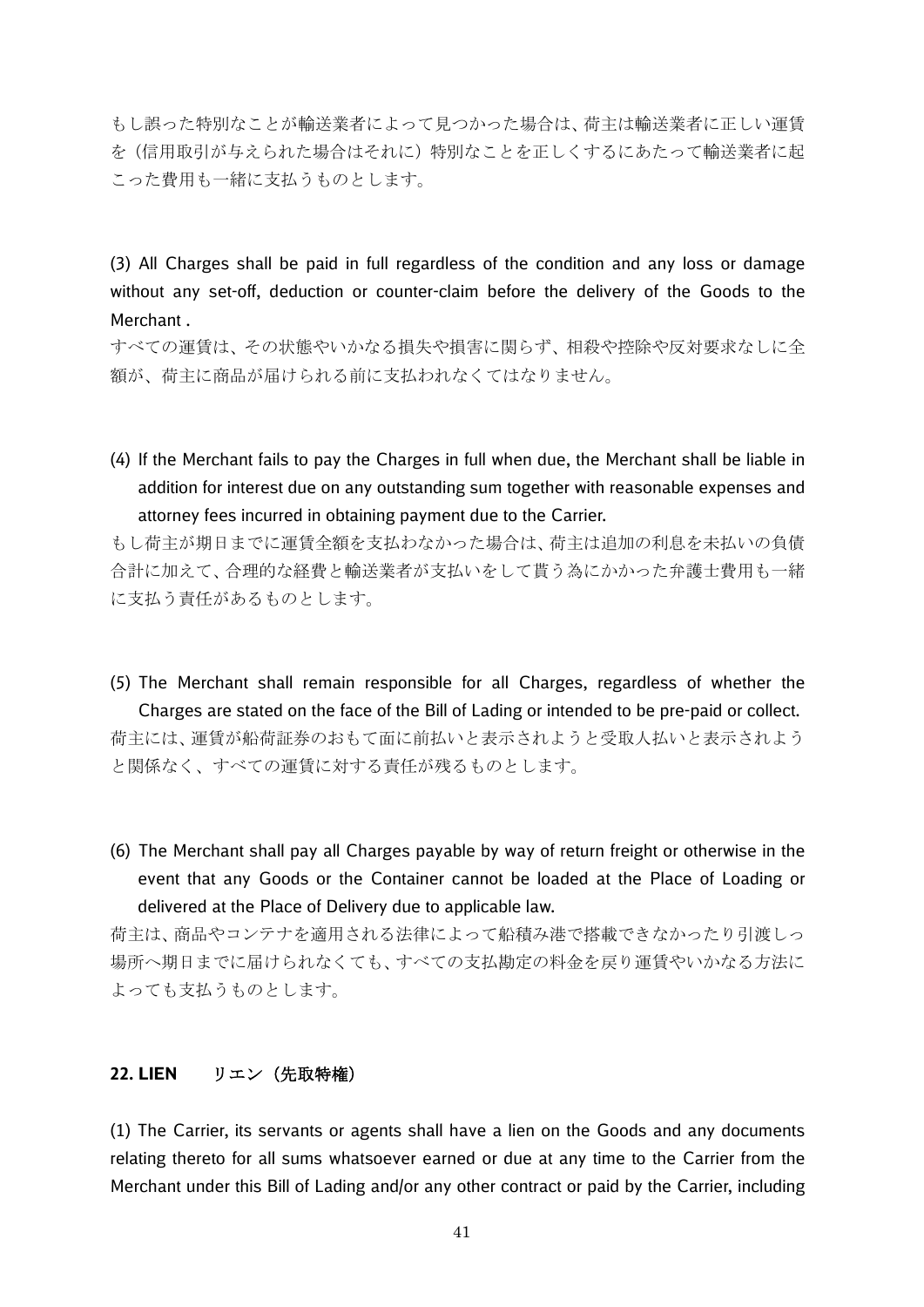もし誤った特別なことが輸送業者によって見つかった場合は、荷主は輸送業者に正しい運賃を（信用取引が与えられた場合はそれに）特別なことを正しくするにあたって輸送業者に起こった費用も一緒に支払うものとします。

(3) All Charges shall be paid in full regardless of the condition and any loss or damage without any set-off, deduction or counter-claim before the delivery of the Goods to the Merchant .

すべての運賃は、その状態やいかなる損失や損害に関らず、相殺や控除や反対要求なしに全額が、荷主に商品が届けられる前に支払われなくてはなりません。

(4) If the Merchant fails to pay the Charges in full when due, the Merchant shall be liable in addition for interest due on any outstanding sum together with reasonable expenses and attorney fees incurred in obtaining payment due to the Carrier.

もし荷主が期日までに運賃全額を支払わなかった場合は、荷主は追加の利息を未払いの負債合計に加えて、合理的な経費と輸送業者が支払いをして貰う為にかかった弁護士費用も一緒に支払う責任があるものとします。

(5) The Merchant shall remain responsible for all Charges, regardless of whether the Charges are stated on the face of the Bill of Lading or intended to be pre-paid or collect.

荷主には、運賃が船荷証券のおもて面に前払いと表示されようと受取人払いと表示されようと関係なく、すべての運賃に対する責任が残るものとします。

(6) The Merchant shall pay all Charges payable by way of return freight or otherwise in the event that any Goods or the Container cannot be loaded at the Place of Loading or delivered at the Place of Delivery due to applicable law.

荷主は、商品やコンテナを適用される法律によって船積み港で搭載できなかったり引渡しっ場所へ期日までに届けられなくても、すべての支払勘定の料金を戻り運賃やいかなる方法によっても支払うものとします。

### 22. LIEN　　リエン（先取特権）

(1) The Carrier, its servants or agents shall have a lien on the Goods and any documents relating thereto for all sums whatsoever earned or due at any time to the Carrier from the Merchant under this Bill of Lading and/or any other contract or paid by the Carrier, including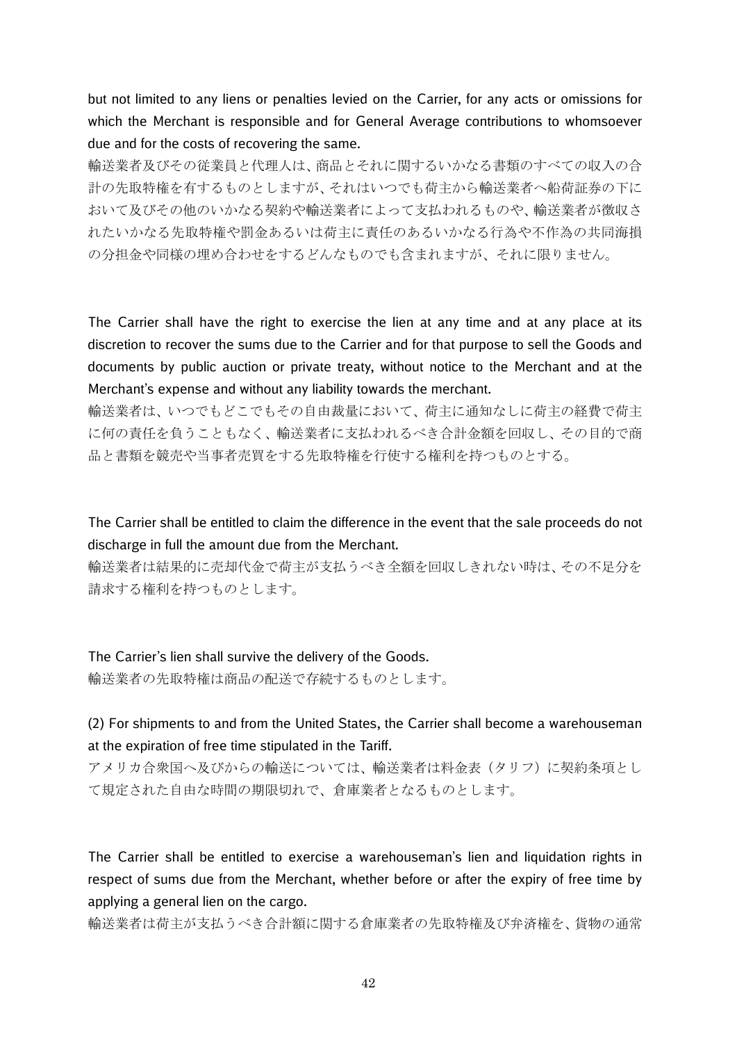but not limited to any liens or penalties levied on the Carrier, for any acts or omissions for which the Merchant is responsible and for General Average contributions to whomsoever due and for the costs of recovering the same.

輸送業者及びその従業員と代理人は、商品とそれに関するいかなる書類のすべての収入の合計の先取特権を有するものとしますが、それはいつでも荷主から輸送業者へ船荷証券の下において及びその他のいかなる契約や輸送業者によって支払われるものや、輸送業者が徴収されたいかなる先取特権や罰金あるいは荷主に責任のあるいかなる行為や不作為の共同海損の分担金や同様の埋め合わせをするどんなものでも含まれますが、それに限りません。

The Carrier shall have the right to exercise the lien at any time and at any place at its discretion to recover the sums due to the Carrier and for that purpose to sell the Goods and documents by public auction or private treaty, without notice to the Merchant and at the Merchant's expense and without any liability towards the merchant.

輸送業者は、いつでもどこでもその自由裁量において、荷主に通知なしに荷主の経費で荷主に何の責任を負うこともなく、輸送業者に支払われるべき合計金額を回収し、その目的で商品と書類を競売や当事者売買をする先取特権を行使する権利を持つものとする。

The Carrier shall be entitled to claim the difference in the event that the sale proceeds do not discharge in full the amount due from the Merchant.

輸送業者は結果的に売却代金で荷主が支払うべき全額を回収しきれない時は、その不足分を請求する権利を持つものとします。

The Carrier's lien shall survive the delivery of the Goods.

輸送業者の先取特権は商品の配送で存続するものとします。

(2) For shipments to and from the United States, the Carrier shall become a warehouseman at the expiration of free time stipulated in the Tariff.

アメリカ合衆国へ及びからの輸送については、輸送業者は料金表（タリフ）に契約条項として規定された自由な時間の期限切れで、倉庫業者となるものとします。

The Carrier shall be entitled to exercise a warehouseman's lien and liquidation rights in respect of sums due from the Merchant, whether before or after the expiry of free time by applying a general lien on the cargo.

輸送業者は荷主が支払うべき合計額に関する倉庫業者の先取特権及び弁済権を、貨物の通常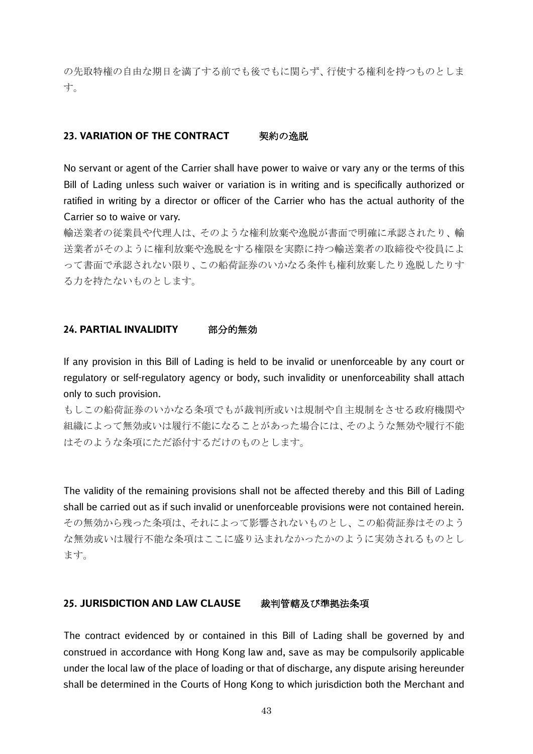の先取特権の自由な期日を満了する前でも後でもに関らず、行使する権利を持つものとします。

## 23. VARIATION OF THE CONTRACT　契約の逸脱

No servant or agent of the Carrier shall have power to waive or vary any or the terms of this Bill of Lading unless such waiver or variation is in writing and is specifically authorized or ratified in writing by a director or officer of the Carrier who has the actual authority of the Carrier so to waive or vary.

輸送業者の従業員や代理人は、そのような権利放棄や逸脱が書面で明確に承認されたり、輸送業者がそのように権利放棄や逸脱をする権限を実際に持つ輸送業者の取締役や役員によって書面で承認されない限り、この船荷証券のいかなる条件も権利放棄したり逸脱したりする力を持たないものとします。

## 24. PARTIAL INVALIDITY　部分的無効

If any provision in this Bill of Lading is held to be invalid or unenforceable by any court or regulatory or self-regulatory agency or body, such invalidity or unenforceability shall attach only to such provision.

もしこの船荷証券のいかなる条項でもが裁判所或いは規制や自主規制をさせる政府機関や組織によって無効或いは履行不能になることがあった場合には、そのような無効や履行不能はそのような条項にただ添付するだけのものとします。

The validity of the remaining provisions shall not be affected thereby and this Bill of Lading shall be carried out as if such invalid or unenforceable provisions were not contained herein.

その無効から残った条項は、それによって影響されないものとし、この船荷証券はそのような無効或いは履行不能な条項はここに盛り込まれなかったかのように実効されるものとします。

## 25. JURISDICTION AND LAW CLAUSE　裁判管轄及び準拠法条項

The contract evidenced by or contained in this Bill of Lading shall be governed by and construed in accordance with Hong Kong law and, save as may be compulsorily applicable under the local law of the place of loading or that of discharge, any dispute arising hereunder shall be determined in the Courts of Hong Kong to which jurisdiction both the Merchant and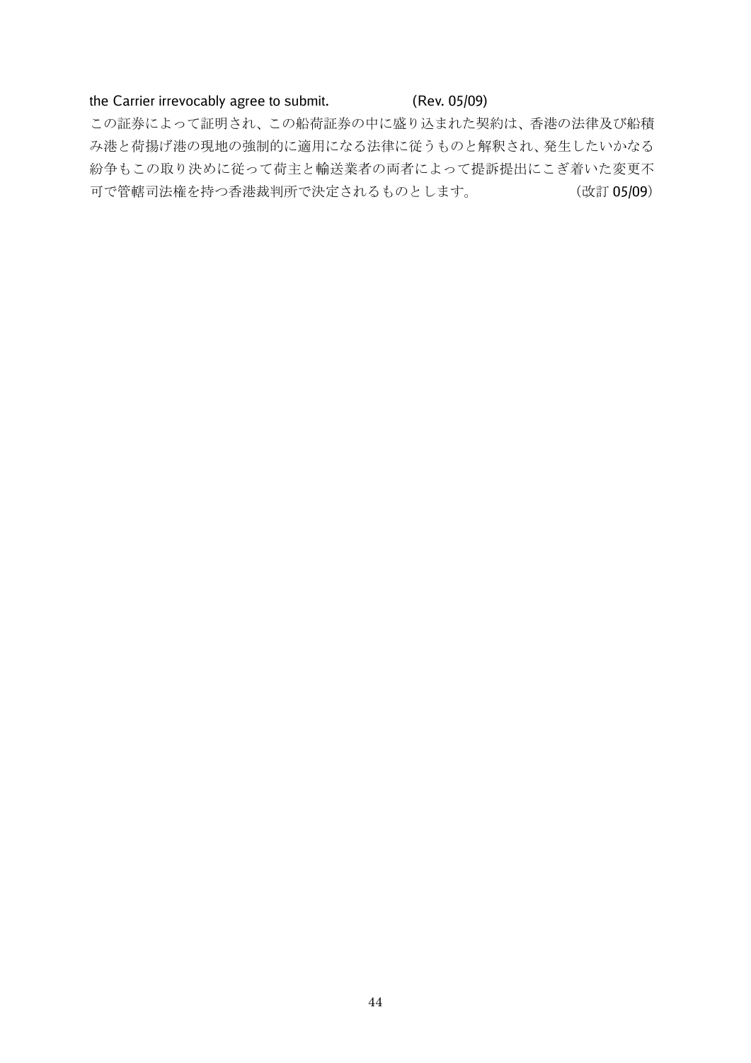the Carrier irrevocably agree to submit.　　　　　　(Rev. 05/09)

この証券によって証明され、この船荷証券の中に盛り込まれた契約は、香港の法律及び船積み港と荷揚げ港の現地の強制的に適用になる法律に従うものと解釈され、発生したいかなる紛争もこの取り決めに従って荷主と輸送業者の両者によって提訴提出にこぎ着いた変更不可で管轄司法権を持つ香港裁判所で決定されるものとします。　　　　　　（改訂 05/09）